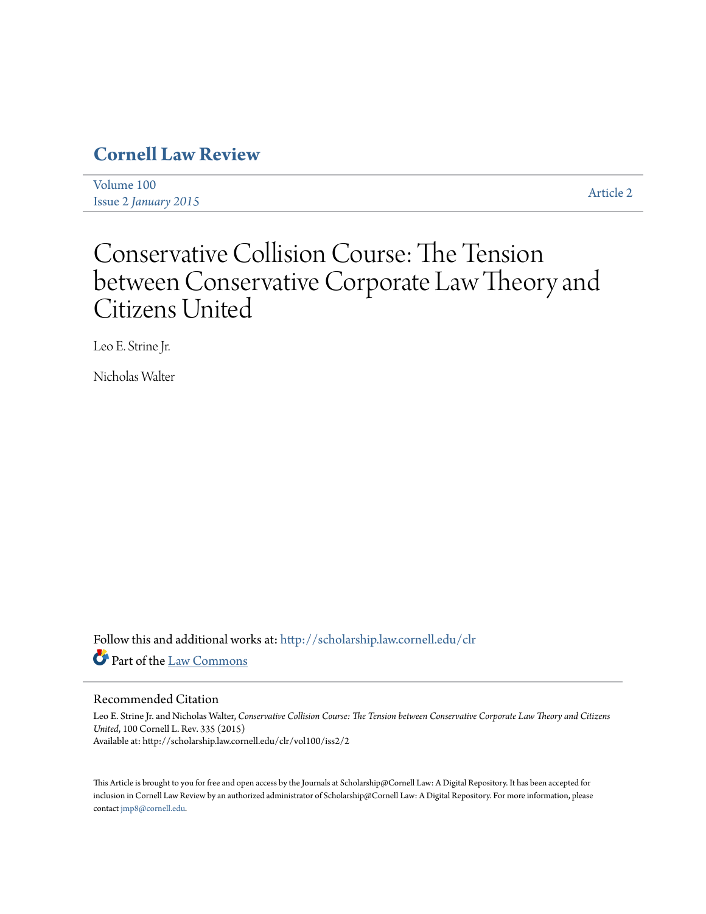# Cornell Law Review

Volume 100
Issue 2 *January 2015*

Article 2

# Conservative Collision Course: The Tension between Conservative Corporate Law Theory and Citizens United

Leo E. Strine Jr.

Nicholas Walter

Follow this and additional works at: http://scholarship.law.cornell.edu/clr

Part of the Law Commons

## Recommended Citation

Leo E. Strine Jr. and Nicholas Walter, *Conservative Collision Course: The Tension between Conservative Corporate Law Theory and Citizens United*, 100 Cornell L. Rev. 335 (2015)
Available at: http://scholarship.law.cornell.edu/clr/vol100/iss2/2

This Article is brought to you for free and open access by the Journals at Scholarship@Cornell Law: A Digital Repository. It has been accepted for inclusion in Cornell Law Review by an authorized administrator of Scholarship@Cornell Law: A Digital Repository. For more information, please contact jmp8@cornell.edu.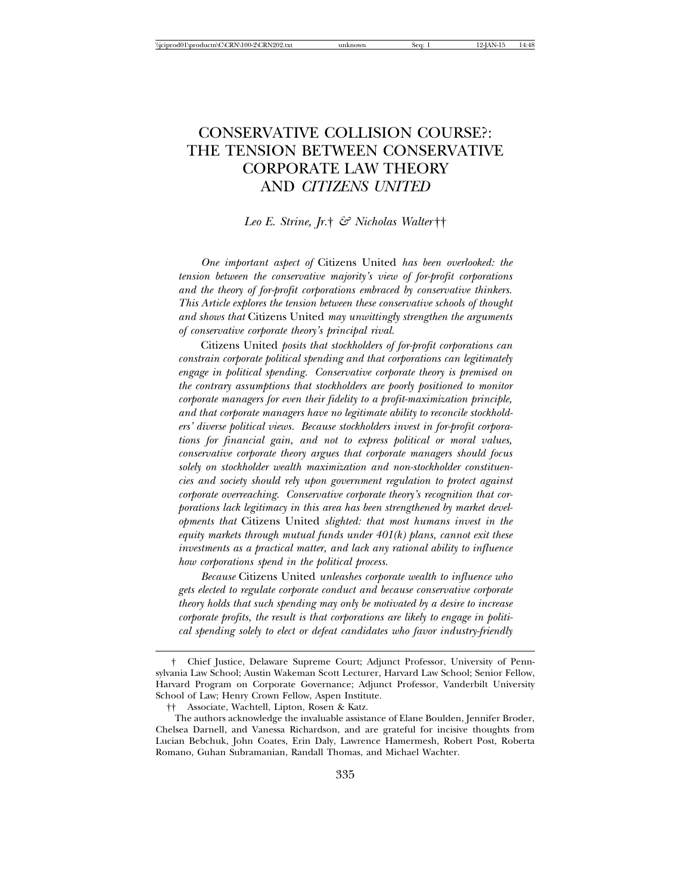# CONSERVATIVE COLLISION COURSE?: THE TENSION BETWEEN CONSERVATIVE CORPORATE LAW THEORY AND *CITIZENS UNITED*

*Leo E. Strine, Jr.*† *& Nicholas Walter*††

*One important aspect of* Citizens United *has been overlooked: the tension between the conservative majority's view of for-profit corporations and the theory of for-profit corporations embraced by conservative thinkers. This Article explores the tension between these conservative schools of thought and shows that* Citizens United *may unwittingly strengthen the arguments of conservative corporate theory's principal rival.*

Citizens United *posits that stockholders of for-profit corporations can constrain corporate political spending and that corporations can legitimately engage in political spending. Conservative corporate theory is premised on the contrary assumptions that stockholders are poorly positioned to monitor corporate managers for even their fidelity to a profit-maximization principle, and that corporate managers have no legitimate ability to reconcile stockholders' diverse political views. Because stockholders invest in for-profit corporations for financial gain, and not to express political or moral values, conservative corporate theory argues that corporate managers should focus solely on stockholder wealth maximization and non-stockholder constituencies and society should rely upon government regulation to protect against corporate overreaching. Conservative corporate theory's recognition that corporations lack legitimacy in this area has been strengthened by market developments that* Citizens United *slighted: that most humans invest in the equity markets through mutual funds under 401(k) plans, cannot exit these investments as a practical matter, and lack any rational ability to influence how corporations spend in the political process.*

*Because* Citizens United *unleashes corporate wealth to influence who gets elected to regulate corporate conduct and because conservative corporate theory holds that such spending may only be motivated by a desire to increase corporate profits, the result is that corporations are likely to engage in political spending solely to elect or defeat candidates who favor industry-friendly*

---

† Chief Justice, Delaware Supreme Court; Adjunct Professor, University of Pennsylvania Law School; Austin Wakeman Scott Lecturer, Harvard Law School; Senior Fellow, Harvard Program on Corporate Governance; Adjunct Professor, Vanderbilt University School of Law; Henry Crown Fellow, Aspen Institute.

†† Associate, Wachtell, Lipton, Rosen & Katz.

The authors acknowledge the invaluable assistance of Elane Boulden, Jennifer Broder, Chelsea Darnell, and Vanessa Richardson, and are grateful for incisive thoughts from Lucian Bebchuk, John Coates, Erin Daly, Lawrence Hamermesh, Robert Post, Roberta Romano, Guhan Subramanian, Randall Thomas, and Michael Wachter.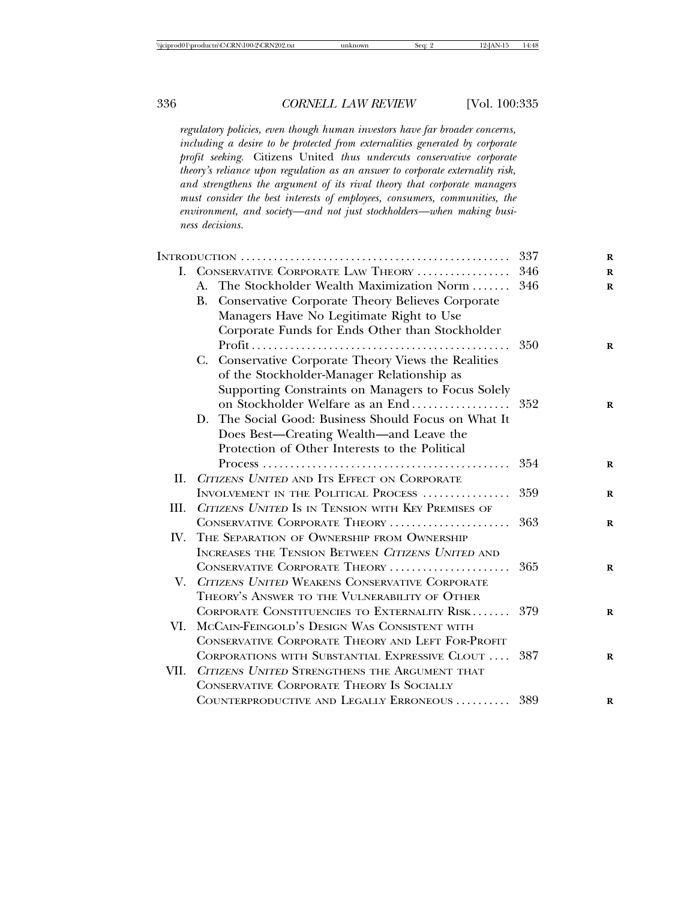*regulatory policies, even though human investors have far broader concerns, including a desire to be protected from externalities generated by corporate profit seeking.* Citizens United *thus undercuts conservative corporate theory's reliance upon regulation as an answer to corporate externality risk, and strengthens the argument of its rival theory that corporate managers must consider the best interests of employees, consumers, communities, the environment, and society—and not just stockholders—when making business decisions.*

| | |
|---|---|
| INTRODUCTION | 337 |
| I. CONSERVATIVE CORPORATE LAW THEORY | 346 |
| A. The Stockholder Wealth Maximization Norm | 346 |
| B. Conservative Corporate Theory Believes Corporate Managers Have No Legitimate Right to Use Corporate Funds for Ends Other than Stockholder Profit | 350 |
| C. Conservative Corporate Theory Views the Realities of the Stockholder-Manager Relationship as Supporting Constraints on Managers to Focus Solely on Stockholder Welfare as an End | 352 |
| D. The Social Good: Business Should Focus on What It Does Best—Creating Wealth—and Leave the Protection of Other Interests to the Political Process | 354 |
| II. *CITIZENS UNITED* AND ITS EFFECT ON CORPORATE INVOLVEMENT IN THE POLITICAL PROCESS | 359 |
| III. *CITIZENS UNITED* IS IN TENSION WITH KEY PREMISES OF CONSERVATIVE CORPORATE THEORY | 363 |
| IV. THE SEPARATION OF OWNERSHIP FROM OWNERSHIP INCREASES THE TENSION BETWEEN *CITIZENS UNITED* AND CONSERVATIVE CORPORATE THEORY | 365 |
| V. *CITIZENS UNITED* WEAKENS CONSERVATIVE CORPORATE THEORY'S ANSWER TO THE VULNERABILITY OF OTHER CORPORATE CONSTITUENCIES TO EXTERNALITY RISK | 379 |
| VI. MCCAIN-FEINGOLD'S DESIGN WAS CONSISTENT WITH CONSERVATIVE CORPORATE THEORY AND LEFT FOR-PROFIT CORPORATIONS WITH SUBSTANTIAL EXPRESSIVE CLOUT | 387 |
| VII. *CITIZENS UNITED* STRENGTHENS THE ARGUMENT THAT CONSERVATIVE CORPORATE THEORY IS SOCIALLY COUNTERPRODUCTIVE AND LEGALLY ERRONEOUS | 389 |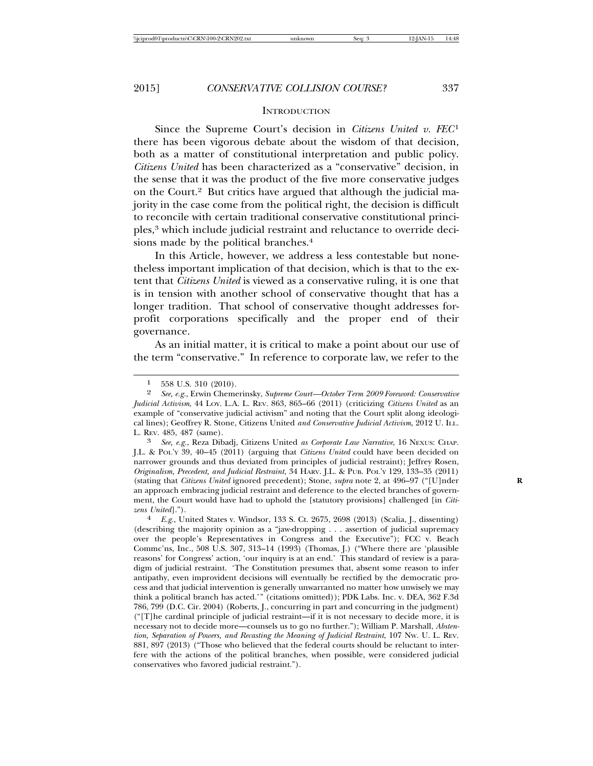## INTRODUCTION

Since the Supreme Court's decision in *Citizens United v. FEC*[1] there has been vigorous debate about the wisdom of that decision, both as a matter of constitutional interpretation and public policy. *Citizens United* has been characterized as a "conservative" decision, in the sense that it was the product of the five more conservative judges on the Court.[2] But critics have argued that although the judicial majority in the case come from the political right, the decision is difficult to reconcile with certain traditional conservative constitutional principles,[3] which include judicial restraint and reluctance to override decisions made by the political branches.[4]

In this Article, however, we address a less contestable but nonetheless important implication of that decision, which is that to the extent that *Citizens United* is viewed as a conservative ruling, it is one that is in tension with another school of conservative thought that has a longer tradition. That school of conservative thought addresses for-profit corporations specifically and the proper end of their governance.

As an initial matter, it is critical to make a point about our use of the term "conservative." In reference to corporate law, we refer to the

---

1 558 U.S. 310 (2010).

2 *See, e.g.*, Erwin Chemerinsky, *Supreme Court—October Term 2009 Foreword: Conservative Judicial Activism*, 44 LOY. L.A. L. REV. 863, 865–66 (2011) (criticizing *Citizens United* as an example of "conservative judicial activism" and noting that the Court split along ideological lines); Geoffrey R. Stone, Citizens United *and Conservative Judicial Activism*, 2012 U. ILL. L. REV. 485, 487 (same).

3 *See, e.g.*, Reza Dibadj, Citizens United *as Corporate Law Narrative*, 16 NEXUS: CHAP. J.L. & POL'Y 39, 40–45 (2011) (arguing that *Citizens United* could have been decided on narrower grounds and thus deviated from principles of judicial restraint); Jeffrey Rosen, *Originalism, Precedent, and Judicial Restraint*, 34 HARV. J.L. & PUB. POL'Y 129, 133–35 (2011) (stating that *Citizens United* ignored precedent); Stone, *supra* note 2, at 496–97 ("[U]nder an approach embracing judicial restraint and deference to the elected branches of government, the Court would have had to uphold the [statutory provisions] challenged [in *Citizens United*].").

4 *E.g.*, United States v. Windsor, 133 S. Ct. 2675, 2698 (2013) (Scalia, J., dissenting) (describing the majority opinion as a "jaw-dropping . . . assertion of judicial supremacy over the people's Representatives in Congress and the Executive"); FCC v. Beach Commc'ns, Inc., 508 U.S. 307, 313–14 (1993) (Thomas, J.) ("Where there are 'plausible reasons' for Congress' action, 'our inquiry is at an end.' This standard of review is a paradigm of judicial restraint. 'The Constitution presumes that, absent some reason to infer antipathy, even improvident decisions will eventually be rectified by the democratic process and that judicial intervention is generally unwarranted no matter how unwisely we may think a political branch has acted.'" (citations omitted)); PDK Labs. Inc. v. DEA, 362 F.3d 786, 799 (D.C. Cir. 2004) (Roberts, J., concurring in part and concurring in the judgment) ("[T]he cardinal principle of judicial restraint—if it is not necessary to decide more, it is necessary not to decide more—counsels us to go no further."); William P. Marshall, *Abstention, Separation of Powers, and Recasting the Meaning of Judicial Restraint*, 107 NW. U. L. REV. 881, 897 (2013) ("Those who believed that the federal courts should be reluctant to interfere with the actions of the political branches, when possible, were considered judicial conservatives who favored judicial restraint.").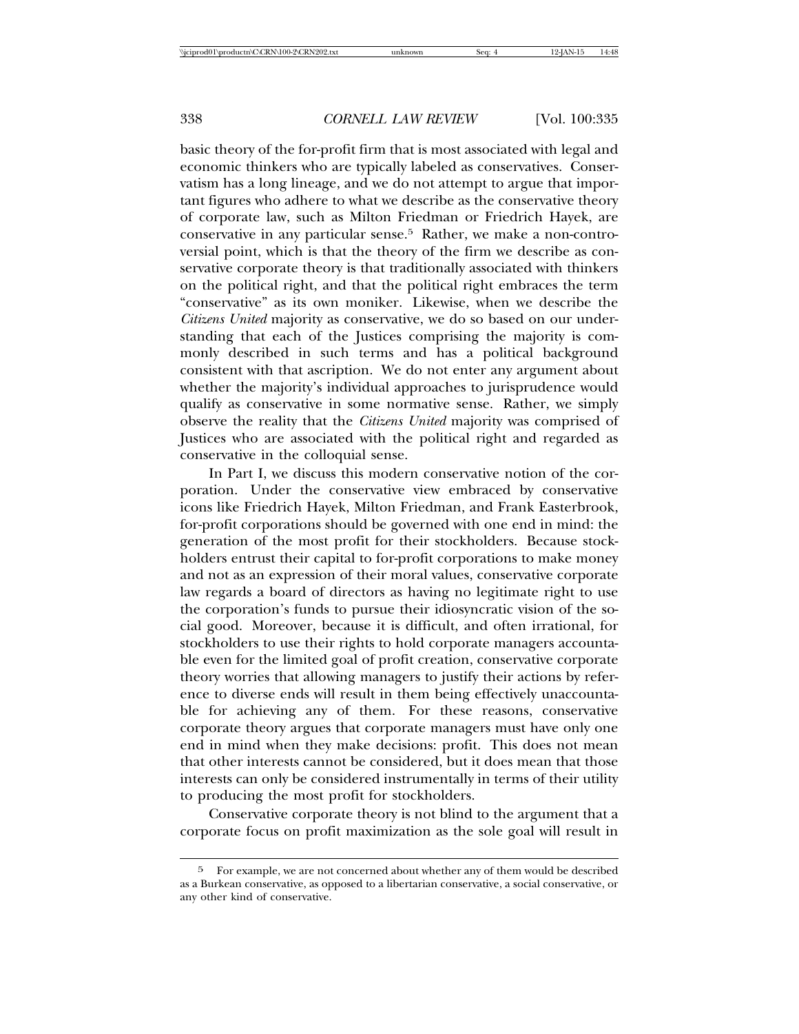basic theory of the for-profit firm that is most associated with legal and economic thinkers who are typically labeled as conservatives. Conservatism has a long lineage, and we do not attempt to argue that important figures who adhere to what we describe as the conservative theory of corporate law, such as Milton Friedman or Friedrich Hayek, are conservative in any particular sense.[5] Rather, we make a non-controversial point, which is that the theory of the firm we describe as conservative corporate theory is that traditionally associated with thinkers on the political right, and that the political right embraces the term "conservative" as its own moniker. Likewise, when we describe the *Citizens United* majority as conservative, we do so based on our understanding that each of the Justices comprising the majority is commonly described in such terms and has a political background consistent with that ascription. We do not enter any argument about whether the majority's individual approaches to jurisprudence would qualify as conservative in some normative sense. Rather, we simply observe the reality that the *Citizens United* majority was comprised of Justices who are associated with the political right and regarded as conservative in the colloquial sense.

In Part I, we discuss this modern conservative notion of the corporation. Under the conservative view embraced by conservative icons like Friedrich Hayek, Milton Friedman, and Frank Easterbrook, for-profit corporations should be governed with one end in mind: the generation of the most profit for their stockholders. Because stockholders entrust their capital to for-profit corporations to make money and not as an expression of their moral values, conservative corporate law regards a board of directors as having no legitimate right to use the corporation's funds to pursue their idiosyncratic vision of the social good. Moreover, because it is difficult, and often irrational, for stockholders to use their rights to hold corporate managers accountable even for the limited goal of profit creation, conservative corporate theory worries that allowing managers to justify their actions by reference to diverse ends will result in them being effectively unaccountable for achieving any of them. For these reasons, conservative corporate theory argues that corporate managers must have only one end in mind when they make decisions: profit. This does not mean that other interests cannot be considered, but it does mean that those interests can only be considered instrumentally in terms of their utility to producing the most profit for stockholders.

Conservative corporate theory is not blind to the argument that a corporate focus on profit maximization as the sole goal will result in

---

[5] For example, we are not concerned about whether any of them would be described as a Burkean conservative, as opposed to a libertarian conservative, a social conservative, or any other kind of conservative.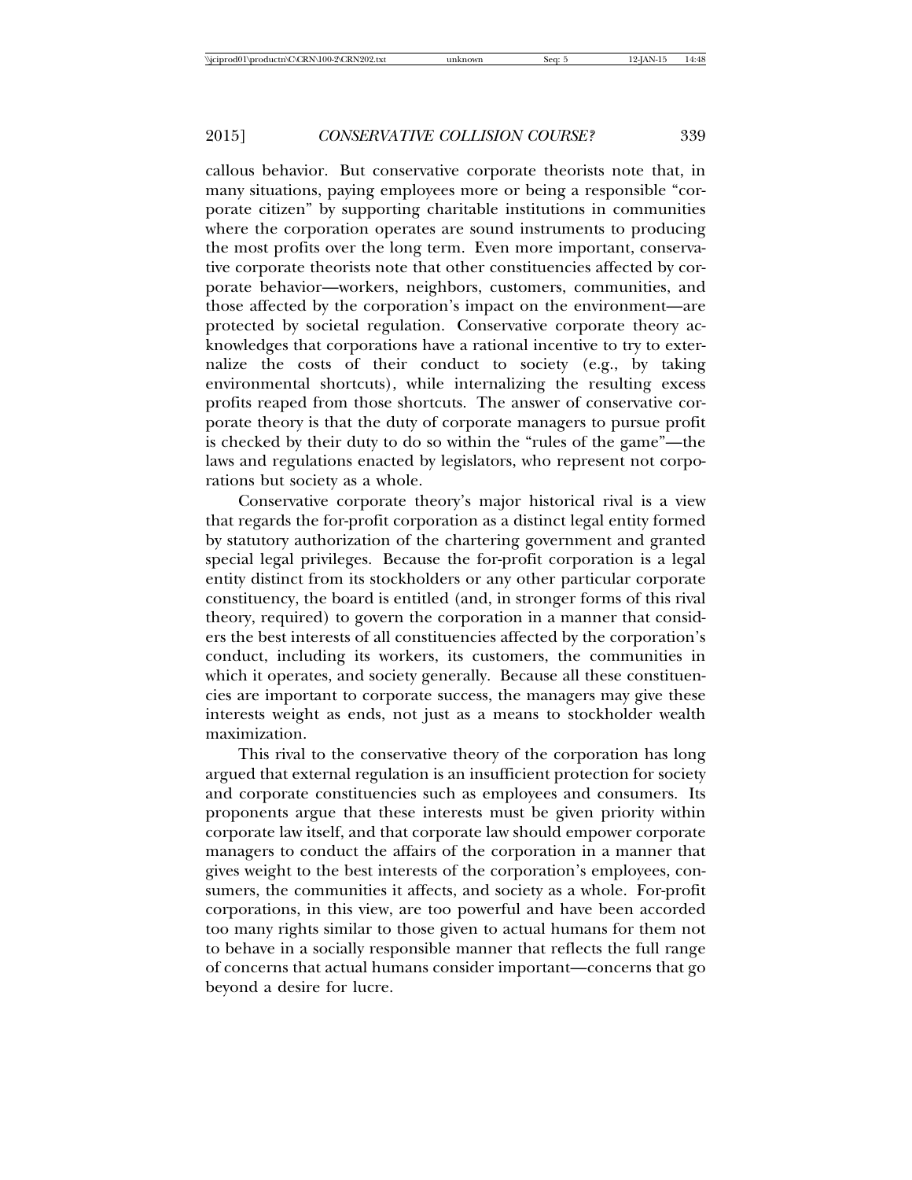callous behavior. But conservative corporate theorists note that, in many situations, paying employees more or being a responsible "corporate citizen" by supporting charitable institutions in communities where the corporation operates are sound instruments to producing the most profits over the long term. Even more important, conservative corporate theorists note that other constituencies affected by corporate behavior—workers, neighbors, customers, communities, and those affected by the corporation's impact on the environment—are protected by societal regulation. Conservative corporate theory acknowledges that corporations have a rational incentive to try to externalize the costs of their conduct to society (e.g., by taking environmental shortcuts), while internalizing the resulting excess profits reaped from those shortcuts. The answer of conservative corporate theory is that the duty of corporate managers to pursue profit is checked by their duty to do so within the "rules of the game"—the laws and regulations enacted by legislators, who represent not corporations but society as a whole.

Conservative corporate theory's major historical rival is a view that regards the for-profit corporation as a distinct legal entity formed by statutory authorization of the chartering government and granted special legal privileges. Because the for-profit corporation is a legal entity distinct from its stockholders or any other particular corporate constituency, the board is entitled (and, in stronger forms of this rival theory, required) to govern the corporation in a manner that considers the best interests of all constituencies affected by the corporation's conduct, including its workers, its customers, the communities in which it operates, and society generally. Because all these constituencies are important to corporate success, the managers may give these interests weight as ends, not just as a means to stockholder wealth maximization.

This rival to the conservative theory of the corporation has long argued that external regulation is an insufficient protection for society and corporate constituencies such as employees and consumers. Its proponents argue that these interests must be given priority within corporate law itself, and that corporate law should empower corporate managers to conduct the affairs of the corporation in a manner that gives weight to the best interests of the corporation's employees, consumers, the communities it affects, and society as a whole. For-profit corporations, in this view, are too powerful and have been accorded too many rights similar to those given to actual humans for them not to behave in a socially responsible manner that reflects the full range of concerns that actual humans consider important—concerns that go beyond a desire for lucre.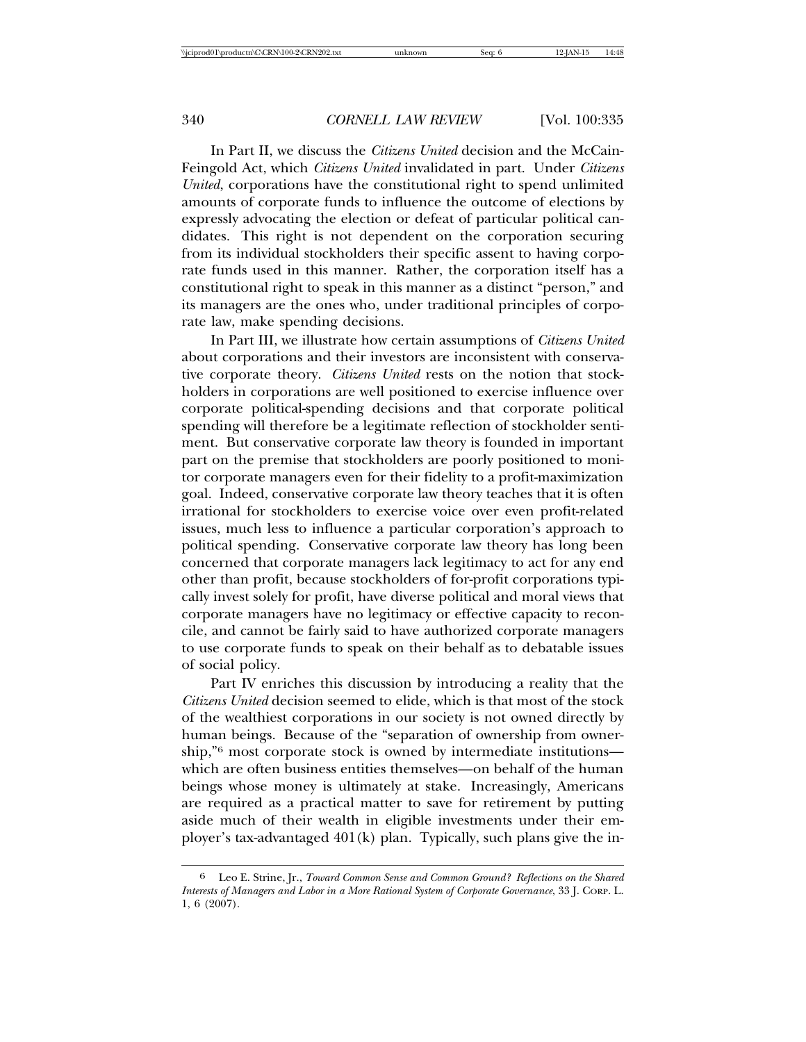In Part II, we discuss the *Citizens United* decision and the McCain-Feingold Act, which *Citizens United* invalidated in part. Under *Citizens United*, corporations have the constitutional right to spend unlimited amounts of corporate funds to influence the outcome of elections by expressly advocating the election or defeat of particular political candidates. This right is not dependent on the corporation securing from its individual stockholders their specific assent to having corporate funds used in this manner. Rather, the corporation itself has a constitutional right to speak in this manner as a distinct "person," and its managers are the ones who, under traditional principles of corporate law, make spending decisions.

In Part III, we illustrate how certain assumptions of *Citizens United* about corporations and their investors are inconsistent with conservative corporate theory. *Citizens United* rests on the notion that stockholders in corporations are well positioned to exercise influence over corporate political-spending decisions and that corporate political spending will therefore be a legitimate reflection of stockholder sentiment. But conservative corporate law theory is founded in important part on the premise that stockholders are poorly positioned to monitor corporate managers even for their fidelity to a profit-maximization goal. Indeed, conservative corporate law theory teaches that it is often irrational for stockholders to exercise voice over even profit-related issues, much less to influence a particular corporation's approach to political spending. Conservative corporate law theory has long been concerned that corporate managers lack legitimacy to act for any end other than profit, because stockholders of for-profit corporations typically invest solely for profit, have diverse political and moral views that corporate managers have no legitimacy or effective capacity to reconcile, and cannot be fairly said to have authorized corporate managers to use corporate funds to speak on their behalf as to debatable issues of social policy.

Part IV enriches this discussion by introducing a reality that the *Citizens United* decision seemed to elide, which is that most of the stock of the wealthiest corporations in our society is not owned directly by human beings. Because of the "separation of ownership from ownership,"[6] most corporate stock is owned by intermediate institutions—which are often business entities themselves—on behalf of the human beings whose money is ultimately at stake. Increasingly, Americans are required as a practical matter to save for retirement by putting aside much of their wealth in eligible investments under their employer's tax-advantaged 401(k) plan. Typically, such plans give the in-

6 Leo E. Strine, Jr., *Toward Common Sense and Common Ground? Reflections on the Shared Interests of Managers and Labor in a More Rational System of Corporate Governance*, 33 J. Corp. L. 1, 6 (2007).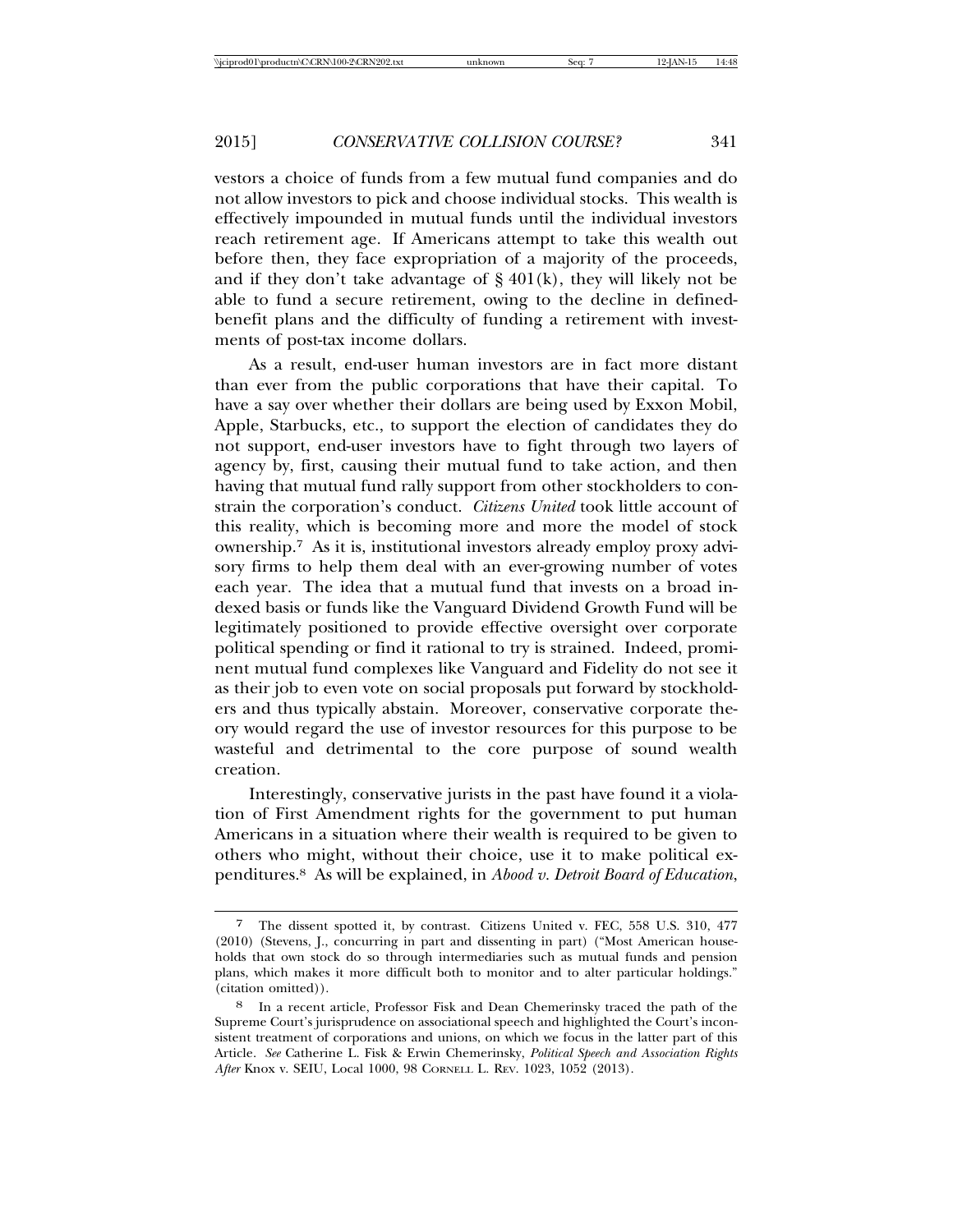vestors a choice of funds from a few mutual fund companies and do not allow investors to pick and choose individual stocks. This wealth is effectively impounded in mutual funds until the individual investors reach retirement age. If Americans attempt to take this wealth out before then, they face expropriation of a majority of the proceeds, and if they don't take advantage of § 401(k), they will likely not be able to fund a secure retirement, owing to the decline in defined-benefit plans and the difficulty of funding a retirement with investments of post-tax income dollars.

As a result, end-user human investors are in fact more distant than ever from the public corporations that have their capital. To have a say over whether their dollars are being used by Exxon Mobil, Apple, Starbucks, etc., to support the election of candidates they do not support, end-user investors have to fight through two layers of agency by, first, causing their mutual fund to take action, and then having that mutual fund rally support from other stockholders to constrain the corporation's conduct. *Citizens United* took little account of this reality, which is becoming more and more the model of stock ownership.[7] As it is, institutional investors already employ proxy advisory firms to help them deal with an ever-growing number of votes each year. The idea that a mutual fund that invests on a broad indexed basis or funds like the Vanguard Dividend Growth Fund will be legitimately positioned to provide effective oversight over corporate political spending or find it rational to try is strained. Indeed, prominent mutual fund complexes like Vanguard and Fidelity do not see it as their job to even vote on social proposals put forward by stockholders and thus typically abstain. Moreover, conservative corporate theory would regard the use of investor resources for this purpose to be wasteful and detrimental to the core purpose of sound wealth creation.

Interestingly, conservative jurists in the past have found it a violation of First Amendment rights for the government to put human Americans in a situation where their wealth is required to be given to others who might, without their choice, use it to make political expenditures.[8] As will be explained, in *Abood v. Detroit Board of Education*,

---

[7] The dissent spotted it, by contrast. Citizens United v. FEC, 558 U.S. 310, 477 (2010) (Stevens, J., concurring in part and dissenting in part) ("Most American households that own stock do so through intermediaries such as mutual funds and pension plans, which makes it more difficult both to monitor and to alter particular holdings." (citation omitted)).

[8] In a recent article, Professor Fisk and Dean Chemerinsky traced the path of the Supreme Court's jurisprudence on associational speech and highlighted the Court's inconsistent treatment of corporations and unions, on which we focus in the latter part of this Article. *See* Catherine L. Fisk & Erwin Chemerinsky, *Political Speech and Association Rights After* Knox v. SEIU, Local 1000, 98 CORNELL L. REV. 1023, 1052 (2013).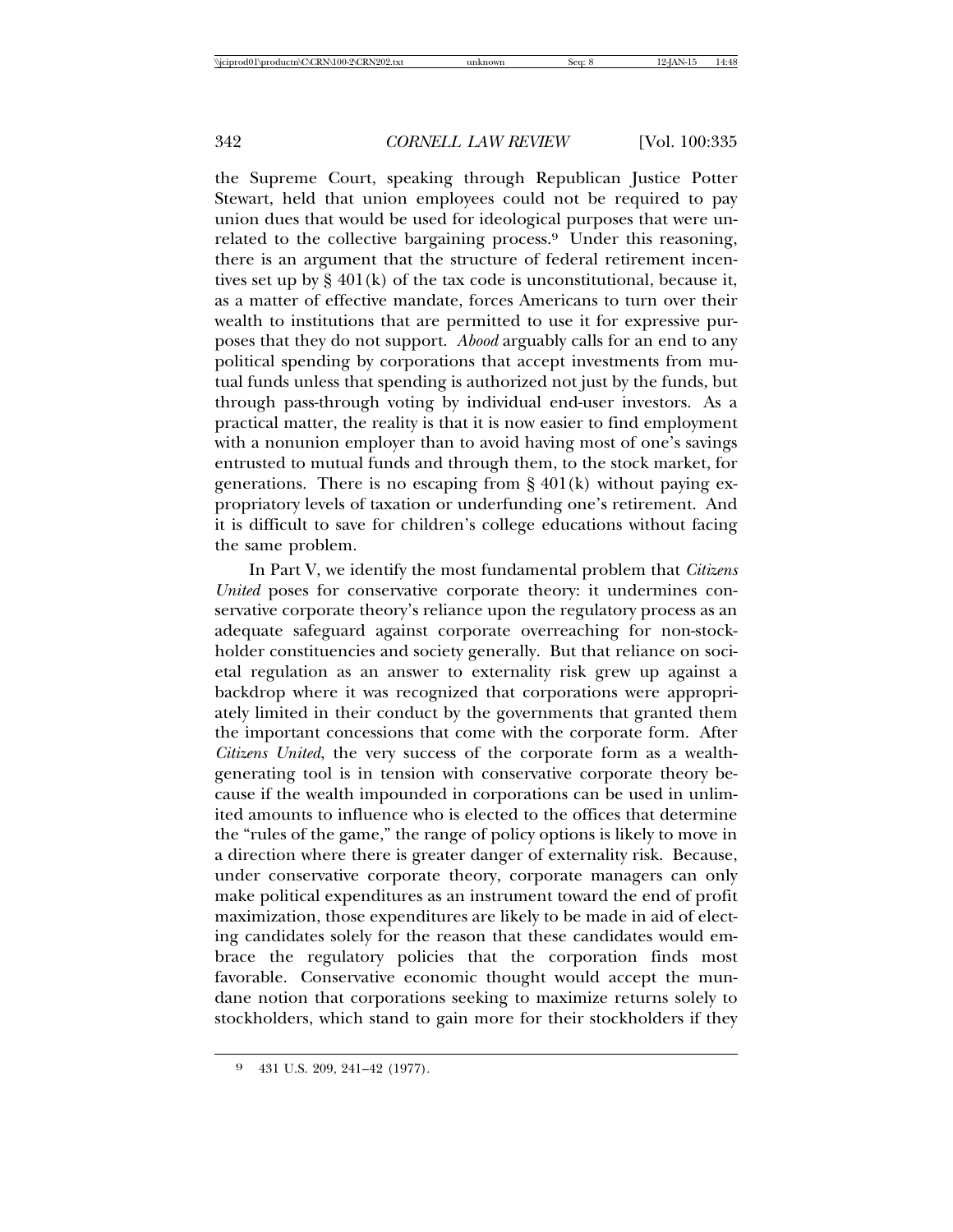the Supreme Court, speaking through Republican Justice Potter Stewart, held that union employees could not be required to pay union dues that would be used for ideological purposes that were unrelated to the collective bargaining process.[9] Under this reasoning, there is an argument that the structure of federal retirement incentives set up by § 401(k) of the tax code is unconstitutional, because it, as a matter of effective mandate, forces Americans to turn over their wealth to institutions that are permitted to use it for expressive purposes that they do not support. *Abood* arguably calls for an end to any political spending by corporations that accept investments from mutual funds unless that spending is authorized not just by the funds, but through pass-through voting by individual end-user investors. As a practical matter, the reality is that it is now easier to find employment with a nonunion employer than to avoid having most of one's savings entrusted to mutual funds and through them, to the stock market, for generations. There is no escaping from § 401(k) without paying expropriatory levels of taxation or underfunding one's retirement. And it is difficult to save for children's college educations without facing the same problem.

In Part V, we identify the most fundamental problem that *Citizens United* poses for conservative corporate theory: it undermines conservative corporate theory's reliance upon the regulatory process as an adequate safeguard against corporate overreaching for non-stockholder constituencies and society generally. But that reliance on societal regulation as an answer to externality risk grew up against a backdrop where it was recognized that corporations were appropriately limited in their conduct by the governments that granted them the important concessions that come with the corporate form. After *Citizens United*, the very success of the corporate form as a wealth-generating tool is in tension with conservative corporate theory because if the wealth impounded in corporations can be used in unlimited amounts to influence who is elected to the offices that determine the "rules of the game," the range of policy options is likely to move in a direction where there is greater danger of externality risk. Because, under conservative corporate theory, corporate managers can only make political expenditures as an instrument toward the end of profit maximization, those expenditures are likely to be made in aid of electing candidates solely for the reason that these candidates would embrace the regulatory policies that the corporation finds most favorable. Conservative economic thought would accept the mundane notion that corporations seeking to maximize returns solely to stockholders, which stand to gain more for their stockholders if they

[9] 431 U.S. 209, 241–42 (1977).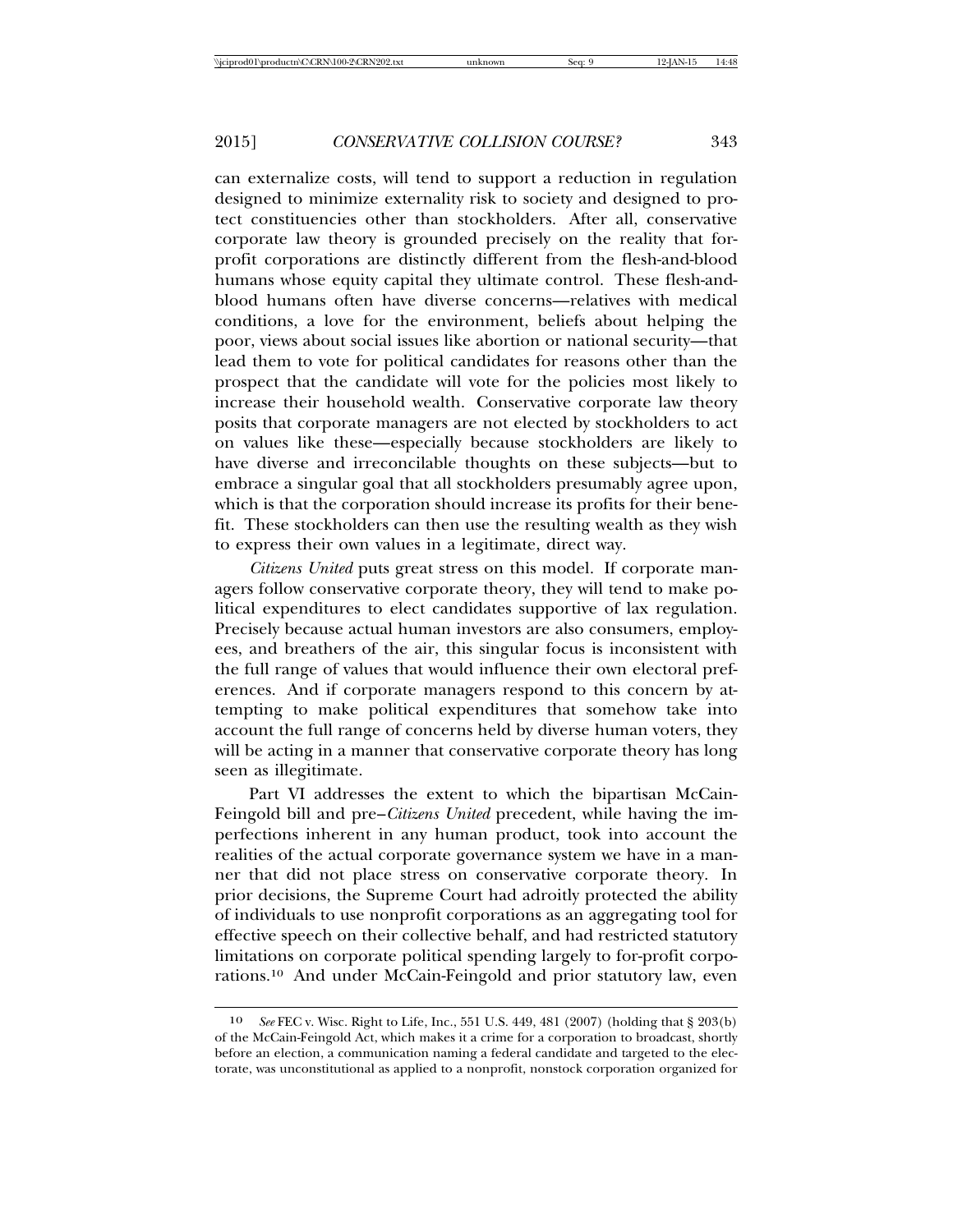can externalize costs, will tend to support a reduction in regulation designed to minimize externality risk to society and designed to protect constituencies other than stockholders. After all, conservative corporate law theory is grounded precisely on the reality that for-profit corporations are distinctly different from the flesh-and-blood humans whose equity capital they ultimate control. These flesh-and-blood humans often have diverse concerns—relatives with medical conditions, a love for the environment, beliefs about helping the poor, views about social issues like abortion or national security—that lead them to vote for political candidates for reasons other than the prospect that the candidate will vote for the policies most likely to increase their household wealth. Conservative corporate law theory posits that corporate managers are not elected by stockholders to act on values like these—especially because stockholders are likely to have diverse and irreconcilable thoughts on these subjects—but to embrace a singular goal that all stockholders presumably agree upon, which is that the corporation should increase its profits for their benefit. These stockholders can then use the resulting wealth as they wish to express their own values in a legitimate, direct way.

*Citizens United* puts great stress on this model. If corporate managers follow conservative corporate theory, they will tend to make political expenditures to elect candidates supportive of lax regulation. Precisely because actual human investors are also consumers, employees, and breathers of the air, this singular focus is inconsistent with the full range of values that would influence their own electoral preferences. And if corporate managers respond to this concern by attempting to make political expenditures that somehow take into account the full range of concerns held by diverse human voters, they will be acting in a manner that conservative corporate theory has long seen as illegitimate.

Part VI addresses the extent to which the bipartisan McCain-Feingold bill and pre–*Citizens United* precedent, while having the imperfections inherent in any human product, took into account the realities of the actual corporate governance system we have in a manner that did not place stress on conservative corporate theory. In prior decisions, the Supreme Court had adroitly protected the ability of individuals to use nonprofit corporations as an aggregating tool for effective speech on their collective behalf, and had restricted statutory limitations on corporate political spending largely to for-profit corporations.[10] And under McCain-Feingold and prior statutory law, even

---

[10] *See* FEC v. Wisc. Right to Life, Inc., 551 U.S. 449, 481 (2007) (holding that § 203(b) of the McCain-Feingold Act, which makes it a crime for a corporation to broadcast, shortly before an election, a communication naming a federal candidate and targeted to the electorate, was unconstitutional as applied to a nonprofit, nonstock corporation organized for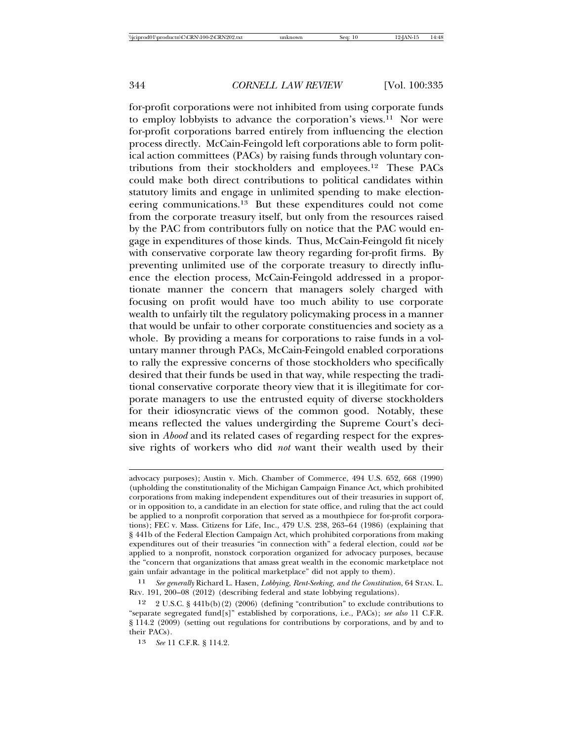for-profit corporations were not inhibited from using corporate funds to employ lobbyists to advance the corporation's views.[11] Nor were for-profit corporations barred entirely from influencing the election process directly. McCain-Feingold left corporations able to form political action committees (PACs) by raising funds through voluntary contributions from their stockholders and employees.[12] These PACs could make both direct contributions to political candidates within statutory limits and engage in unlimited spending to make electioneering communications.[13] But these expenditures could not come from the corporate treasury itself, but only from the resources raised by the PAC from contributors fully on notice that the PAC would engage in expenditures of those kinds. Thus, McCain-Feingold fit nicely with conservative corporate law theory regarding for-profit firms. By preventing unlimited use of the corporate treasury to directly influence the election process, McCain-Feingold addressed in a proportionate manner the concern that managers solely charged with focusing on profit would have too much ability to use corporate wealth to unfairly tilt the regulatory policymaking process in a manner that would be unfair to other corporate constituencies and society as a whole. By providing a means for corporations to raise funds in a voluntary manner through PACs, McCain-Feingold enabled corporations to rally the expressive concerns of those stockholders who specifically desired that their funds be used in that way, while respecting the traditional conservative corporate theory view that it is illegitimate for corporate managers to use the entrusted equity of diverse stockholders for their idiosyncratic views of the common good. Notably, these means reflected the values undergirding the Supreme Court's decision in *Abood* and its related cases of regarding respect for the expressive rights of workers who did *not* want their wealth used by their

---

advocacy purposes); Austin v. Mich. Chamber of Commerce, 494 U.S. 652, 668 (1990) (upholding the constitutionality of the Michigan Campaign Finance Act, which prohibited corporations from making independent expenditures out of their treasuries in support of, or in opposition to, a candidate in an election for state office, and ruling that the act could be applied to a nonprofit corporation that served as a mouthpiece for for-profit corporations); FEC v. Mass. Citizens for Life, Inc., 479 U.S. 238, 263–64 (1986) (explaining that § 441b of the Federal Election Campaign Act, which prohibited corporations from making expenditures out of their treasuries "in connection with" a federal election, could *not* be applied to a nonprofit, nonstock corporation organized for advocacy purposes, because the "concern that organizations that amass great wealth in the economic marketplace not gain unfair advantage in the political marketplace" did not apply to them).

11 *See generally* Richard L. Hasen, *Lobbying, Rent-Seeking, and the Constitution*, 64 STAN. L. REV. 191, 200–08 (2012) (describing federal and state lobbying regulations).

12 2 U.S.C. § 441b(b)(2) (2006) (defining "contribution" to exclude contributions to "separate segregated fund[s]" established by corporations, i.e., PACs); *see also* 11 C.F.R. § 114.2 (2009) (setting out regulations for contributions by corporations, and by and to their PACs).

13 *See* 11 C.F.R. § 114.2.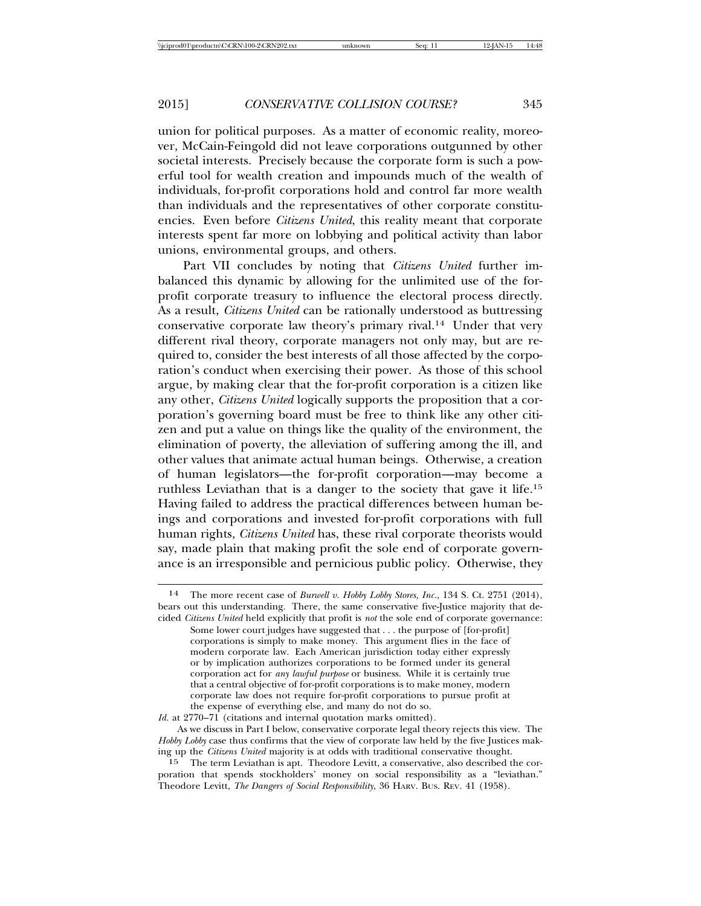union for political purposes. As a matter of economic reality, moreover, McCain-Feingold did not leave corporations outgunned by other societal interests. Precisely because the corporate form is such a powerful tool for wealth creation and impounds much of the wealth of individuals, for-profit corporations hold and control far more wealth than individuals and the representatives of other corporate constituencies. Even before *Citizens United*, this reality meant that corporate interests spent far more on lobbying and political activity than labor unions, environmental groups, and others.

Part VII concludes by noting that *Citizens United* further imbalanced this dynamic by allowing for the unlimited use of the for-profit corporate treasury to influence the electoral process directly. As a result, *Citizens United* can be rationally understood as buttressing conservative corporate law theory's primary rival.[14] Under that very different rival theory, corporate managers not only may, but are required to, consider the best interests of all those affected by the corporation's conduct when exercising their power. As those of this school argue, by making clear that the for-profit corporation is a citizen like any other, *Citizens United* logically supports the proposition that a corporation's governing board must be free to think like any other citizen and put a value on things like the quality of the environment, the elimination of poverty, the alleviation of suffering among the ill, and other values that animate actual human beings. Otherwise, a creation of human legislators—the for-profit corporation—may become a ruthless Leviathan that is a danger to the society that gave it life.[15] Having failed to address the practical differences between human beings and corporations and invested for-profit corporations with full human rights, *Citizens United* has, these rival corporate theorists would say, made plain that making profit the sole end of corporate governance is an irresponsible and pernicious public policy. Otherwise, they

---

14 The more recent case of *Burwell v. Hobby Lobby Stores, Inc.*, 134 S. Ct. 2751 (2014), bears out this understanding. There, the same conservative five-Justice majority that decided *Citizens United* held explicitly that profit is *not* the sole end of corporate governance:

> Some lower court judges have suggested that . . . the purpose of [for-profit] corporations is simply to make money. This argument flies in the face of modern corporate law. Each American jurisdiction today either expressly or by implication authorizes corporations to be formed under its general corporation act for *any lawful purpose* or business. While it is certainly true that a central objective of for-profit corporations is to make money, modern corporate law does not require for-profit corporations to pursue profit at the expense of everything else, and many do not do so.

*Id.* at 2770–71 (citations and internal quotation marks omitted).

As we discuss in Part I below, conservative corporate legal theory rejects this view. The *Hobby Lobby* case thus confirms that the view of corporate law held by the five Justices making up the *Citizens United* majority is at odds with traditional conservative thought.

15 The term Leviathan is apt. Theodore Levitt, a conservative, also described the corporation that spends stockholders' money on social responsibility as a "leviathan." Theodore Levitt, *The Dangers of Social Responsibility*, 36 HARV. BUS. REV. 41 (1958).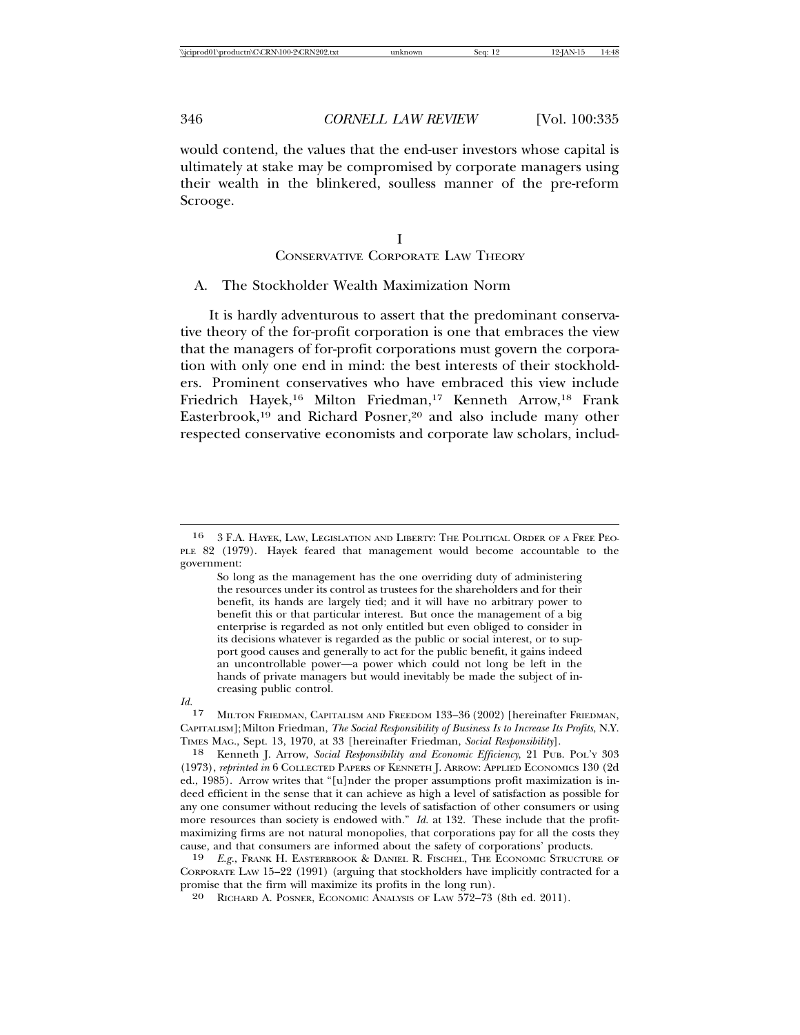would contend, the values that the end-user investors whose capital is ultimately at stake may be compromised by corporate managers using their wealth in the blinkered, soulless manner of the pre-reform Scrooge.

# I
# CONSERVATIVE CORPORATE LAW THEORY

## A. The Stockholder Wealth Maximization Norm

It is hardly adventurous to assert that the predominant conservative theory of the for-profit corporation is one that embraces the view that the managers of for-profit corporations must govern the corporation with only one end in mind: the best interests of their stockholders. Prominent conservatives who have embraced this view include Friedrich Hayek,[16] Milton Friedman,[17] Kenneth Arrow,[18] Frank Easterbrook,[19] and Richard Posner,[20] and also include many other respected conservative economists and corporate law scholars, includ-

---

[16] 3 F.A. HAYEK, LAW, LEGISLATION AND LIBERTY: THE POLITICAL ORDER OF A FREE PEOPLE 82 (1979). Hayek feared that management would become accountable to the government:

> So long as the management has the one overriding duty of administering the resources under its control as trustees for the shareholders and for their benefit, its hands are largely tied; and it will have no arbitrary power to benefit this or that particular interest. But once the management of a big enterprise is regarded as not only entitled but even obliged to consider in its decisions whatever is regarded as the public or social interest, or to support good causes and generally to act for the public benefit, it gains indeed an uncontrollable power—a power which could not long be left in the hands of private managers but would inevitably be made the subject of increasing public control.

*Id.*

[17] MILTON FRIEDMAN, CAPITALISM AND FREEDOM 133–36 (2002) [hereinafter FRIEDMAN, CAPITALISM]; Milton Friedman, *The Social Responsibility of Business Is to Increase Its Profits*, N.Y. TIMES MAG., Sept. 13, 1970, at 33 [hereinafter Friedman, *Social Responsibility*].

[18] Kenneth J. Arrow, *Social Responsibility and Economic Efficiency*, 21 PUB. POL'Y 303 (1973), *reprinted in* 6 COLLECTED PAPERS OF KENNETH J. ARROW: APPLIED ECONOMICS 130 (2d ed., 1985). Arrow writes that "[u]nder the proper assumptions profit maximization is indeed efficient in the sense that it can achieve as high a level of satisfaction as possible for any one consumer without reducing the levels of satisfaction of other consumers or using more resources than society is endowed with." *Id.* at 132. These include that the profit-maximizing firms are not natural monopolies, that corporations pay for all the costs they cause, and that consumers are informed about the safety of corporations' products.

[19] *E.g.*, FRANK H. EASTERBROOK & DANIEL R. FISCHEL, THE ECONOMIC STRUCTURE OF CORPORATE LAW 15–22 (1991) (arguing that stockholders have implicitly contracted for a promise that the firm will maximize its profits in the long run).

[20] RICHARD A. POSNER, ECONOMIC ANALYSIS OF LAW 572–73 (8th ed. 2011).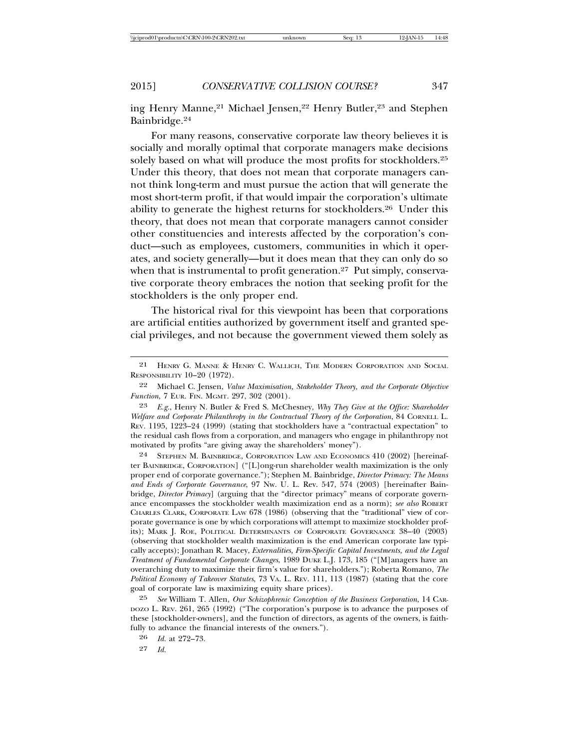ing Henry Manne,[21] Michael Jensen,[22] Henry Butler,[23] and Stephen Bainbridge.[24]

For many reasons, conservative corporate law theory believes it is socially and morally optimal that corporate managers make decisions solely based on what will produce the most profits for stockholders.[25] Under this theory, that does not mean that corporate managers cannot think long-term and must pursue the action that will generate the most short-term profit, if that would impair the corporation's ultimate ability to generate the highest returns for stockholders.[26] Under this theory, that does not mean that corporate managers cannot consider other constituencies and interests affected by the corporation's conduct—such as employees, customers, communities in which it operates, and society generally—but it does mean that they can only do so when that is instrumental to profit generation.[27] Put simply, conservative corporate theory embraces the notion that seeking profit for the stockholders is the only proper end.

The historical rival for this viewpoint has been that corporations are artificial entities authorized by government itself and granted special privileges, and not because the government viewed them solely as

---

21 HENRY G. MANNE & HENRY C. WALLICH, THE MODERN CORPORATION AND SOCIAL RESPONSIBILITY 10–20 (1972).

22 Michael C. Jensen, *Value Maximisation, Stakeholder Theory, and the Corporate Objective Function*, 7 EUR. FIN. MGMT. 297, 302 (2001).

23 *E.g.*, Henry N. Butler & Fred S. McChesney, *Why They Give at the Office: Shareholder Welfare and Corporate Philanthropy in the Contractual Theory of the Corporation*, 84 CORNELL L. REV. 1195, 1223–24 (1999) (stating that stockholders have a "contractual expectation" to the residual cash flows from a corporation, and managers who engage in philanthropy not motivated by profits "are giving away the shareholders' money").

24 STEPHEN M. BAINBRIDGE, CORPORATION LAW AND ECONOMICS 410 (2002) [hereinafter BAINBRIDGE, CORPORATION] ("[L]ong-run shareholder wealth maximization is the only proper end of corporate governance."); Stephen M. Bainbridge, *Director Primacy: The Means and Ends of Corporate Governance*, 97 NW. U. L. Rev. 547, 574 (2003) [hereinafter Bainbridge, *Director Primacy*] (arguing that the "director primacy" means of corporate governance encompasses the stockholder wealth maximization end as a norm); *see also* ROBERT CHARLES CLARK, CORPORATE LAW 678 (1986) (observing that the "traditional" view of corporate governance is one by which corporations will attempt to maximize stockholder profits); MARK J. ROE, POLITICAL DETERMINANTS OF CORPORATE GOVERNANCE 38–40 (2003) (observing that stockholder wealth maximization is the end American corporate law typically accepts); Jonathan R. Macey, *Externalities, Firm-Specific Capital Investments, and the Legal Treatment of Fundamental Corporate Changes*, 1989 DUKE L.J. 173, 185 ("[M]anagers have an overarching duty to maximize their firm's value for shareholders."); Roberta Romano, *The Political Economy of Takeover Statutes*, 73 VA. L. REV. 111, 113 (1987) (stating that the core goal of corporate law is maximizing equity share prices).

25 *See* William T. Allen, *Our Schizophrenic Conception of the Business Corporation*, 14 CARDOZO L. REV. 261, 265 (1992) ("The corporation's purpose is to advance the purposes of these [stockholder-owners], and the function of directors, as agents of the owners, is faithfully to advance the financial interests of the owners.").

26 *Id.* at 272–73.

27 *Id.*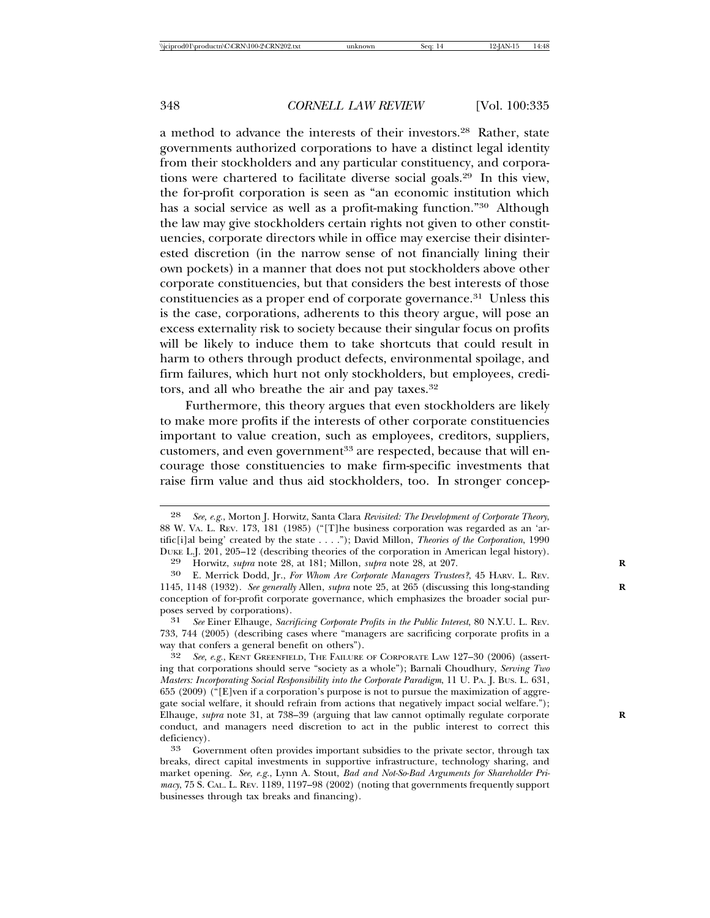a method to advance the interests of their investors.[28] Rather, state governments authorized corporations to have a distinct legal identity from their stockholders and any particular constituency, and corporations were chartered to facilitate diverse social goals.[29] In this view, the for-profit corporation is seen as "an economic institution which has a social service as well as a profit-making function."[30] Although the law may give stockholders certain rights not given to other constituencies, corporate directors while in office may exercise their disinterested discretion (in the narrow sense of not financially lining their own pockets) in a manner that does not put stockholders above other corporate constituencies, but that considers the best interests of those constituencies as a proper end of corporate governance.[31] Unless this is the case, corporations, adherents to this theory argue, will pose an excess externality risk to society because their singular focus on profits will be likely to induce them to take shortcuts that could result in harm to others through product defects, environmental spoilage, and firm failures, which hurt not only stockholders, but employees, creditors, and all who breathe the air and pay taxes.[32]

Furthermore, this theory argues that even stockholders are likely to make more profits if the interests of other corporate constituencies important to value creation, such as employees, creditors, suppliers, customers, and even government[33] are respected, because that will encourage those constituencies to make firm-specific investments that raise firm value and thus aid stockholders, too. In stronger concep-

---

28 *See, e.g.*, Morton J. Horwitz, Santa Clara *Revisited: The Development of Corporate Theory*, 88 W. VA. L. REV. 173, 181 (1985) ("[T]he business corporation was regarded as an 'artific[i]al being' created by the state . . . ."); David Millon, *Theories of the Corporation*, 1990 DUKE L.J. 201, 205–12 (describing theories of the corporation in American legal history).

29 Horwitz, *supra* note 28, at 181; Millon, *supra* note 28, at 207.

30 E. Merrick Dodd, Jr., *For Whom Are Corporate Managers Trustees?*, 45 HARV. L. REV. 1145, 1148 (1932). *See generally* Allen, *supra* note 25, at 265 (discussing this long-standing conception of for-profit corporate governance, which emphasizes the broader social purposes served by corporations).

31 *See* Einer Elhauge, *Sacrificing Corporate Profits in the Public Interest*, 80 N.Y.U. L. REV. 733, 744 (2005) (describing cases where "managers are sacrificing corporate profits in a way that confers a general benefit on others").

32 *See, e.g.*, KENT GREENFIELD, THE FAILURE OF CORPORATE LAW 127–30 (2006) (asserting that corporations should serve "society as a whole"); Barnali Choudhury, *Serving Two Masters: Incorporating Social Responsibility into the Corporate Paradigm*, 11 U. PA. J. BUS. L. 631, 655 (2009) ("[E]ven if a corporation's purpose is not to pursue the maximization of aggregate social welfare, it should refrain from actions that negatively impact social welfare."); Elhauge, *supra* note 31, at 738–39 (arguing that law cannot optimally regulate corporate conduct, and managers need discretion to act in the public interest to correct this deficiency).

33 Government often provides important subsidies to the private sector, through tax breaks, direct capital investments in supportive infrastructure, technology sharing, and market opening. *See, e.g.*, Lynn A. Stout, *Bad and Not-So-Bad Arguments for Shareholder Primacy*, 75 S. CAL. L. REV. 1189, 1197–98 (2002) (noting that governments frequently support businesses through tax breaks and financing).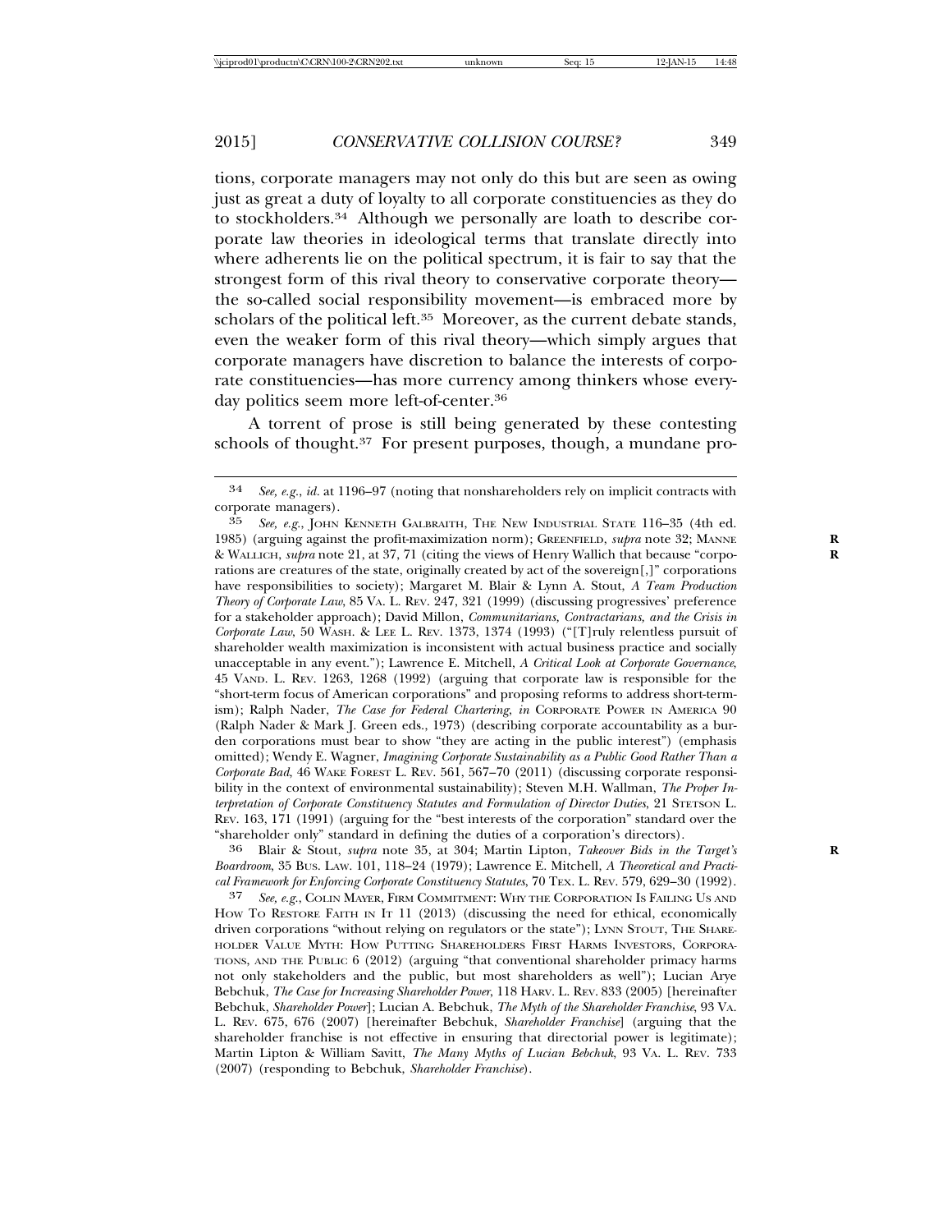tions, corporate managers may not only do this but are seen as owing just as great a duty of loyalty to all corporate constituencies as they do to stockholders.[34] Although we personally are loath to describe corporate law theories in ideological terms that translate directly into where adherents lie on the political spectrum, it is fair to say that the strongest form of this rival theory to conservative corporate theory—the so-called social responsibility movement—is embraced more by scholars of the political left.[35] Moreover, as the current debate stands, even the weaker form of this rival theory—which simply argues that corporate managers have discretion to balance the interests of corporate constituencies—has more currency among thinkers whose everyday politics seem more left-of-center.[36]

A torrent of prose is still being generated by these contesting schools of thought.[37] For present purposes, though, a mundane pro-

---

34 *See, e.g.*, *id.* at 1196–97 (noting that nonshareholders rely on implicit contracts with corporate managers).

35 *See, e.g.*, John Kenneth Galbraith, The New Industrial State 116–35 (4th ed. 1985) (arguing against the profit-maximization norm); Greenfield, *supra* note 32; Manne & Wallich, *supra* note 21, at 37, 71 (citing the views of Henry Wallich that because "corporations are creatures of the state, originally created by act of the sovereign[,]" corporations have responsibilities to society); Margaret M. Blair & Lynn A. Stout, *A Team Production Theory of Corporate Law*, 85 Va. L. Rev. 247, 321 (1999) (discussing progressives' preference for a stakeholder approach); David Millon, *Communitarians, Contractarians, and the Crisis in Corporate Law*, 50 Wash. & Lee L. Rev. 1373, 1374 (1993) ("[T]ruly relentless pursuit of shareholder wealth maximization is inconsistent with actual business practice and socially unacceptable in any event."); Lawrence E. Mitchell, *A Critical Look at Corporate Governance*, 45 Vand. L. Rev. 1263, 1268 (1992) (arguing that corporate law is responsible for the "short-term focus of American corporations" and proposing reforms to address short-termism); Ralph Nader, *The Case for Federal Chartering*, *in* Corporate Power in America 90 (Ralph Nader & Mark J. Green eds., 1973) (describing corporate accountability as a burden corporations must bear to show "they are acting in the public interest") (emphasis omitted); Wendy E. Wagner, *Imagining Corporate Sustainability as a Public Good Rather Than a Corporate Bad*, 46 Wake Forest L. Rev. 561, 567–70 (2011) (discussing corporate responsibility in the context of environmental sustainability); Steven M.H. Wallman, *The Proper Interpretation of Corporate Constituency Statutes and Formulation of Director Duties*, 21 Stetson L. Rev. 163, 171 (1991) (arguing for the "best interests of the corporation" standard over the "shareholder only" standard in defining the duties of a corporation's directors).

36 Blair & Stout, *supra* note 35, at 304; Martin Lipton, *Takeover Bids in the Target's Boardroom*, 35 Bus. Law. 101, 118–24 (1979); Lawrence E. Mitchell, *A Theoretical and Practical Framework for Enforcing Corporate Constituency Statutes*, 70 Tex. L. Rev. 579, 629–30 (1992).

37 *See, e.g.*, Colin Mayer, Firm Commitment: Why the Corporation Is Failing Us and How To Restore Faith in It 11 (2013) (discussing the need for ethical, economically driven corporations "without relying on regulators or the state"); Lynn Stout, The Shareholder Value Myth: How Putting Shareholders First Harms Investors, Corporations, and the Public 6 (2012) (arguing "that conventional shareholder primacy harms not only stakeholders and the public, but most shareholders as well"); Lucian Arye Bebchuk, *The Case for Increasing Shareholder Power*, 118 Harv. L. Rev. 833 (2005) [hereinafter Bebchuk, *Shareholder Power*]; Lucian A. Bebchuk, *The Myth of the Shareholder Franchise*, 93 Va. L. Rev. 675, 676 (2007) [hereinafter Bebchuk, *Shareholder Franchise*] (arguing that the shareholder franchise is not effective in ensuring that directorial power is legitimate); Martin Lipton & William Savitt, *The Many Myths of Lucian Bebchuk*, 93 Va. L. Rev. 733 (2007) (responding to Bebchuk, *Shareholder Franchise*).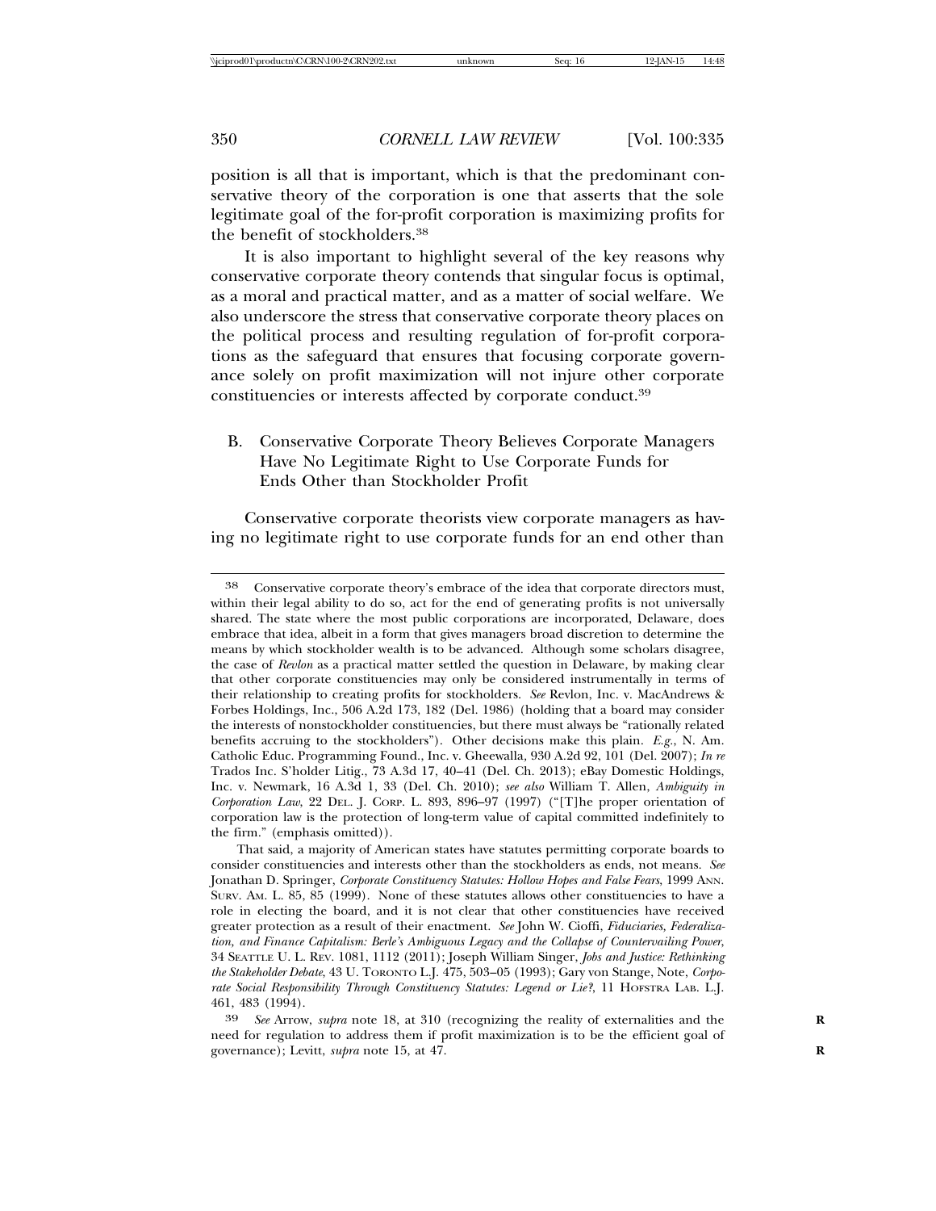position is all that is important, which is that the predominant conservative theory of the corporation is one that asserts that the sole legitimate goal of the for-profit corporation is maximizing profits for the benefit of stockholders.[38]

It is also important to highlight several of the key reasons why conservative corporate theory contends that singular focus is optimal, as a moral and practical matter, and as a matter of social welfare. We also underscore the stress that conservative corporate theory places on the political process and resulting regulation of for-profit corporations as the safeguard that ensures that focusing corporate governance solely on profit maximization will not injure other corporate constituencies or interests affected by corporate conduct.[39]

## B. Conservative Corporate Theory Believes Corporate Managers Have No Legitimate Right to Use Corporate Funds for Ends Other than Stockholder Profit

Conservative corporate theorists view corporate managers as having no legitimate right to use corporate funds for an end other than

---

38 Conservative corporate theory's embrace of the idea that corporate directors must, within their legal ability to do so, act for the end of generating profits is not universally shared. The state where the most public corporations are incorporated, Delaware, does embrace that idea, albeit in a form that gives managers broad discretion to determine the means by which stockholder wealth is to be advanced. Although some scholars disagree, the case of *Revlon* as a practical matter settled the question in Delaware, by making clear that other corporate constituencies may only be considered instrumentally in terms of their relationship to creating profits for stockholders. *See* Revlon, Inc. v. MacAndrews & Forbes Holdings, Inc., 506 A.2d 173, 182 (Del. 1986) (holding that a board may consider the interests of nonstockholder constituencies, but there must always be "rationally related benefits accruing to the stockholders"). Other decisions make this plain. *E.g.*, N. Am. Catholic Educ. Programming Found., Inc. v. Gheewalla, 930 A.2d 92, 101 (Del. 2007); *In re* Trados Inc. S'holder Litig., 73 A.3d 17, 40–41 (Del. Ch. 2013); eBay Domestic Holdings, Inc. v. Newmark, 16 A.3d 1, 33 (Del. Ch. 2010); *see also* William T. Allen, *Ambiguity in Corporation Law*, 22 DEL. J. CORP. L. 893, 896–97 (1997) ("[T]he proper orientation of corporation law is the protection of long-term value of capital committed indefinitely to the firm." (emphasis omitted)).

That said, a majority of American states have statutes permitting corporate boards to consider constituencies and interests other than the stockholders as ends, not means. *See* Jonathan D. Springer, *Corporate Constituency Statutes: Hollow Hopes and False Fears*, 1999 ANN. SURV. AM. L. 85, 85 (1999). None of these statutes allows other constituencies to have a role in electing the board, and it is not clear that other constituencies have received greater protection as a result of their enactment. *See* John W. Cioffi, *Fiduciaries, Federalization, and Finance Capitalism: Berle's Ambiguous Legacy and the Collapse of Countervailing Power*, 34 SEATTLE U. L. REV. 1081, 1112 (2011); Joseph William Singer, *Jobs and Justice: Rethinking the Stakeholder Debate*, 43 U. TORONTO L.J. 475, 503–05 (1993); Gary von Stange, Note, *Corporate Social Responsibility Through Constituency Statutes: Legend or Lie?*, 11 HOFSTRA LAB. L.J. 461, 483 (1994).

39 *See* Arrow, *supra* note 18, at 310 (recognizing the reality of externalities and the need for regulation to address them if profit maximization is to be the efficient goal of governance); Levitt, *supra* note 15, at 47.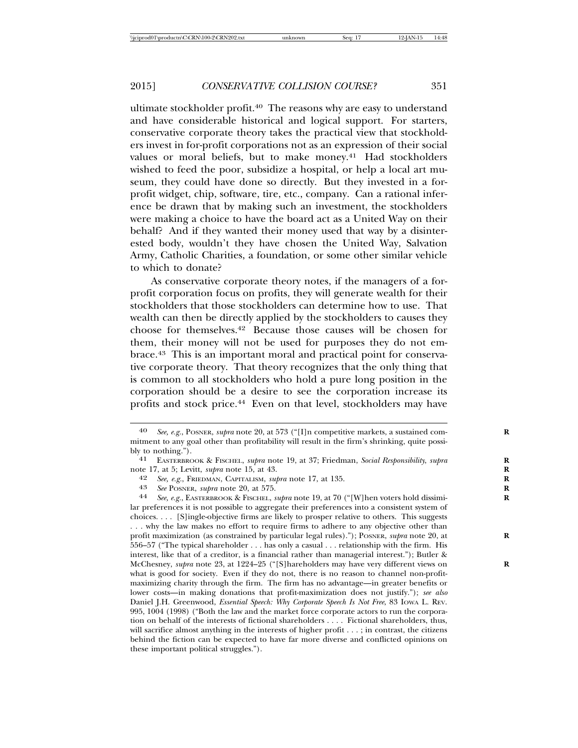ultimate stockholder profit.[40] The reasons why are easy to understand and have considerable historical and logical support. For starters, conservative corporate theory takes the practical view that stockholders invest in for-profit corporations not as an expression of their social values or moral beliefs, but to make money.[41] Had stockholders wished to feed the poor, subsidize a hospital, or help a local art museum, they could have done so directly. But they invested in a for-profit widget, chip, software, tire, etc., company. Can a rational inference be drawn that by making such an investment, the stockholders were making a choice to have the board act as a United Way on their behalf? And if they wanted their money used that way by a disinterested body, wouldn't they have chosen the United Way, Salvation Army, Catholic Charities, a foundation, or some other similar vehicle to which to donate?

As conservative corporate theory notes, if the managers of a for-profit corporation focus on profits, they will generate wealth for their stockholders that those stockholders can determine how to use. That wealth can then be directly applied by the stockholders to causes they choose for themselves.[42] Because those causes will be chosen for them, their money will not be used for purposes they do not embrace.[43] This is an important moral and practical point for conservative corporate theory. That theory recognizes that the only thing that is common to all stockholders who hold a pure long position in the corporation should be a desire to see the corporation increase its profits and stock price.[44] Even on that level, stockholders may have

---

[40] *See, e.g.*, POSNER, *supra* note 20, at 573 ("[I]n competitive markets, a sustained commitment to any goal other than profitability will result in the firm's shrinking, quite possibly to nothing.").

[41] EASTERBROOK & FISCHEL, *supra* note 19, at 37; Friedman, *Social Responsibility*, *supra* note 17, at 5; Levitt, *supra* note 15, at 43.

[42] *See, e.g.*, FRIEDMAN, CAPITALISM, *supra* note 17, at 135.

[43] *See* POSNER, *supra* note 20, at 575.

[44] *See, e.g.*, EASTERBROOK & FISCHEL, *supra* note 19, at 70 ("[W]hen voters hold dissimilar preferences it is not possible to aggregate their preferences into a consistent system of choices. . . . [S]ingle-objective firms are likely to prosper relative to others. This suggests . . . why the law makes no effort to require firms to adhere to any objective other than profit maximization (as constrained by particular legal rules)."); POSNER, *supra* note 20, at 556–57 ("The typical shareholder . . . has only a casual . . . relationship with the firm. His interest, like that of a creditor, is a financial rather than managerial interest."); Butler & McChesney, *supra* note 23, at 1224–25 ("[S]hareholders may have very different views on what is good for society. Even if they do not, there is no reason to channel non-profit-maximizing charity through the firm. The firm has no advantage—in greater benefits or lower costs—in making donations that profit-maximization does not justify."); *see also* Daniel J.H. Greenwood, *Essential Speech: Why Corporate Speech Is Not Free*, 83 IOWA L. REV. 995, 1004 (1998) ("Both the law and the market force corporate actors to run the corporation on behalf of the interests of fictional shareholders . . . . Fictional shareholders, thus, will sacrifice almost anything in the interests of higher profit . . . ; in contrast, the citizens behind the fiction can be expected to have far more diverse and conflicted opinions on these important political struggles.").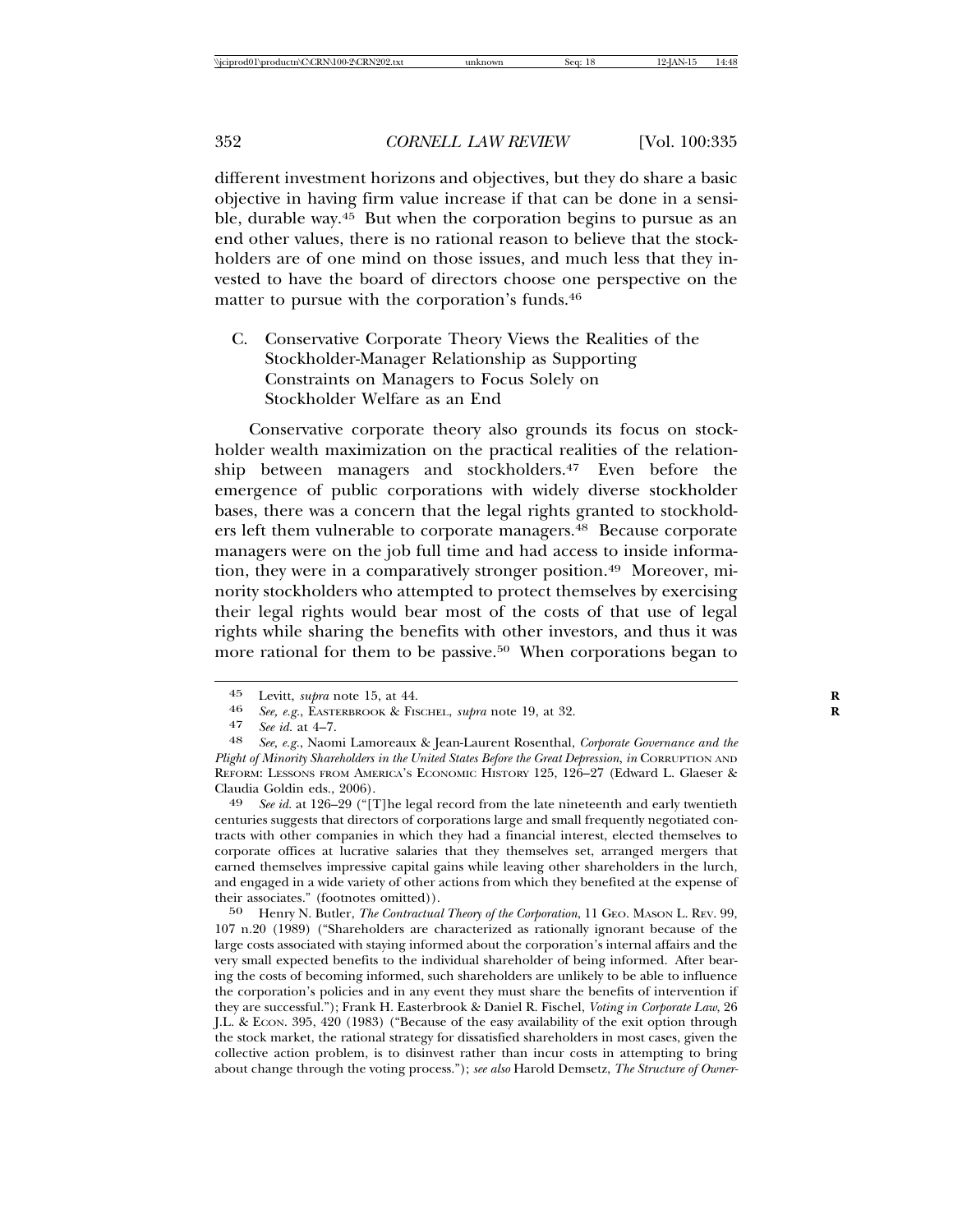different investment horizons and objectives, but they do share a basic objective in having firm value increase if that can be done in a sensible, durable way.[45] But when the corporation begins to pursue as an end other values, there is no rational reason to believe that the stockholders are of one mind on those issues, and much less that they invested to have the board of directors choose one perspective on the matter to pursue with the corporation's funds.[46]

### C. Conservative Corporate Theory Views the Realities of the Stockholder-Manager Relationship as Supporting Constraints on Managers to Focus Solely on Stockholder Welfare as an End

Conservative corporate theory also grounds its focus on stockholder wealth maximization on the practical realities of the relationship between managers and stockholders.[47] Even before the emergence of public corporations with widely diverse stockholder bases, there was a concern that the legal rights granted to stockholders left them vulnerable to corporate managers.[48] Because corporate managers were on the job full time and had access to inside information, they were in a comparatively stronger position.[49] Moreover, minority stockholders who attempted to protect themselves by exercising their legal rights would bear most of the costs of that use of legal rights while sharing the benefits with other investors, and thus it was more rational for them to be passive.[50] When corporations began to

---

45 Levitt, *supra* note 15, at 44.

46 *See, e.g.*, EASTERBROOK & FISCHEL, *supra* note 19, at 32.

47 *See id.* at 4–7.

48 *See, e.g.*, Naomi Lamoreaux & Jean-Laurent Rosenthal, *Corporate Governance and the Plight of Minority Shareholders in the United States Before the Great Depression*, *in* CORRUPTION AND REFORM: LESSONS FROM AMERICA'S ECONOMIC HISTORY 125, 126–27 (Edward L. Glaeser & Claudia Goldin eds., 2006).

49 *See id.* at 126–29 ("[T]he legal record from the late nineteenth and early twentieth centuries suggests that directors of corporations large and small frequently negotiated contracts with other companies in which they had a financial interest, elected themselves to corporate offices at lucrative salaries that they themselves set, arranged mergers that earned themselves impressive capital gains while leaving other shareholders in the lurch, and engaged in a wide variety of other actions from which they benefited at the expense of their associates." (footnotes omitted)).

50 Henry N. Butler, *The Contractual Theory of the Corporation*, 11 GEO. MASON L. REV. 99, 107 n.20 (1989) ("Shareholders are characterized as rationally ignorant because of the large costs associated with staying informed about the corporation's internal affairs and the very small expected benefits to the individual shareholder of being informed. After bearing the costs of becoming informed, such shareholders are unlikely to be able to influence the corporation's policies and in any event they must share the benefits of intervention if they are successful."); Frank H. Easterbrook & Daniel R. Fischel, *Voting in Corporate Law*, 26 J.L. & ECON. 395, 420 (1983) ("Because of the easy availability of the exit option through the stock market, the rational strategy for dissatisfied shareholders in most cases, given the collective action problem, is to disinvest rather than incur costs in attempting to bring about change through the voting process."); *see also* Harold Demsetz, *The Structure of Owner-*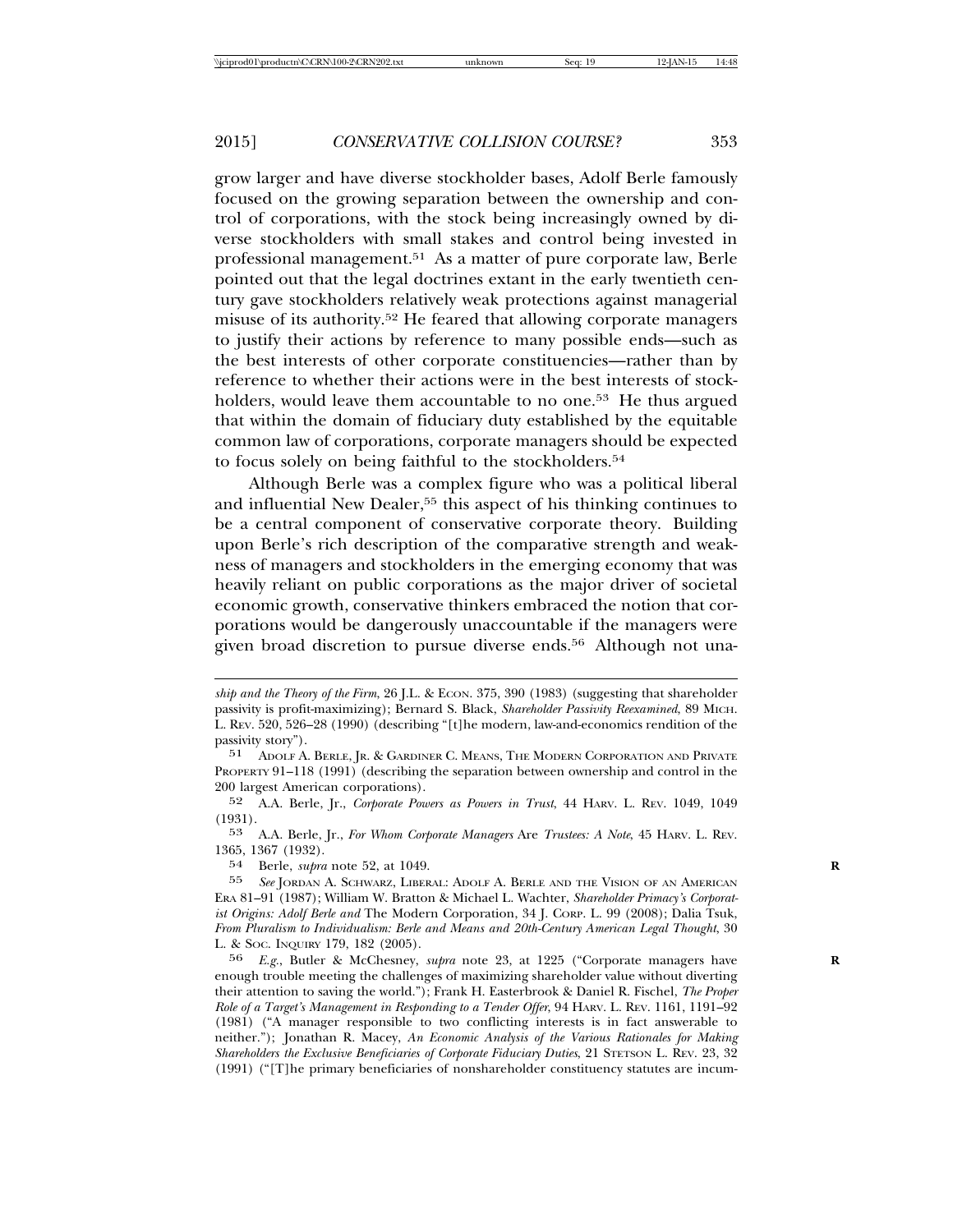grow larger and have diverse stockholder bases, Adolf Berle famously focused on the growing separation between the ownership and control of corporations, with the stock being increasingly owned by diverse stockholders with small stakes and control being invested in professional management.[51] As a matter of pure corporate law, Berle pointed out that the legal doctrines extant in the early twentieth century gave stockholders relatively weak protections against managerial misuse of its authority.[52] He feared that allowing corporate managers to justify their actions by reference to many possible ends—such as the best interests of other corporate constituencies—rather than by reference to whether their actions were in the best interests of stockholders, would leave them accountable to no one.[53] He thus argued that within the domain of fiduciary duty established by the equitable common law of corporations, corporate managers should be expected to focus solely on being faithful to the stockholders.[54]

Although Berle was a complex figure who was a political liberal and influential New Dealer,[55] this aspect of his thinking continues to be a central component of conservative corporate theory. Building upon Berle's rich description of the comparative strength and weakness of managers and stockholders in the emerging economy that was heavily reliant on public corporations as the major driver of societal economic growth, conservative thinkers embraced the notion that corporations would be dangerously unaccountable if the managers were given broad discretion to pursue diverse ends.[56] Although not una-

---

*ship and the Theory of the Firm*, 26 J.L. & ECON. 375, 390 (1983) (suggesting that shareholder passivity is profit-maximizing); Bernard S. Black, *Shareholder Passivity Reexamined*, 89 MICH. L. REV. 520, 526–28 (1990) (describing "[t]he modern, law-and-economics rendition of the passivity story").

51 ADOLF A. BERLE, JR. & GARDINER C. MEANS, THE MODERN CORPORATION AND PRIVATE PROPERTY 91–118 (1991) (describing the separation between ownership and control in the 200 largest American corporations).

52 A.A. Berle, Jr., *Corporate Powers as Powers in Trust*, 44 HARV. L. REV. 1049, 1049 (1931).

53 A.A. Berle, Jr., *For Whom Corporate Managers* Are *Trustees: A Note*, 45 HARV. L. REV. 1365, 1367 (1932).

54 Berle, *supra* note 52, at 1049.

55 *See* JORDAN A. SCHWARZ, LIBERAL: ADOLF A. BERLE AND THE VISION OF AN AMERICAN ERA 81–91 (1987); William W. Bratton & Michael L. Wachter, *Shareholder Primacy's Corporatist Origins: Adolf Berle and* The Modern Corporation, 34 J. CORP. L. 99 (2008); Dalia Tsuk, *From Pluralism to Individualism: Berle and Means and 20th-Century American Legal Thought*, 30 L. & SOC. INQUIRY 179, 182 (2005).

56 *E.g.*, Butler & McChesney, *supra* note 23, at 1225 ("Corporate managers have enough trouble meeting the challenges of maximizing shareholder value without diverting their attention to saving the world."); Frank H. Easterbrook & Daniel R. Fischel, *The Proper Role of a Target's Management in Responding to a Tender Offer*, 94 HARV. L. REV. 1161, 1191–92 (1981) ("A manager responsible to two conflicting interests is in fact answerable to neither."); Jonathan R. Macey, *An Economic Analysis of the Various Rationales for Making Shareholders the Exclusive Beneficiaries of Corporate Fiduciary Duties*, 21 STETSON L. REV. 23, 32 (1991) ("[T]he primary beneficiaries of nonshareholder constituency statutes are incum-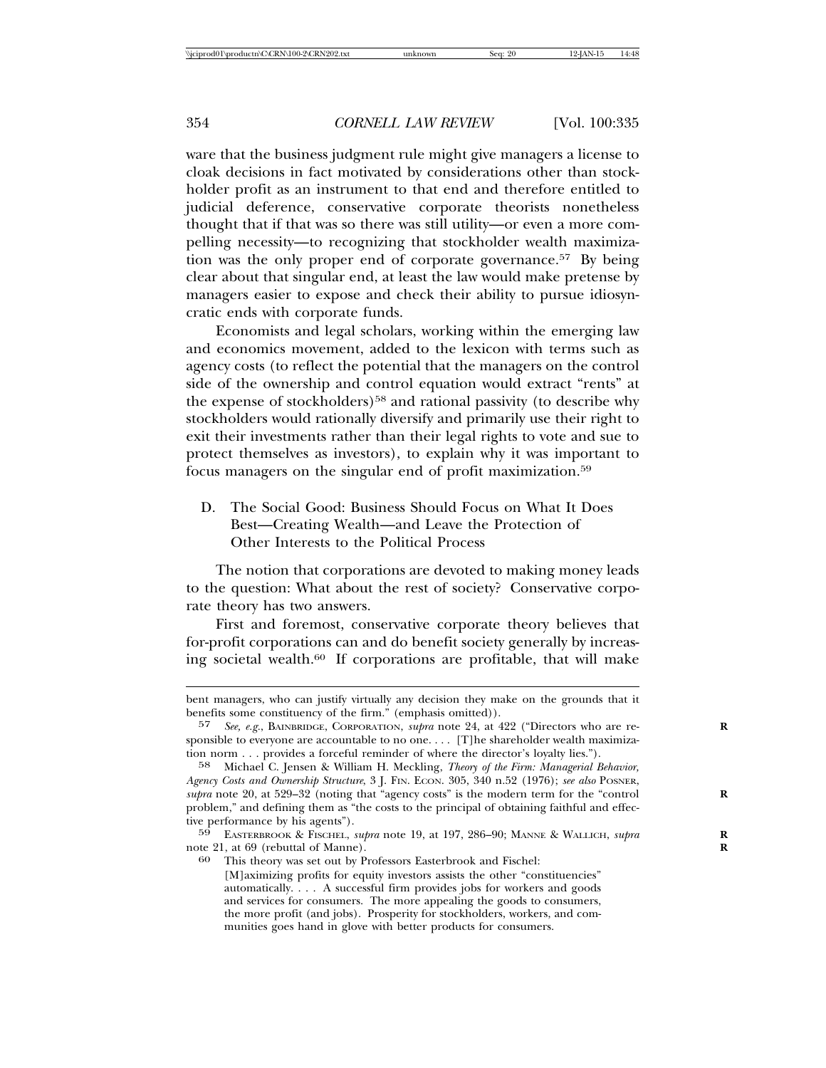ware that the business judgment rule might give managers a license to cloak decisions in fact motivated by considerations other than stockholder profit as an instrument to that end and therefore entitled to judicial deference, conservative corporate theorists nonetheless thought that if that was so there was still utility—or even a more compelling necessity—to recognizing that stockholder wealth maximization was the only proper end of corporate governance.[57] By being clear about that singular end, at least the law would make pretense by managers easier to expose and check their ability to pursue idiosyncratic ends with corporate funds.

Economists and legal scholars, working within the emerging law and economics movement, added to the lexicon with terms such as agency costs (to reflect the potential that the managers on the control side of the ownership and control equation would extract "rents" at the expense of stockholders)[58] and rational passivity (to describe why stockholders would rationally diversify and primarily use their right to exit their investments rather than their legal rights to vote and sue to protect themselves as investors), to explain why it was important to focus managers on the singular end of profit maximization.[59]

### D. The Social Good: Business Should Focus on What It Does Best—Creating Wealth—and Leave the Protection of Other Interests to the Political Process

The notion that corporations are devoted to making money leads to the question: What about the rest of society? Conservative corporate theory has two answers.

First and foremost, conservative corporate theory believes that for-profit corporations can and do benefit society generally by increasing societal wealth.[60] If corporations are profitable, that will make

---

bent managers, who can justify virtually any decision they make on the grounds that it benefits some constituency of the firm." (emphasis omitted)).

57 *See, e.g.*, BAINBRIDGE, CORPORATION, *supra* note 24, at 422 ("Directors who are responsible to everyone are accountable to no one. . . . [T]he shareholder wealth maximization norm . . . provides a forceful reminder of where the director's loyalty lies.").

58 Michael C. Jensen & William H. Meckling, *Theory of the Firm: Managerial Behavior, Agency Costs and Ownership Structure*, 3 J. FIN. ECON. 305, 340 n.52 (1976); *see also* POSNER, *supra* note 20, at 529–32 (noting that "agency costs" is the modern term for the "control problem," and defining them as "the costs to the principal of obtaining faithful and effective performance by his agents").

59 EASTERBROOK & FISCHEL, *supra* note 19, at 197, 286–90; MANNE & WALLICH, *supra* note 21, at 69 (rebuttal of Manne).

60 This theory was set out by Professors Easterbrook and Fischel:

> [M]aximizing profits for equity investors assists the other "constituencies" automatically. . . . A successful firm provides jobs for workers and goods and services for consumers. The more appealing the goods to consumers, the more profit (and jobs). Prosperity for stockholders, workers, and communities goes hand in glove with better products for consumers.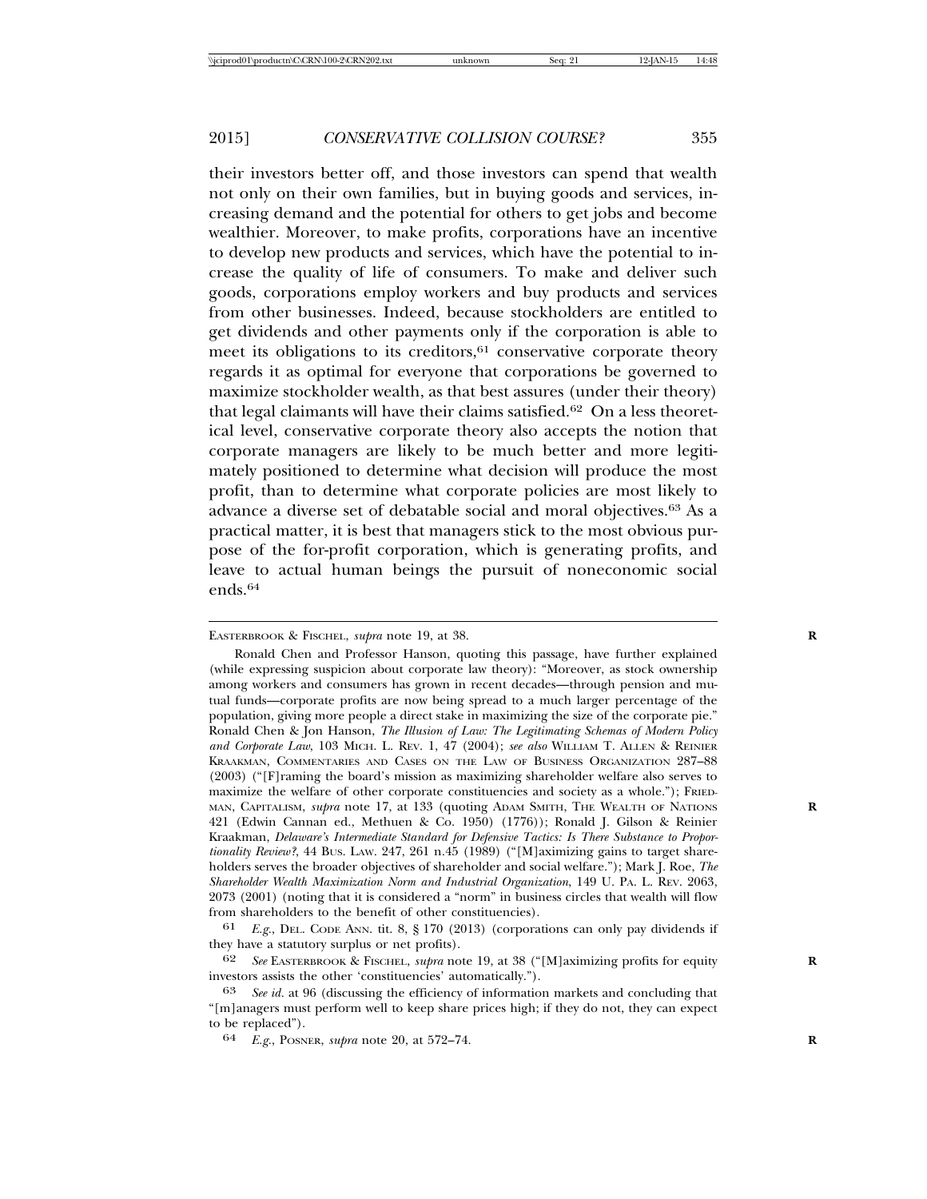their investors better off, and those investors can spend that wealth not only on their own families, but in buying goods and services, increasing demand and the potential for others to get jobs and become wealthier. Moreover, to make profits, corporations have an incentive to develop new products and services, which have the potential to increase the quality of life of consumers. To make and deliver such goods, corporations employ workers and buy products and services from other businesses. Indeed, because stockholders are entitled to get dividends and other payments only if the corporation is able to meet its obligations to its creditors,[61] conservative corporate theory regards it as optimal for everyone that corporations be governed to maximize stockholder wealth, as that best assures (under their theory) that legal claimants will have their claims satisfied.[62] On a less theoretical level, conservative corporate theory also accepts the notion that corporate managers are likely to be much better and more legitimately positioned to determine what decision will produce the most profit, than to determine what corporate policies are most likely to advance a diverse set of debatable social and moral objectives.[63] As a practical matter, it is best that managers stick to the most obvious purpose of the for-profit corporation, which is generating profits, and leave to actual human beings the pursuit of noneconomic social ends.[64]

---

EASTERBROOK & FISCHEL, *supra* note 19, at 38.

Ronald Chen and Professor Hanson, quoting this passage, have further explained (while expressing suspicion about corporate law theory): "Moreover, as stock ownership among workers and consumers has grown in recent decades—through pension and mutual funds—corporate profits are now being spread to a much larger percentage of the population, giving more people a direct stake in maximizing the size of the corporate pie." Ronald Chen & Jon Hanson, *The Illusion of Law: The Legitimating Schemas of Modern Policy and Corporate Law*, 103 MICH. L. REV. 1, 47 (2004); *see also* WILLIAM T. ALLEN & REINIER KRAAKMAN, COMMENTARIES AND CASES ON THE LAW OF BUSINESS ORGANIZATION 287–88 (2003) ("[F]raming the board's mission as maximizing shareholder welfare also serves to maximize the welfare of other corporate constituencies and society as a whole."); FRIEDMAN, CAPITALISM, *supra* note 17, at 133 (quoting ADAM SMITH, THE WEALTH OF NATIONS 421 (Edwin Cannan ed., Methuen & Co. 1950) (1776)); Ronald J. Gilson & Reinier Kraakman, *Delaware's Intermediate Standard for Defensive Tactics: Is There Substance to Proportionality Review?*, 44 BUS. LAW. 247, 261 n.45 (1989) ("[M]aximizing gains to target shareholders serves the broader objectives of shareholder and social welfare."); Mark J. Roe, *The Shareholder Wealth Maximization Norm and Industrial Organization*, 149 U. PA. L. REV. 2063, 2073 (2001) (noting that it is considered a "norm" in business circles that wealth will flow from shareholders to the benefit of other constituencies).

[61] *E.g.*, DEL. CODE ANN. tit. 8, § 170 (2013) (corporations can only pay dividends if they have a statutory surplus or net profits).

[62] *See* EASTERBROOK & FISCHEL, *supra* note 19, at 38 ("[M]aximizing profits for equity investors assists the other 'constituencies' automatically.").

[63] *See id.* at 96 (discussing the efficiency of information markets and concluding that "[m]anagers must perform well to keep share prices high; if they do not, they can expect to be replaced").

[64] *E.g.*, POSNER, *supra* note 20, at 572–74.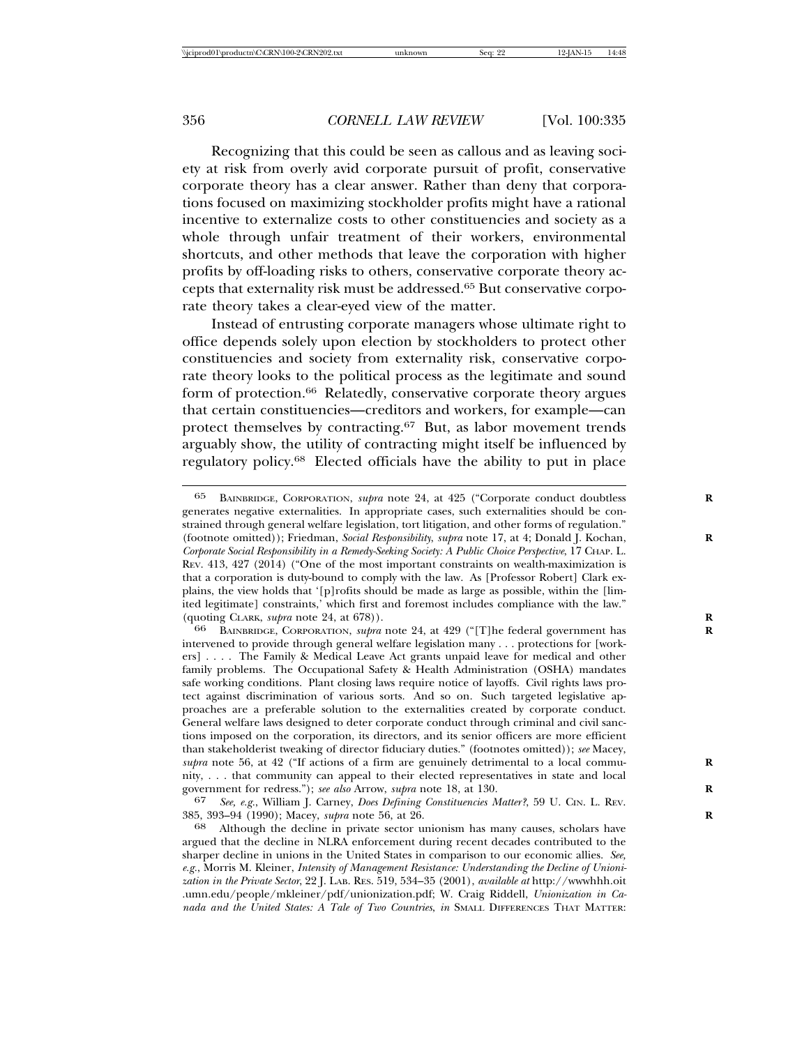Recognizing that this could be seen as callous and as leaving society at risk from overly avid corporate pursuit of profit, conservative corporate theory has a clear answer. Rather than deny that corporations focused on maximizing stockholder profits might have a rational incentive to externalize costs to other constituencies and society as a whole through unfair treatment of their workers, environmental shortcuts, and other methods that leave the corporation with higher profits by off-loading risks to others, conservative corporate theory accepts that externality risk must be addressed.[65] But conservative corporate theory takes a clear-eyed view of the matter.

Instead of entrusting corporate managers whose ultimate right to office depends solely upon election by stockholders to protect other constituencies and society from externality risk, conservative corporate theory looks to the political process as the legitimate and sound form of protection.[66] Relatedly, conservative corporate theory argues that certain constituencies—creditors and workers, for example—can protect themselves by contracting.[67] But, as labor movement trends arguably show, the utility of contracting might itself be influenced by regulatory policy.[68] Elected officials have the ability to put in place

---

65 BAINBRIDGE, CORPORATION, *supra* note 24, at 425 ("Corporate conduct doubtless generates negative externalities. In appropriate cases, such externalities should be constrained through general welfare legislation, tort litigation, and other forms of regulation." (footnote omitted)); Friedman, *Social Responsibility*, *supra* note 17, at 4; Donald J. Kochan, *Corporate Social Responsibility in a Remedy-Seeking Society: A Public Choice Perspective*, 17 CHAP. L. REV. 413, 427 (2014) ("One of the most important constraints on wealth-maximization is that a corporation is duty-bound to comply with the law. As [Professor Robert] Clark explains, the view holds that '[p]rofits should be made as large as possible, within the [limited legitimate] constraints,' which first and foremost includes compliance with the law." (quoting CLARK, *supra* note 24, at 678)).

66 BAINBRIDGE, CORPORATION, *supra* note 24, at 429 ("[T]he federal government has intervened to provide through general welfare legislation many . . . protections for [workers] . . . . The Family & Medical Leave Act grants unpaid leave for medical and other family problems. The Occupational Safety & Health Administration (OSHA) mandates safe working conditions. Plant closing laws require notice of layoffs. Civil rights laws protect against discrimination of various sorts. And so on. Such targeted legislative approaches are a preferable solution to the externalities created by corporate conduct. General welfare laws designed to deter corporate conduct through criminal and civil sanctions imposed on the corporation, its directors, and its senior officers are more efficient than stakeholderist tweaking of director fiduciary duties." (footnotes omitted)); *see* Macey, *supra* note 56, at 42 ("If actions of a firm are genuinely detrimental to a local community, . . . that community can appeal to their elected representatives in state and local government for redress."); *see also* Arrow, *supra* note 18, at 130.

67 *See, e.g.*, William J. Carney, *Does Defining Constituencies Matter?*, 59 U. CIN. L. REV. 385, 393–94 (1990); Macey, *supra* note 56, at 26.

68 Although the decline in private sector unionism has many causes, scholars have argued that the decline in NLRA enforcement during recent decades contributed to the sharper decline in unions in the United States in comparison to our economic allies. *See, e.g.*, Morris M. Kleiner, *Intensity of Management Resistance: Understanding the Decline of Unionization in the Private Sector*, 22 J. LAB. RES. 519, 534–35 (2001), *available at* http://wwwhhh.oit.umn.edu/people/mkleiner/pdf/unionization.pdf; W. Craig Riddell, *Unionization in Canada and the United States: A Tale of Two Countries*, *in* SMALL DIFFERENCES THAT MATTER: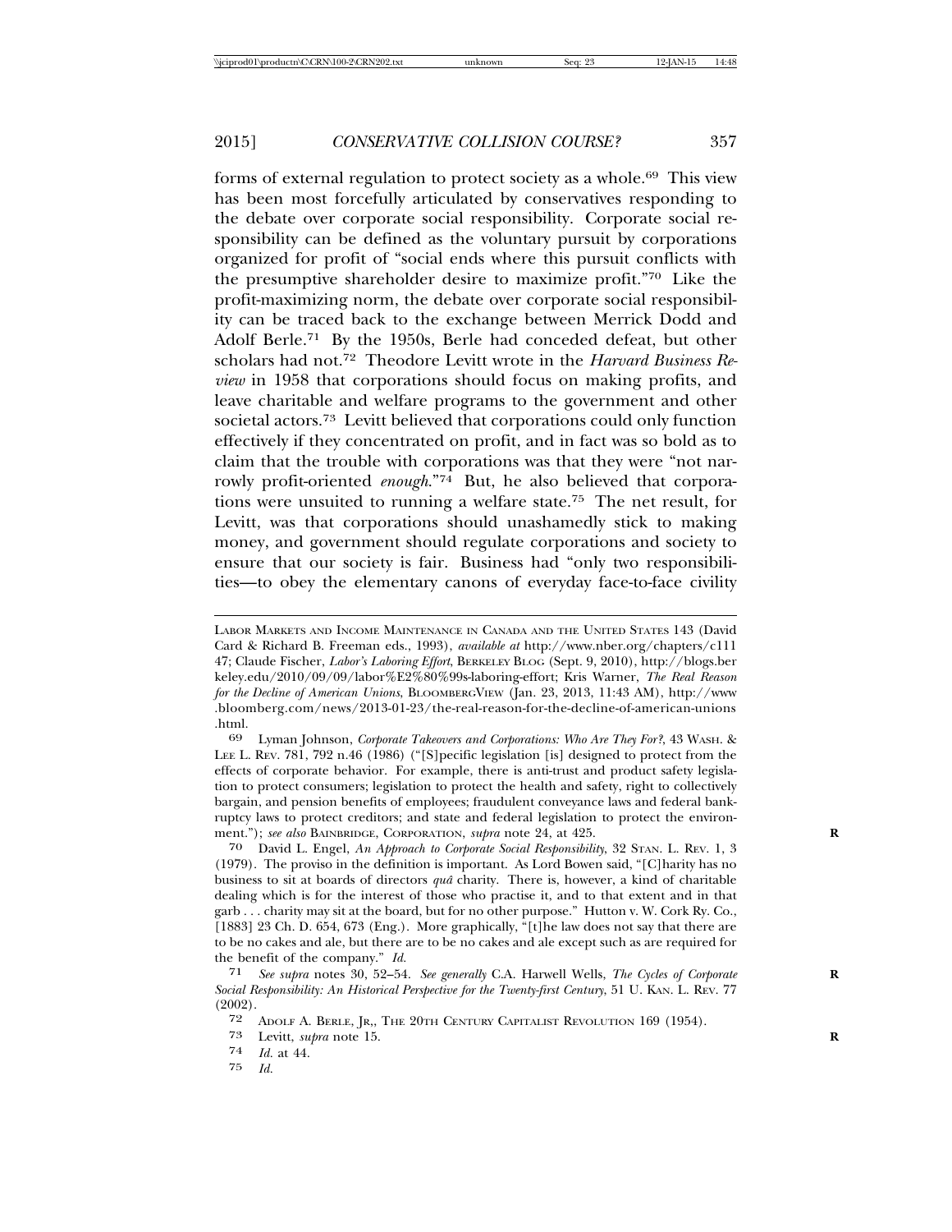forms of external regulation to protect society as a whole.[69] This view has been most forcefully articulated by conservatives responding to the debate over corporate social responsibility. Corporate social responsibility can be defined as the voluntary pursuit by corporations organized for profit of "social ends where this pursuit conflicts with the presumptive shareholder desire to maximize profit."[70] Like the profit-maximizing norm, the debate over corporate social responsibility can be traced back to the exchange between Merrick Dodd and Adolf Berle.[71] By the 1950s, Berle had conceded defeat, but other scholars had not.[72] Theodore Levitt wrote in the *Harvard Business Review* in 1958 that corporations should focus on making profits, and leave charitable and welfare programs to the government and other societal actors.[73] Levitt believed that corporations could only function effectively if they concentrated on profit, and in fact was so bold as to claim that the trouble with corporations was that they were "not narrowly profit-oriented *enough*."[74] But, he also believed that corporations were unsuited to running a welfare state.[75] The net result, for Levitt, was that corporations should unashamedly stick to making money, and government should regulate corporations and society to ensure that our society is fair. Business had "only two responsibilities—to obey the elementary canons of everyday face-to-face civility

---

LABOR MARKETS AND INCOME MAINTENANCE IN CANADA AND THE UNITED STATES 143 (David Card & Richard B. Freeman eds., 1993), *available at* http://www.nber.org/chapters/c11147; Claude Fischer, *Labor's Laboring Effort*, BERKELEY BLOG (Sept. 9, 2010), http://blogs.berkeley.edu/2010/09/09/labor%E2%80%99s-laboring-effort; Kris Warner, *The Real Reason for the Decline of American Unions*, BLOOMBERGVIEW (Jan. 23, 2013, 11:43 AM), http://www.bloomberg.com/news/2013-01-23/the-real-reason-for-the-decline-of-american-unions.html.

69 Lyman Johnson, *Corporate Takeovers and Corporations: Who Are They For?*, 43 WASH. & LEE L. REV. 781, 792 n.46 (1986) ("[S]pecific legislation [is] designed to protect from the effects of corporate behavior. For example, there is anti-trust and product safety legislation to protect consumers; legislation to protect the health and safety, right to collectively bargain, and pension benefits of employees; fraudulent conveyance laws and federal bankruptcy laws to protect creditors; and state and federal legislation to protect the environment."); *see also* BAINBRIDGE, CORPORATION, *supra* note 24, at 425.

70 David L. Engel, *An Approach to Corporate Social Responsibility*, 32 STAN. L. REV. 1, 3 (1979). The proviso in the definition is important. As Lord Bowen said, "[C]harity has no business to sit at boards of directors *quâ* charity. There is, however, a kind of charitable dealing which is for the interest of those who practise it, and to that extent and in that garb . . . charity may sit at the board, but for no other purpose." Hutton v. W. Cork Ry. Co., [1883] 23 Ch. D. 654, 673 (Eng.). More graphically, "[t]he law does not say that there are to be no cakes and ale, but there are to be no cakes and ale except such as are required for the benefit of the company." *Id.*

71 *See supra* notes 30, 52–54. *See generally* C.A. Harwell Wells, *The Cycles of Corporate Social Responsibility: An Historical Perspective for the Twenty-first Century*, 51 U. KAN. L. REV. 77 (2002).

72 ADOLF A. BERLE, JR,, THE 20TH CENTURY CAPITALIST REVOLUTION 169 (1954).

73 Levitt, *supra* note 15.

74 *Id.* at 44.

75 *Id.*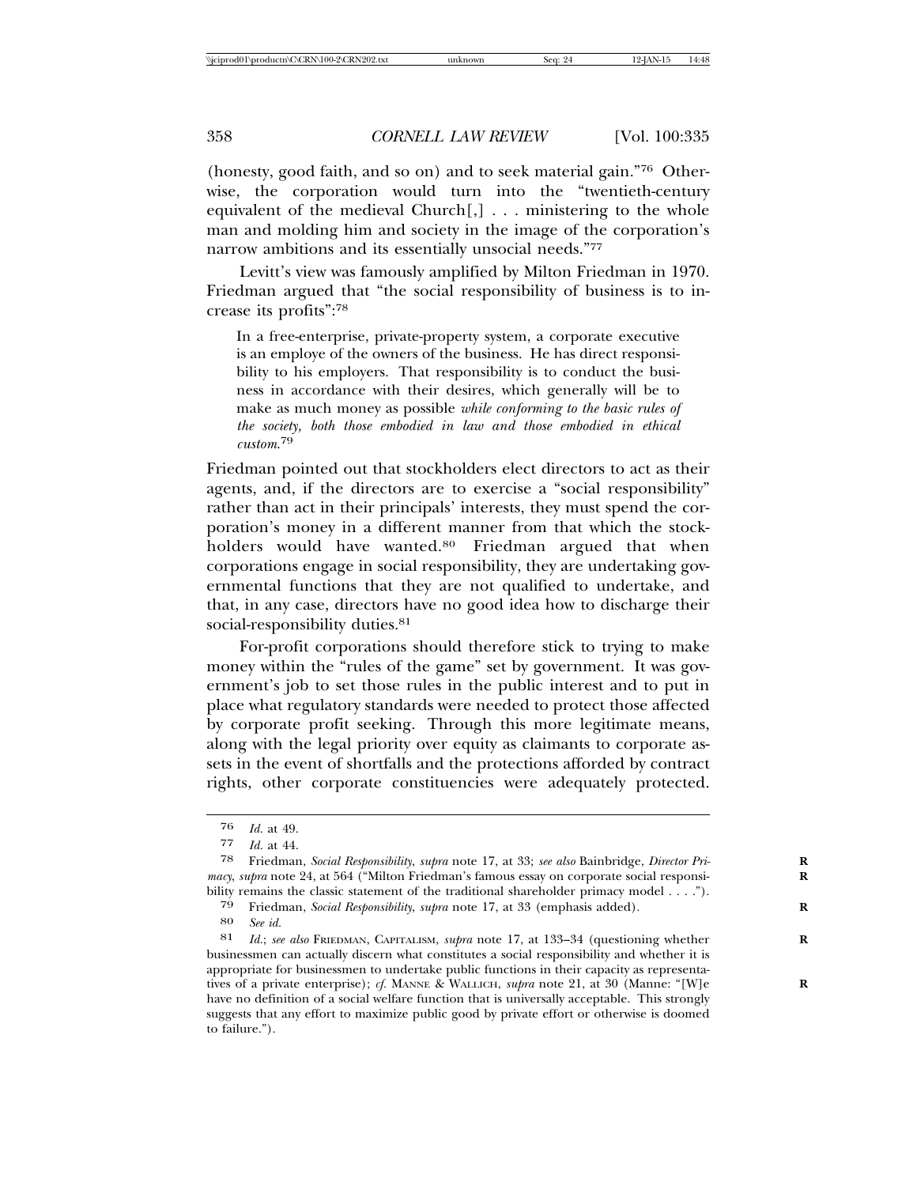(honesty, good faith, and so on) and to seek material gain."[76] Otherwise, the corporation would turn into the "twentieth-century equivalent of the medieval Church[,] . . . ministering to the whole man and molding him and society in the image of the corporation's narrow ambitions and its essentially unsocial needs."[77]

Levitt's view was famously amplified by Milton Friedman in 1970. Friedman argued that "the social responsibility of business is to increase its profits":[78]

> In a free-enterprise, private-property system, a corporate executive is an employe of the owners of the business. He has direct responsibility to his employers. That responsibility is to conduct the business in accordance with their desires, which generally will be to make as much money as possible *while conforming to the basic rules of the society, both those embodied in law and those embodied in ethical custom.*[79]

Friedman pointed out that stockholders elect directors to act as their agents, and, if the directors are to exercise a "social responsibility" rather than act in their principals' interests, they must spend the corporation's money in a different manner from that which the stockholders would have wanted.[80] Friedman argued that when corporations engage in social responsibility, they are undertaking governmental functions that they are not qualified to undertake, and that, in any case, directors have no good idea how to discharge their social-responsibility duties.[81]

For-profit corporations should therefore stick to trying to make money within the "rules of the game" set by government. It was government's job to set those rules in the public interest and to put in place what regulatory standards were needed to protect those affected by corporate profit seeking. Through this more legitimate means, along with the legal priority over equity as claimants to corporate assets in the event of shortfalls and the protections afforded by contract rights, other corporate constituencies were adequately protected.

---

76 *Id.* at 49.

77 *Id.* at 44.

78 Friedman, *Social Responsibility*, *supra* note 17, at 33; *see also* Bainbridge, *Director Primacy*, *supra* note 24, at 564 ("Milton Friedman's famous essay on corporate social responsibility remains the classic statement of the traditional shareholder primacy model . . . .").

79 Friedman, *Social Responsibility*, *supra* note 17, at 33 (emphasis added).

80 *See id.*

81 *Id.*; *see also* FRIEDMAN, CAPITALISM, *supra* note 17, at 133–34 (questioning whether businessmen can actually discern what constitutes a social responsibility and whether it is appropriate for businessmen to undertake public functions in their capacity as representatives of a private enterprise); *cf.* MANNE & WALLICH, *supra* note 21, at 30 (Manne: "[W]e have no definition of a social welfare function that is universally acceptable. This strongly suggests that any effort to maximize public good by private effort or otherwise is doomed to failure.").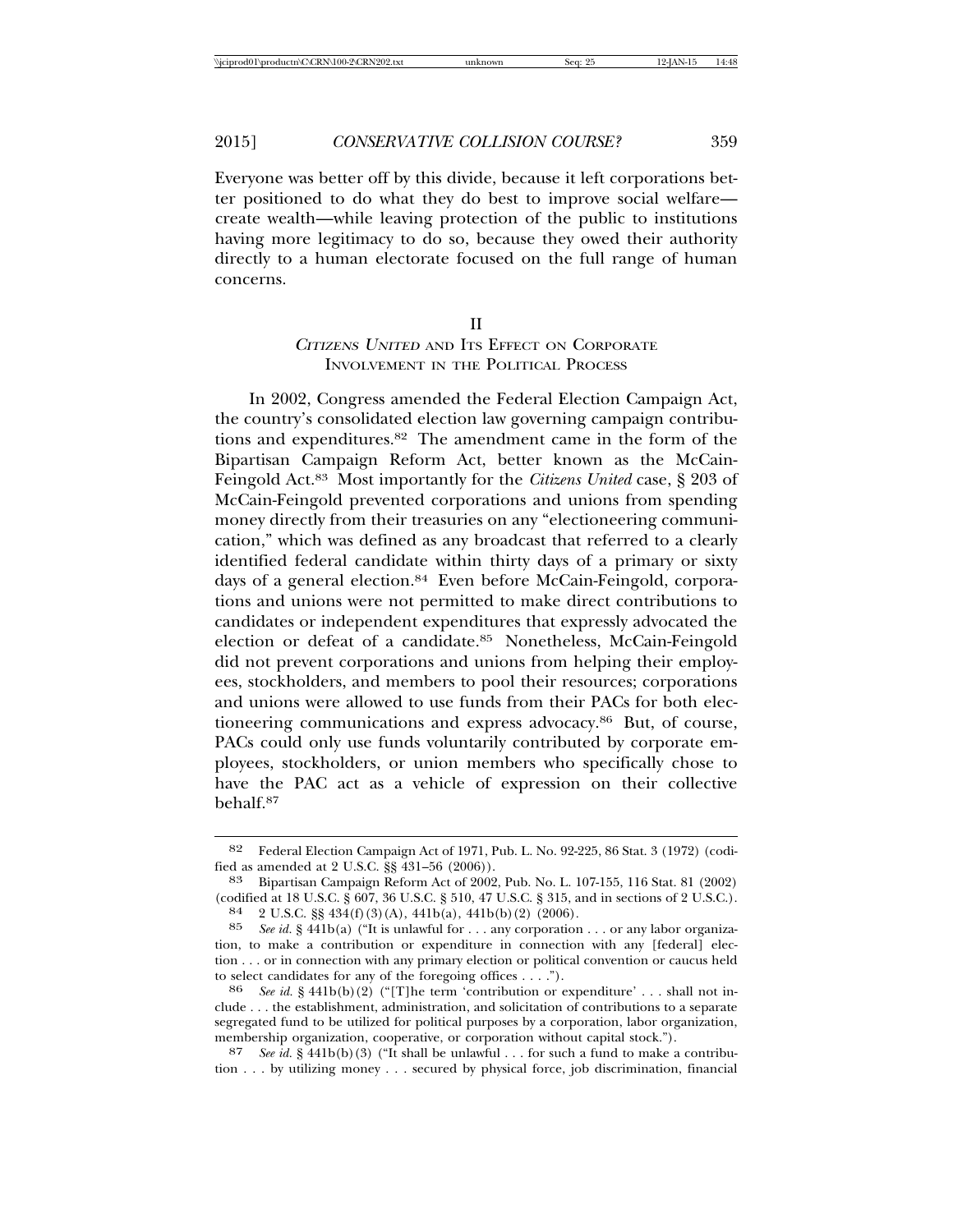Everyone was better off by this divide, because it left corporations better positioned to do what they do best to improve social welfare—create wealth—while leaving protection of the public to institutions having more legitimacy to do so, because they owed their authority directly to a human electorate focused on the full range of human concerns.

## II
## *Citizens United* and Its Effect on Corporate Involvement in the Political Process

In 2002, Congress amended the Federal Election Campaign Act, the country's consolidated election law governing campaign contributions and expenditures.[82] The amendment came in the form of the Bipartisan Campaign Reform Act, better known as the McCain-Feingold Act.[83] Most importantly for the *Citizens United* case, § 203 of McCain-Feingold prevented corporations and unions from spending money directly from their treasuries on any "electioneering communication," which was defined as any broadcast that referred to a clearly identified federal candidate within thirty days of a primary or sixty days of a general election.[84] Even before McCain-Feingold, corporations and unions were not permitted to make direct contributions to candidates or independent expenditures that expressly advocated the election or defeat of a candidate.[85] Nonetheless, McCain-Feingold did not prevent corporations and unions from helping their employees, stockholders, and members to pool their resources; corporations and unions were allowed to use funds from their PACs for both electioneering communications and express advocacy.[86] But, of course, PACs could only use funds voluntarily contributed by corporate employees, stockholders, or union members who specifically chose to have the PAC act as a vehicle of expression on their collective behalf.[87]

---

[82] Federal Election Campaign Act of 1971, Pub. L. No. 92-225, 86 Stat. 3 (1972) (codified as amended at 2 U.S.C. §§ 431–56 (2006)).

[83] Bipartisan Campaign Reform Act of 2002, Pub. No. L. 107-155, 116 Stat. 81 (2002) (codified at 18 U.S.C. § 607, 36 U.S.C. § 510, 47 U.S.C. § 315, and in sections of 2 U.S.C.).

[84] 2 U.S.C. §§ 434(f)(3)(A), 441b(a), 441b(b)(2) (2006).

[85] *See id.* § 441b(a) ("It is unlawful for . . . any corporation . . . or any labor organization, to make a contribution or expenditure in connection with any [federal] election . . . or in connection with any primary election or political convention or caucus held to select candidates for any of the foregoing offices . . . .").

[86] *See id.* § 441b(b)(2) ("[T]he term 'contribution or expenditure' . . . shall not include . . . the establishment, administration, and solicitation of contributions to a separate segregated fund to be utilized for political purposes by a corporation, labor organization, membership organization, cooperative, or corporation without capital stock.").

[87] *See id.* § 441b(b)(3) ("It shall be unlawful . . . for such a fund to make a contribution . . . by utilizing money . . . secured by physical force, job discrimination, financial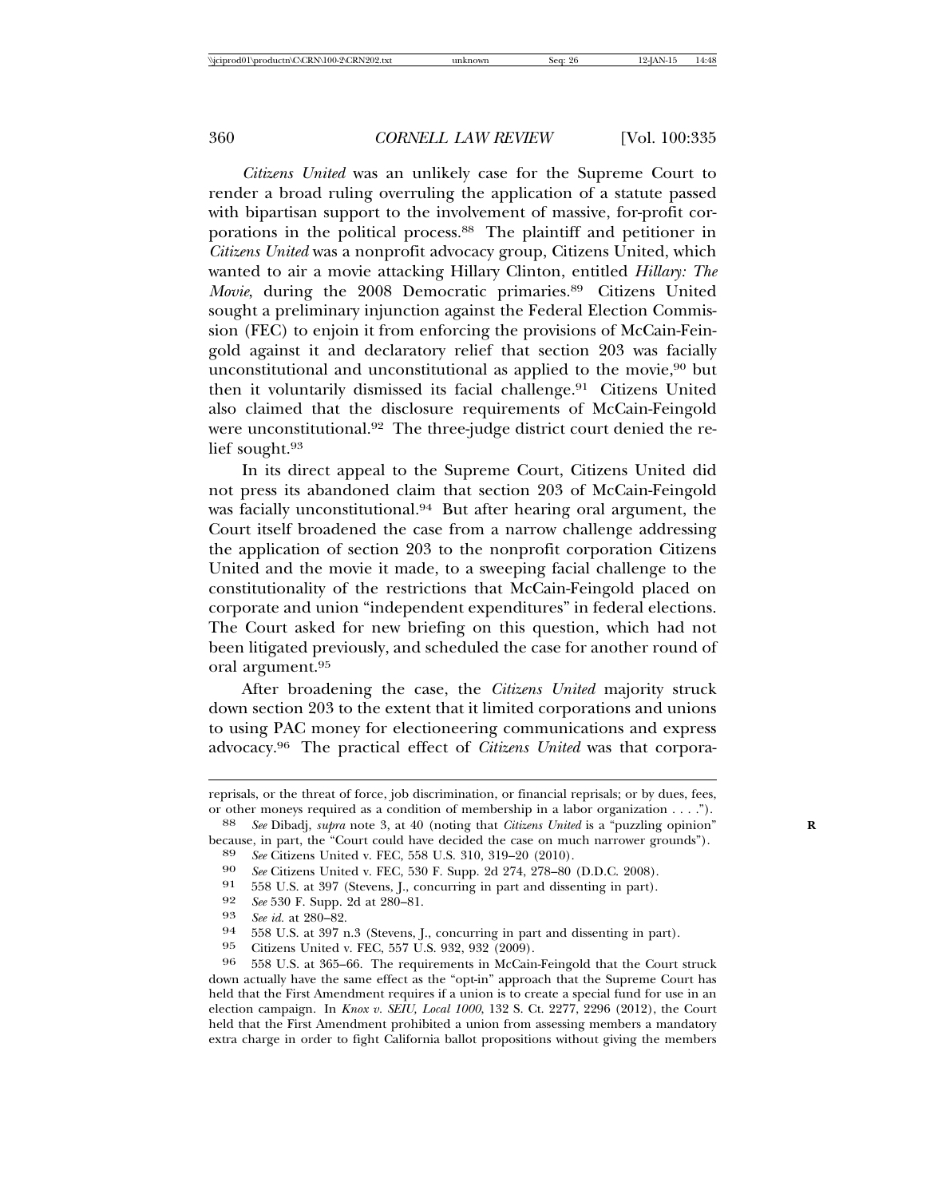*Citizens United* was an unlikely case for the Supreme Court to render a broad ruling overruling the application of a statute passed with bipartisan support to the involvement of massive, for-profit corporations in the political process.[88] The plaintiff and petitioner in *Citizens United* was a nonprofit advocacy group, Citizens United, which wanted to air a movie attacking Hillary Clinton, entitled *Hillary: The Movie*, during the 2008 Democratic primaries.[89] Citizens United sought a preliminary injunction against the Federal Election Commission (FEC) to enjoin it from enforcing the provisions of McCain-Feingold against it and declaratory relief that section 203 was facially unconstitutional and unconstitutional as applied to the movie,[90] but then it voluntarily dismissed its facial challenge.[91] Citizens United also claimed that the disclosure requirements of McCain-Feingold were unconstitutional.[92] The three-judge district court denied the relief sought.[93]

In its direct appeal to the Supreme Court, Citizens United did not press its abandoned claim that section 203 of McCain-Feingold was facially unconstitutional.[94] But after hearing oral argument, the Court itself broadened the case from a narrow challenge addressing the application of section 203 to the nonprofit corporation Citizens United and the movie it made, to a sweeping facial challenge to the constitutionality of the restrictions that McCain-Feingold placed on corporate and union "independent expenditures" in federal elections. The Court asked for new briefing on this question, which had not been litigated previously, and scheduled the case for another round of oral argument.[95]

After broadening the case, the *Citizens United* majority struck down section 203 to the extent that it limited corporations and unions to using PAC money for electioneering communications and express advocacy.[96] The practical effect of *Citizens United* was that corpora-

---

reprisals, or the threat of force, job discrimination, or financial reprisals; or by dues, fees, or other moneys required as a condition of membership in a labor organization . . . .").

88 *See* Dibadj, *supra* note 3, at 40 (noting that *Citizens United* is a "puzzling opinion" because, in part, the "Court could have decided the case on much narrower grounds").

89 *See* Citizens United v. FEC, 558 U.S. 310, 319–20 (2010).

90 *See* Citizens United v. FEC, 530 F. Supp. 2d 274, 278–80 (D.D.C. 2008).

91 558 U.S. at 397 (Stevens, J., concurring in part and dissenting in part).

92 *See* 530 F. Supp. 2d at 280–81.

93 *See id.* at 280–82.

94 558 U.S. at 397 n.3 (Stevens, J., concurring in part and dissenting in part).

95 Citizens United v. FEC, 557 U.S. 932, 932 (2009).

96 558 U.S. at 365–66. The requirements in McCain-Feingold that the Court struck down actually have the same effect as the "opt-in" approach that the Supreme Court has held that the First Amendment requires if a union is to create a special fund for use in an election campaign. In *Knox v. SEIU, Local 1000*, 132 S. Ct. 2277, 2296 (2012), the Court held that the First Amendment prohibited a union from assessing members a mandatory extra charge in order to fight California ballot propositions without giving the members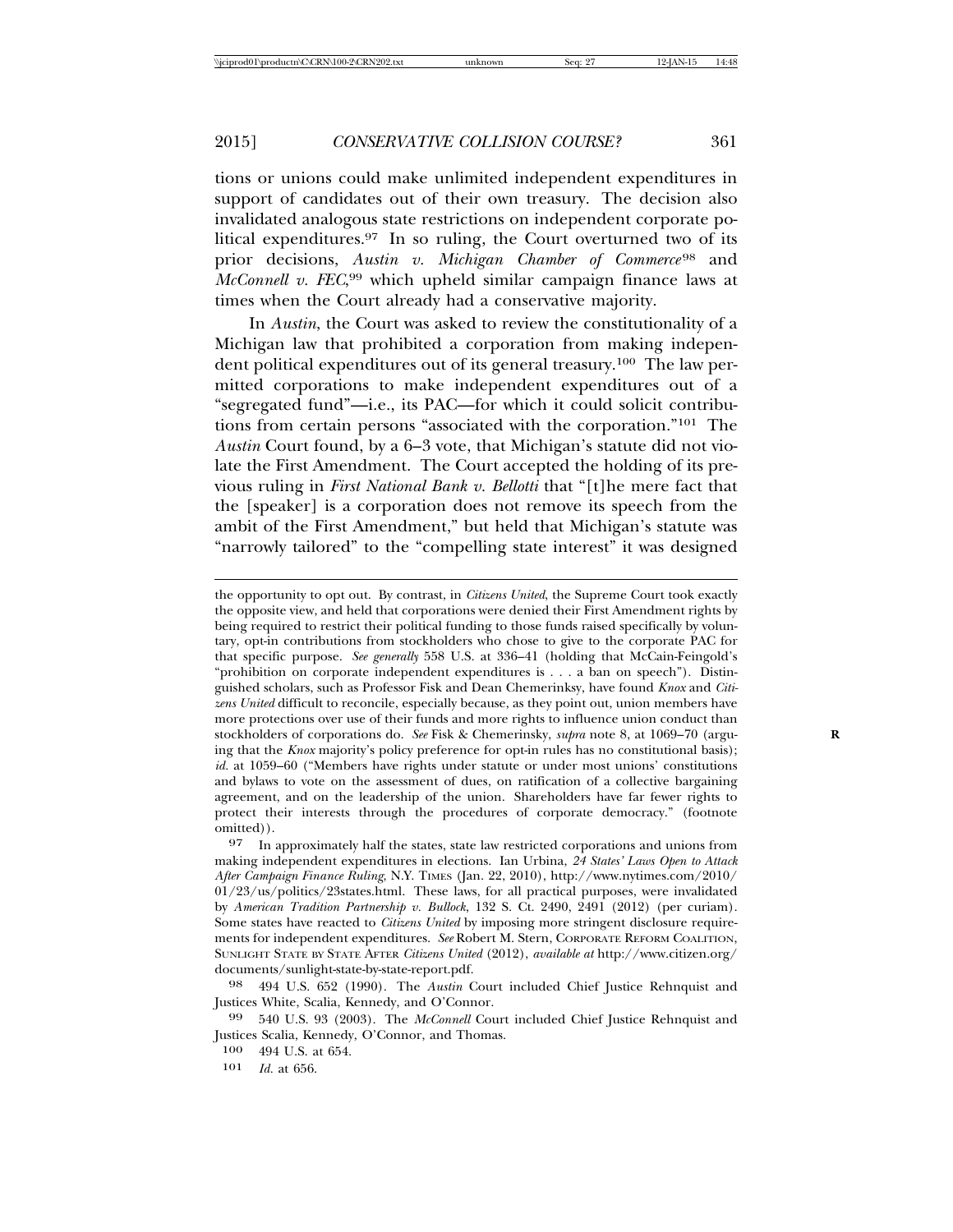tions or unions could make unlimited independent expenditures in support of candidates out of their own treasury. The decision also invalidated analogous state restrictions on independent corporate political expenditures.[97] In so ruling, the Court overturned two of its prior decisions, *Austin v. Michigan Chamber of Commerce*[98] and *McConnell v. FEC*,[99] which upheld similar campaign finance laws at times when the Court already had a conservative majority.

In *Austin*, the Court was asked to review the constitutionality of a Michigan law that prohibited a corporation from making independent political expenditures out of its general treasury.[100] The law permitted corporations to make independent expenditures out of a "segregated fund"—i.e., its PAC—for which it could solicit contributions from certain persons "associated with the corporation."[101] The *Austin* Court found, by a 6–3 vote, that Michigan's statute did not violate the First Amendment. The Court accepted the holding of its previous ruling in *First National Bank v. Bellotti* that "[t]he mere fact that the [speaker] is a corporation does not remove its speech from the ambit of the First Amendment," but held that Michigan's statute was "narrowly tailored" to the "compelling state interest" it was designed

---

the opportunity to opt out. By contrast, in *Citizens United*, the Supreme Court took exactly the opposite view, and held that corporations were denied their First Amendment rights by being required to restrict their political funding to those funds raised specifically by voluntary, opt-in contributions from stockholders who chose to give to the corporate PAC for that specific purpose. *See generally* 558 U.S. at 336–41 (holding that McCain-Feingold's "prohibition on corporate independent expenditures is . . . a ban on speech"). Distinguished scholars, such as Professor Fisk and Dean Chemerinksy, have found *Knox* and *Citizens United* difficult to reconcile, especially because, as they point out, union members have more protections over use of their funds and more rights to influence union conduct than stockholders of corporations do. *See* Fisk & Chemerinsky, *supra* note 8, at 1069–70 (arguing that the *Knox* majority's policy preference for opt-in rules has no constitutional basis); *id.* at 1059–60 ("Members have rights under statute or under most unions' constitutions and bylaws to vote on the assessment of dues, on ratification of a collective bargaining agreement, and on the leadership of the union. Shareholders have far fewer rights to protect their interests through the procedures of corporate democracy." (footnote omitted)).

[97] In approximately half the states, state law restricted corporations and unions from making independent expenditures in elections. Ian Urbina, *24 States' Laws Open to Attack After Campaign Finance Ruling*, N.Y. TIMES (Jan. 22, 2010), http://www.nytimes.com/2010/01/23/us/politics/23states.html. These laws, for all practical purposes, were invalidated by *American Tradition Partnership v. Bullock*, 132 S. Ct. 2490, 2491 (2012) (per curiam). Some states have reacted to *Citizens United* by imposing more stringent disclosure requirements for independent expenditures. *See* Robert M. Stern, CORPORATE REFORM COALITION, SUNLIGHT STATE BY STATE AFTER *Citizens United* (2012), *available at* http://www.citizen.org/documents/sunlight-state-by-state-report.pdf.

[98] 494 U.S. 652 (1990). The *Austin* Court included Chief Justice Rehnquist and Justices White, Scalia, Kennedy, and O'Connor.

[99] 540 U.S. 93 (2003). The *McConnell* Court included Chief Justice Rehnquist and Justices Scalia, Kennedy, O'Connor, and Thomas.

[100] 494 U.S. at 654.

[101] *Id.* at 656.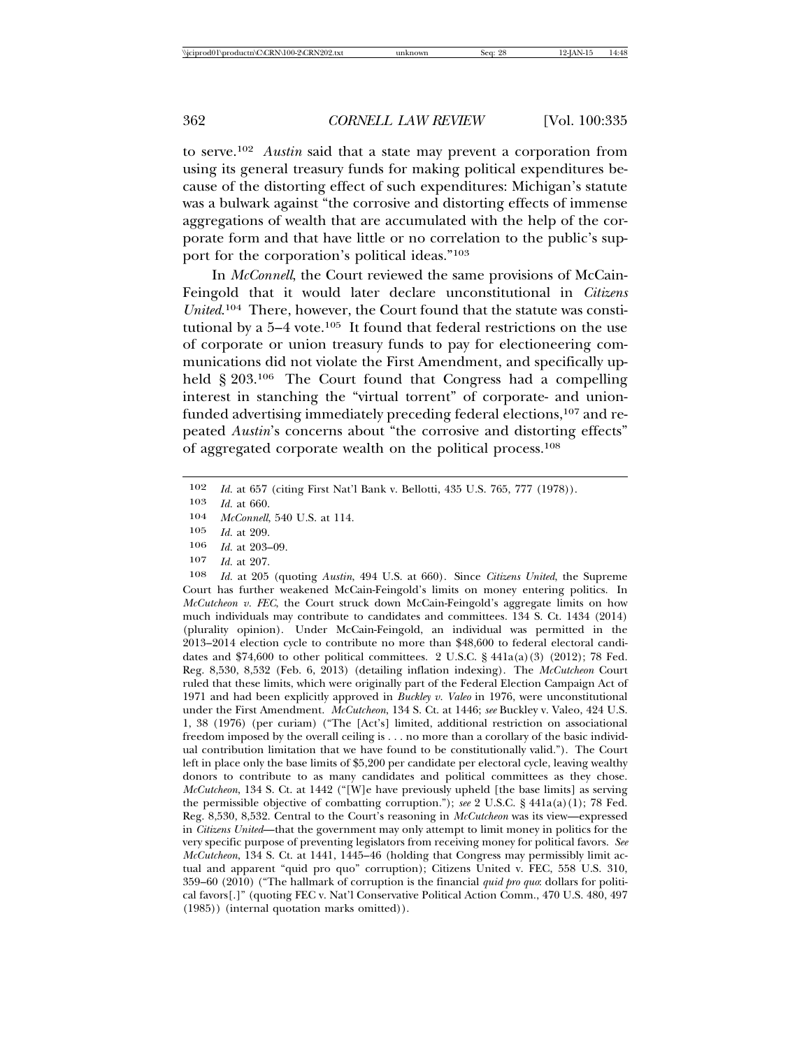to serve.[102] *Austin* said that a state may prevent a corporation from using its general treasury funds for making political expenditures because of the distorting effect of such expenditures: Michigan's statute was a bulwark against "the corrosive and distorting effects of immense aggregations of wealth that are accumulated with the help of the corporate form and that have little or no correlation to the public's support for the corporation's political ideas."[103]

In *McConnell*, the Court reviewed the same provisions of McCain-Feingold that it would later declare unconstitutional in *Citizens United*.[104] There, however, the Court found that the statute was constitutional by a 5–4 vote.[105] It found that federal restrictions on the use of corporate or union treasury funds to pay for electioneering communications did not violate the First Amendment, and specifically upheld § 203.[106] The Court found that Congress had a compelling interest in stanching the "virtual torrent" of corporate- and union-funded advertising immediately preceding federal elections,[107] and repeated *Austin*'s concerns about "the corrosive and distorting effects" of aggregated corporate wealth on the political process.[108]

---

[102] *Id.* at 657 (citing First Nat'l Bank v. Bellotti, 435 U.S. 765, 777 (1978)).

[103] *Id.* at 660.

[104] *McConnell*, 540 U.S. at 114.

[105] *Id.* at 209.

[106] *Id.* at 203–09.

[107] *Id.* at 207.

[108] *Id.* at 205 (quoting *Austin*, 494 U.S. at 660). Since *Citizens United*, the Supreme Court has further weakened McCain-Feingold's limits on money entering politics. In *McCutcheon v. FEC*, the Court struck down McCain-Feingold's aggregate limits on how much individuals may contribute to candidates and committees. 134 S. Ct. 1434 (2014) (plurality opinion). Under McCain-Feingold, an individual was permitted in the 2013–2014 election cycle to contribute no more than $48,600 to federal electoral candidates and $74,600 to other political committees. 2 U.S.C. § 441a(a)(3) (2012); 78 Fed. Reg. 8,530, 8,532 (Feb. 6, 2013) (detailing inflation indexing). The *McCutcheon* Court ruled that these limits, which were originally part of the Federal Election Campaign Act of 1971 and had been explicitly approved in *Buckley v. Valeo* in 1976, were unconstitutional under the First Amendment. *McCutcheon*, 134 S. Ct. at 1446; *see* Buckley v. Valeo, 424 U.S. 1, 38 (1976) (per curiam) ("The [Act's] limited, additional restriction on associational freedom imposed by the overall ceiling is . . . no more than a corollary of the basic individual contribution limitation that we have found to be constitutionally valid."). The Court left in place only the base limits of $5,200 per candidate per electoral cycle, leaving wealthy donors to contribute to as many candidates and political committees as they chose. *McCutcheon*, 134 S. Ct. at 1442 ("[W]e have previously upheld [the base limits] as serving the permissible objective of combatting corruption."); *see* 2 U.S.C. § 441a(a)(1); 78 Fed. Reg. 8,530, 8,532. Central to the Court's reasoning in *McCutcheon* was its view—expressed in *Citizens United*—that the government may only attempt to limit money in politics for the very specific purpose of preventing legislators from receiving money for political favors. *See McCutcheon*, 134 S. Ct. at 1441, 1445–46 (holding that Congress may permissibly limit actual and apparent "quid pro quo" corruption); Citizens United v. FEC, 558 U.S. 310, 359–60 (2010) ("The hallmark of corruption is the financial *quid pro quo*: dollars for political favors[.]" (quoting FEC v. Nat'l Conservative Political Action Comm., 470 U.S. 480, 497 (1985)) (internal quotation marks omitted)).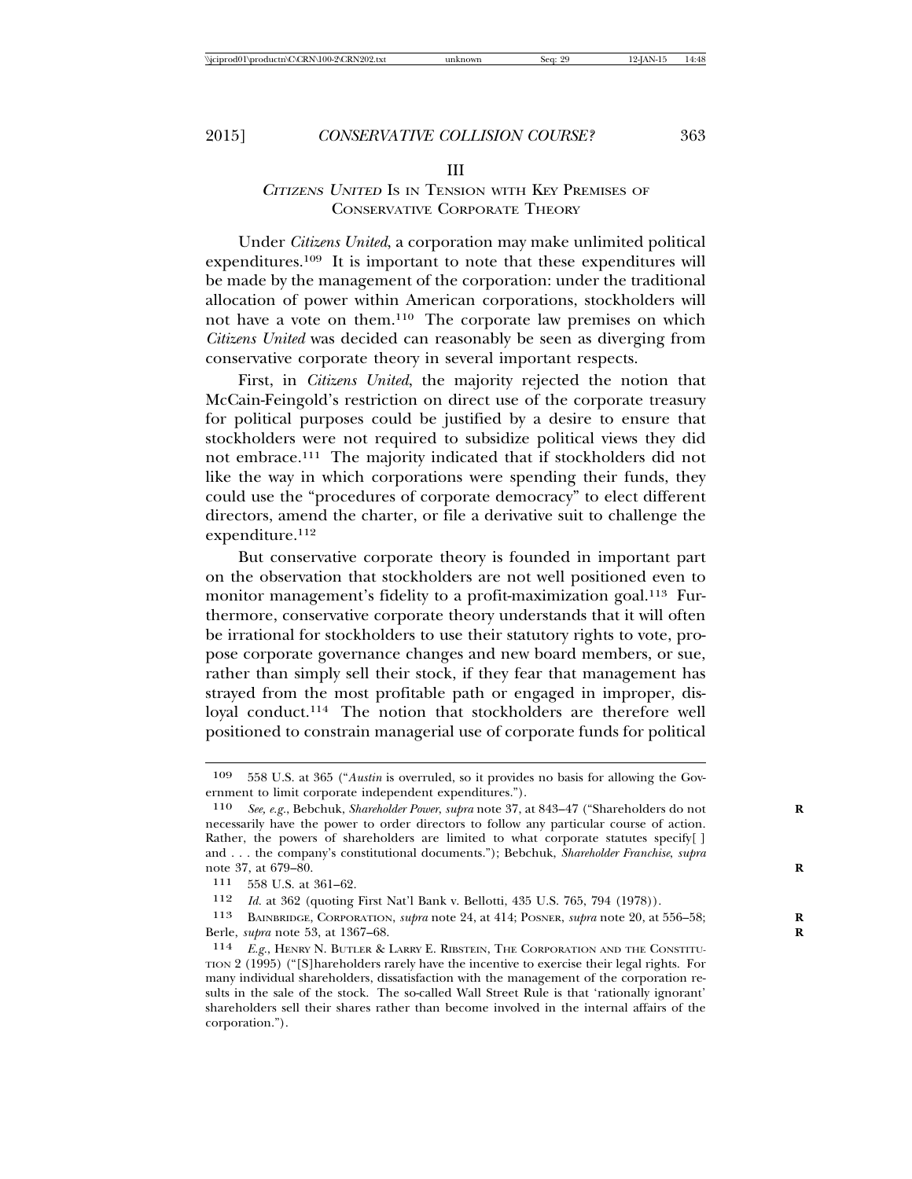## III

## *CITIZENS UNITED* IS IN TENSION WITH KEY PREMISES OF CONSERVATIVE CORPORATE THEORY

Under *Citizens United*, a corporation may make unlimited political expenditures.[109] It is important to note that these expenditures will be made by the management of the corporation: under the traditional allocation of power within American corporations, stockholders will not have a vote on them.[110] The corporate law premises on which *Citizens United* was decided can reasonably be seen as diverging from conservative corporate theory in several important respects.

First, in *Citizens United*, the majority rejected the notion that McCain-Feingold's restriction on direct use of the corporate treasury for political purposes could be justified by a desire to ensure that stockholders were not required to subsidize political views they did not embrace.[111] The majority indicated that if stockholders did not like the way in which corporations were spending their funds, they could use the "procedures of corporate democracy" to elect different directors, amend the charter, or file a derivative suit to challenge the expenditure.[112]

But conservative corporate theory is founded in important part on the observation that stockholders are not well positioned even to monitor management's fidelity to a profit-maximization goal.[113] Furthermore, conservative corporate theory understands that it will often be irrational for stockholders to use their statutory rights to vote, propose corporate governance changes and new board members, or sue, rather than simply sell their stock, if they fear that management has strayed from the most profitable path or engaged in improper, disloyal conduct.[114] The notion that stockholders are therefore well positioned to constrain managerial use of corporate funds for political

---

109 558 U.S. at 365 ("*Austin* is overruled, so it provides no basis for allowing the Government to limit corporate independent expenditures.").

110 *See, e.g.*, Bebchuk, *Shareholder Power*, *supra* note 37, at 843–47 ("Shareholders do not necessarily have the power to order directors to follow any particular course of action. Rather, the powers of shareholders are limited to what corporate statutes specify[ ] and . . . the company's constitutional documents."); Bebchuk, *Shareholder Franchise*, *supra* note 37, at 679–80.

111 558 U.S. at 361–62.

112 *Id.* at 362 (quoting First Nat'l Bank v. Bellotti, 435 U.S. 765, 794 (1978)).

113 BAINBRIDGE, CORPORATION, *supra* note 24, at 414; POSNER, *supra* note 20, at 556–58; Berle, *supra* note 53, at 1367–68.

114 *E.g.*, HENRY N. BUTLER & LARRY E. RIBSTEIN, THE CORPORATION AND THE CONSTITUTION 2 (1995) ("[S]hareholders rarely have the incentive to exercise their legal rights. For many individual shareholders, dissatisfaction with the management of the corporation results in the sale of the stock. The so-called Wall Street Rule is that 'rationally ignorant' shareholders sell their shares rather than become involved in the internal affairs of the corporation.").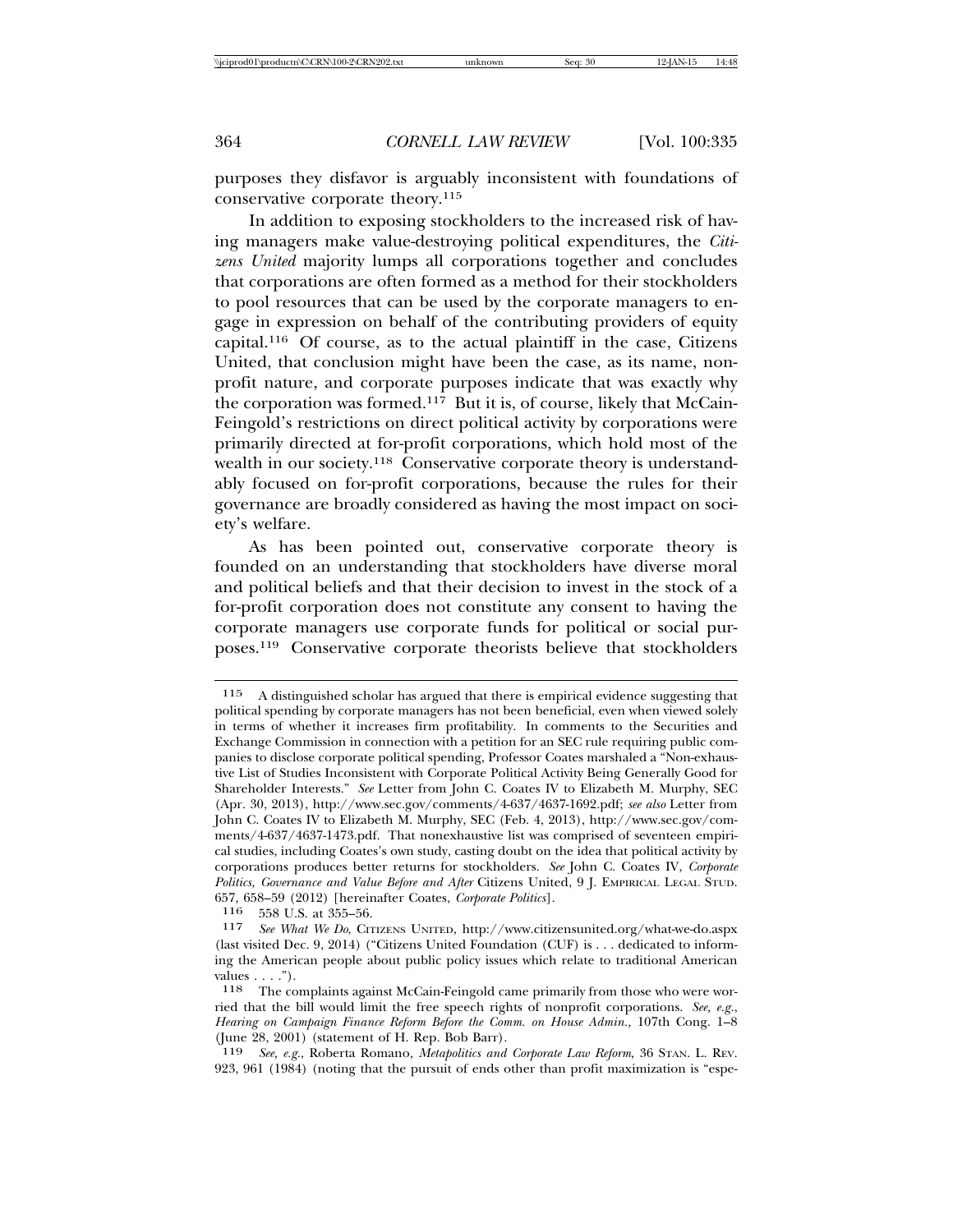purposes they disfavor is arguably inconsistent with foundations of conservative corporate theory.[115]

In addition to exposing stockholders to the increased risk of having managers make value-destroying political expenditures, the *Citizens United* majority lumps all corporations together and concludes that corporations are often formed as a method for their stockholders to pool resources that can be used by the corporate managers to engage in expression on behalf of the contributing providers of equity capital.[116] Of course, as to the actual plaintiff in the case, Citizens United, that conclusion might have been the case, as its name, nonprofit nature, and corporate purposes indicate that was exactly why the corporation was formed.[117] But it is, of course, likely that McCain-Feingold's restrictions on direct political activity by corporations were primarily directed at for-profit corporations, which hold most of the wealth in our society.[118] Conservative corporate theory is understandably focused on for-profit corporations, because the rules for their governance are broadly considered as having the most impact on society's welfare.

As has been pointed out, conservative corporate theory is founded on an understanding that stockholders have diverse moral and political beliefs and that their decision to invest in the stock of a for-profit corporation does not constitute any consent to having the corporate managers use corporate funds for political or social purposes.[119] Conservative corporate theorists believe that stockholders

---

115 A distinguished scholar has argued that there is empirical evidence suggesting that political spending by corporate managers has not been beneficial, even when viewed solely in terms of whether it increases firm profitability. In comments to the Securities and Exchange Commission in connection with a petition for an SEC rule requiring public companies to disclose corporate political spending, Professor Coates marshaled a "Non-exhaustive List of Studies Inconsistent with Corporate Political Activity Being Generally Good for Shareholder Interests." *See* Letter from John C. Coates IV to Elizabeth M. Murphy, SEC (Apr. 30, 2013), http://www.sec.gov/comments/4-637/4637-1692.pdf; *see also* Letter from John C. Coates IV to Elizabeth M. Murphy, SEC (Feb. 4, 2013), http://www.sec.gov/comments/4-637/4637-1473.pdf. That nonexhaustive list was comprised of seventeen empirical studies, including Coates's own study, casting doubt on the idea that political activity by corporations produces better returns for stockholders. *See* John C. Coates IV, *Corporate Politics, Governance and Value Before and After* Citizens United, 9 J. EMPIRICAL LEGAL STUD. 657, 658–59 (2012) [hereinafter Coates, *Corporate Politics*].

116 558 U.S. at 355–56.

117 *See What We Do*, CITIZENS UNITED, http://www.citizensunited.org/what-we-do.aspx (last visited Dec. 9, 2014) ("Citizens United Foundation (CUF) is . . . dedicated to informing the American people about public policy issues which relate to traditional American values . . . .").

118 The complaints against McCain-Feingold came primarily from those who were worried that the bill would limit the free speech rights of nonprofit corporations. *See, e.g.*, *Hearing on Campaign Finance Reform Before the Comm. on House Admin.*, 107th Cong. 1–8 (June 28, 2001) (statement of H. Rep. Bob Barr).

119 *See, e.g.*, Roberta Romano, *Metapolitics and Corporate Law Reform*, 36 STAN. L. REV. 923, 961 (1984) (noting that the pursuit of ends other than profit maximization is "espe-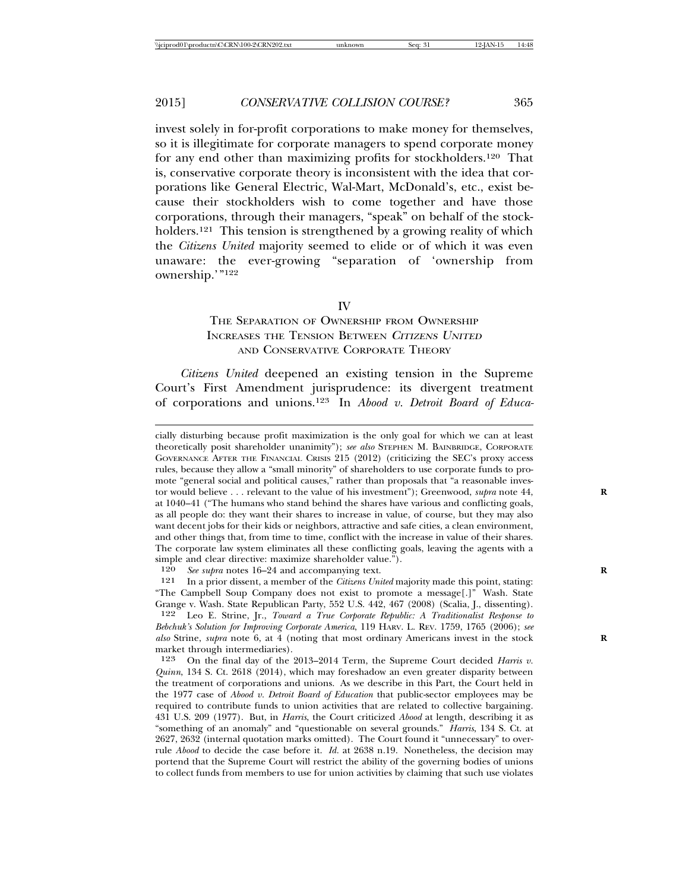invest solely in for-profit corporations to make money for themselves, so it is illegitimate for corporate managers to spend corporate money for any end other than maximizing profits for stockholders.[120] That is, conservative corporate theory is inconsistent with the idea that corporations like General Electric, Wal-Mart, McDonald's, etc., exist because their stockholders wish to come together and have those corporations, through their managers, "speak" on behalf of the stockholders.[121] This tension is strengthened by a growing reality of which the *Citizens United* majority seemed to elide or of which it was even unaware: the ever-growing "separation of 'ownership from ownership.'"[122]

## IV
## THE SEPARATION OF OWNERSHIP FROM OWNERSHIP INCREASES THE TENSION BETWEEN *CITIZENS UNITED* AND CONSERVATIVE CORPORATE THEORY

*Citizens United* deepened an existing tension in the Supreme Court's First Amendment jurisprudence: its divergent treatment of corporations and unions.[123] In *Abood v. Detroit Board of Educa-*

---

cially disturbing because profit maximization is the only goal for which we can at least theoretically posit shareholder unanimity"); *see also* STEPHEN M. BAINBRIDGE, CORPORATE GOVERNANCE AFTER THE FINANCIAL CRISIS 215 (2012) (criticizing the SEC's proxy access rules, because they allow a "small minority" of shareholders to use corporate funds to promote "general social and political causes," rather than proposals that "a reasonable investor would believe . . . relevant to the value of his investment"); Greenwood, *supra* note 44, at 1040–41 ("The humans who stand behind the shares have various and conflicting goals, as all people do: they want their shares to increase in value, of course, but they may also want decent jobs for their kids or neighbors, attractive and safe cities, a clean environment, and other things that, from time to time, conflict with the increase in value of their shares. The corporate law system eliminates all these conflicting goals, leaving the agents with a simple and clear directive: maximize shareholder value.").

120 *See supra* notes 16–24 and accompanying text.

121 In a prior dissent, a member of the *Citizens United* majority made this point, stating: "The Campbell Soup Company does not exist to promote a message[.]" Wash. State Grange v. Wash. State Republican Party, 552 U.S. 442, 467 (2008) (Scalia, J., dissenting).

122 Leo E. Strine, Jr., *Toward a True Corporate Republic: A Traditionalist Response to Bebchuk's Solution for Improving Corporate America*, 119 HARV. L. REV. 1759, 1765 (2006); *see also* Strine, *supra* note 6, at 4 (noting that most ordinary Americans invest in the stock market through intermediaries).

123 On the final day of the 2013–2014 Term, the Supreme Court decided *Harris v. Quinn*, 134 S. Ct. 2618 (2014), which may foreshadow an even greater disparity between the treatment of corporations and unions. As we describe in this Part, the Court held in the 1977 case of *Abood v. Detroit Board of Education* that public-sector employees may be required to contribute funds to union activities that are related to collective bargaining. 431 U.S. 209 (1977). But, in *Harris*, the Court criticized *Abood* at length, describing it as "something of an anomaly" and "questionable on several grounds." *Harris*, 134 S. Ct. at 2627, 2632 (internal quotation marks omitted). The Court found it "unnecessary" to overrule *Abood* to decide the case before it. *Id.* at 2638 n.19. Nonetheless, the decision may portend that the Supreme Court will restrict the ability of the governing bodies of unions to collect funds from members to use for union activities by claiming that such use violates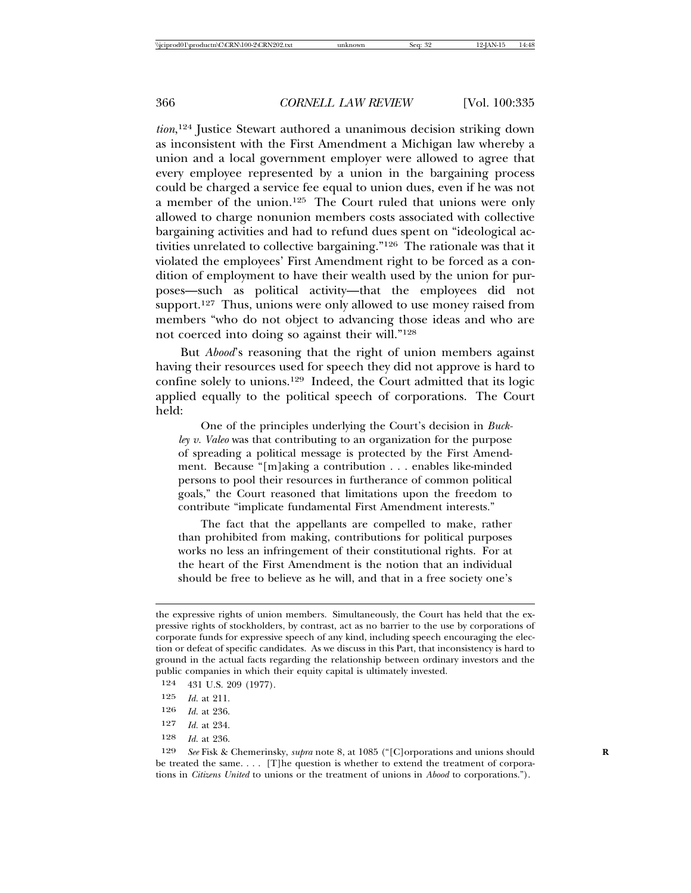*tion*,[124] Justice Stewart authored a unanimous decision striking down as inconsistent with the First Amendment a Michigan law whereby a union and a local government employer were allowed to agree that every employee represented by a union in the bargaining process could be charged a service fee equal to union dues, even if he was not a member of the union.[125] The Court ruled that unions were only allowed to charge nonunion members costs associated with collective bargaining activities and had to refund dues spent on "ideological activities unrelated to collective bargaining."[126] The rationale was that it violated the employees' First Amendment right to be forced as a condition of employment to have their wealth used by the union for purposes—such as political activity—that the employees did not support.[127] Thus, unions were only allowed to use money raised from members "who do not object to advancing those ideas and who are not coerced into doing so against their will."[128]

But *Abood*'s reasoning that the right of union members against having their resources used for speech they did not approve is hard to confine solely to unions.[129] Indeed, the Court admitted that its logic applied equally to the political speech of corporations. The Court held:

> One of the principles underlying the Court's decision in *Buckley v. Valeo* was that contributing to an organization for the purpose of spreading a political message is protected by the First Amendment. Because "[m]aking a contribution . . . enables like-minded persons to pool their resources in furtherance of common political goals," the Court reasoned that limitations upon the freedom to contribute "implicate fundamental First Amendment interests."
>
> The fact that the appellants are compelled to make, rather than prohibited from making, contributions for political purposes works no less an infringement of their constitutional rights. For at the heart of the First Amendment is the notion that an individual should be free to believe as he will, and that in a free society one's

---

the expressive rights of union members. Simultaneously, the Court has held that the expressive rights of stockholders, by contrast, act as no barrier to the use by corporations of corporate funds for expressive speech of any kind, including speech encouraging the election or defeat of specific candidates. As we discuss in this Part, that inconsistency is hard to ground in the actual facts regarding the relationship between ordinary investors and the public companies in which their equity capital is ultimately invested.

[124] 431 U.S. 209 (1977).

[125] *Id.* at 211.

[126] *Id.* at 236.

[127] *Id.* at 234.

[128] *Id.* at 236.

[129] *See* Fisk & Chemerinsky, *supra* note 8, at 1085 ("[C]orporations and unions should be treated the same. . . . [T]he question is whether to extend the treatment of corporations in *Citizens United* to unions or the treatment of unions in *Abood* to corporations.").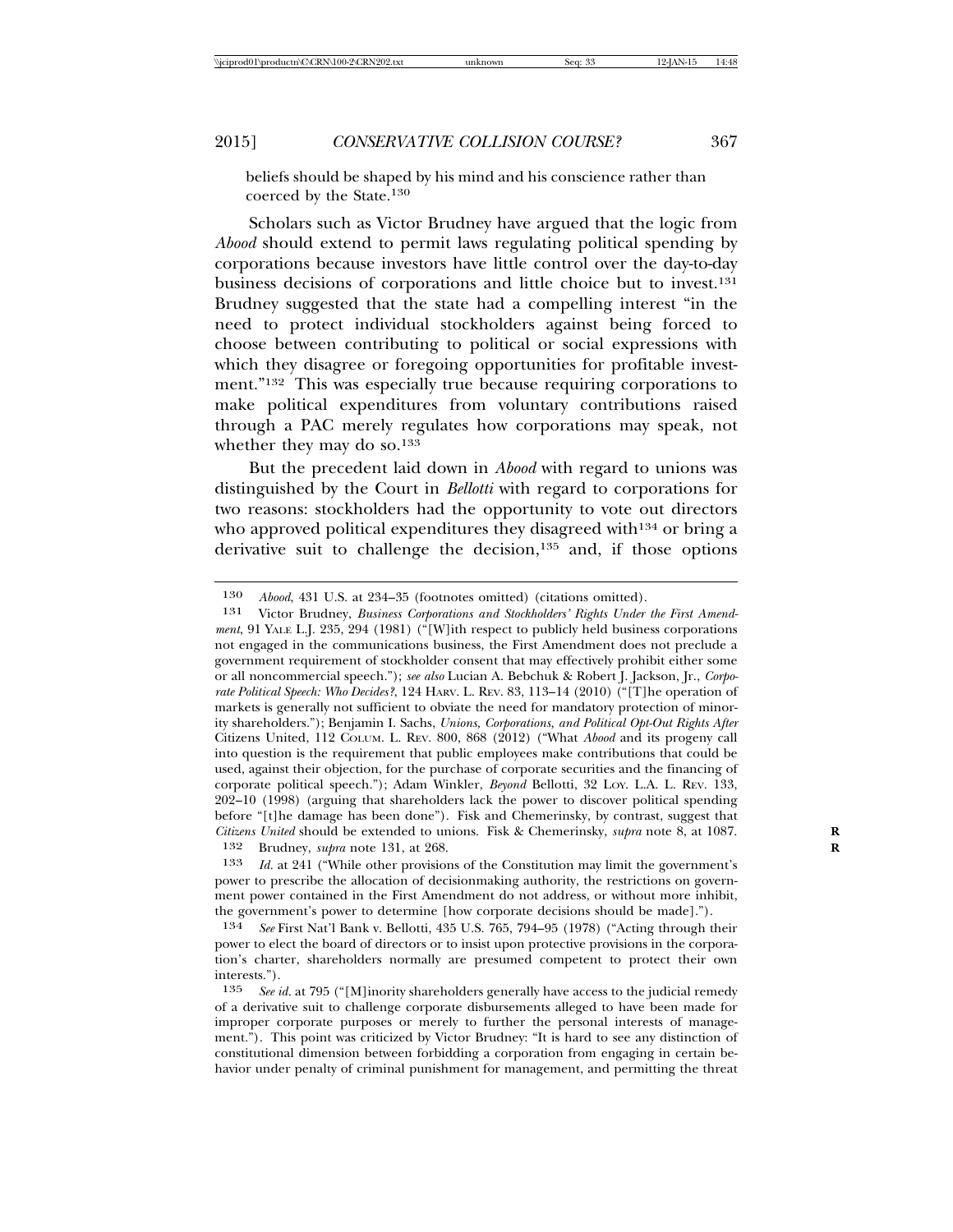beliefs should be shaped by his mind and his conscience rather than coerced by the State.[130]

Scholars such as Victor Brudney have argued that the logic from *Abood* should extend to permit laws regulating political spending by corporations because investors have little control over the day-to-day business decisions of corporations and little choice but to invest.[131] Brudney suggested that the state had a compelling interest "in the need to protect individual stockholders against being forced to choose between contributing to political or social expressions with which they disagree or foregoing opportunities for profitable investment."[132] This was especially true because requiring corporations to make political expenditures from voluntary contributions raised through a PAC merely regulates how corporations may speak, not whether they may do so.[133]

But the precedent laid down in *Abood* with regard to unions was distinguished by the Court in *Bellotti* with regard to corporations for two reasons: stockholders had the opportunity to vote out directors who approved political expenditures they disagreed with[134] or bring a derivative suit to challenge the decision,[135] and, if those options

---

130 *Abood*, 431 U.S. at 234–35 (footnotes omitted) (citations omitted).

131 Victor Brudney, *Business Corporations and Stockholders' Rights Under the First Amendment*, 91 YALE L.J. 235, 294 (1981) ("[W]ith respect to publicly held business corporations not engaged in the communications business, the First Amendment does not preclude a government requirement of stockholder consent that may effectively prohibit either some or all noncommercial speech."); *see also* Lucian A. Bebchuk & Robert J. Jackson, Jr., *Corporate Political Speech: Who Decides?*, 124 HARV. L. REV. 83, 113–14 (2010) ("[T]he operation of markets is generally not sufficient to obviate the need for mandatory protection of minority shareholders."); Benjamin I. Sachs, *Unions, Corporations, and Political Opt-Out Rights After* Citizens United, 112 COLUM. L. REV. 800, 868 (2012) ("What *Abood* and its progeny call into question is the requirement that public employees make contributions that could be used, against their objection, for the purchase of corporate securities and the financing of corporate political speech."); Adam Winkler, *Beyond* Bellotti, 32 LOY. L.A. L. REV. 133, 202–10 (1998) (arguing that shareholders lack the power to discover political spending before "[t]he damage has been done"). Fisk and Chemerinsky, by contrast, suggest that *Citizens United* should be extended to unions. Fisk & Chemerinsky, *supra* note 8, at 1087.

132 Brudney, *supra* note 131, at 268.

133 *Id.* at 241 ("While other provisions of the Constitution may limit the government's power to prescribe the allocation of decisionmaking authority, the restrictions on government power contained in the First Amendment do not address, or without more inhibit, the government's power to determine [how corporate decisions should be made].").

134 *See* First Nat'l Bank v. Bellotti, 435 U.S. 765, 794–95 (1978) ("Acting through their power to elect the board of directors or to insist upon protective provisions in the corporation's charter, shareholders normally are presumed competent to protect their own interests.").

135 *See id.* at 795 ("[M]inority shareholders generally have access to the judicial remedy of a derivative suit to challenge corporate disbursements alleged to have been made for improper corporate purposes or merely to further the personal interests of management."). This point was criticized by Victor Brudney: "It is hard to see any distinction of constitutional dimension between forbidding a corporation from engaging in certain behavior under penalty of criminal punishment for management, and permitting the threat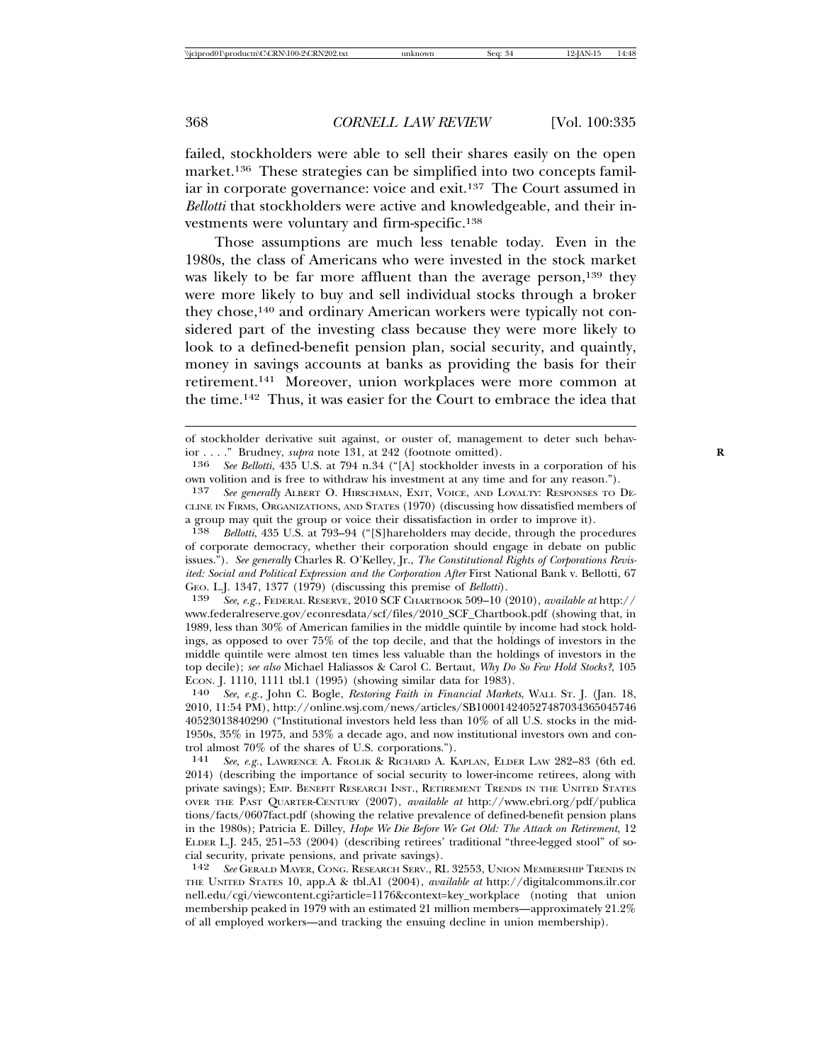failed, stockholders were able to sell their shares easily on the open market.[136] These strategies can be simplified into two concepts familiar in corporate governance: voice and exit.[137] The Court assumed in *Bellotti* that stockholders were active and knowledgeable, and their investments were voluntary and firm-specific.[138]

Those assumptions are much less tenable today. Even in the 1980s, the class of Americans who were invested in the stock market was likely to be far more affluent than the average person,[139] they were more likely to buy and sell individual stocks through a broker they chose,[140] and ordinary American workers were typically not considered part of the investing class because they were more likely to look to a defined-benefit pension plan, social security, and quaintly, money in savings accounts at banks as providing the basis for their retirement.[141] Moreover, union workplaces were more common at the time.[142] Thus, it was easier for the Court to embrace the idea that

---

of stockholder derivative suit against, or ouster of, management to deter such behavior . . . ." Brudney, *supra* note 131, at 242 (footnote omitted).

136 *See Bellotti*, 435 U.S. at 794 n.34 ("[A] stockholder invests in a corporation of his own volition and is free to withdraw his investment at any time and for any reason.").

137 *See generally* ALBERT O. HIRSCHMAN, EXIT, VOICE, AND LOYALTY: RESPONSES TO DECLINE IN FIRMS, ORGANIZATIONS, AND STATES (1970) (discussing how dissatisfied members of a group may quit the group or voice their dissatisfaction in order to improve it).

138 *Bellotti*, 435 U.S. at 793–94 ("[S]hareholders may decide, through the procedures of corporate democracy, whether their corporation should engage in debate on public issues."). *See generally* Charles R. O'Kelley, Jr., *The Constitutional Rights of Corporations Revisited: Social and Political Expression and the Corporation After* First National Bank v. Bellotti, 67 GEO. L.J. 1347, 1377 (1979) (discussing this premise of *Bellotti*).

139 *See, e.g.*, FEDERAL RESERVE, 2010 SCF CHARTBOOK 509–10 (2010), *available at* http://www.federalreserve.gov/econresdata/scf/files/2010_SCF_Chartbook.pdf (showing that, in 1989, less than 30% of American families in the middle quintile by income had stock holdings, as opposed to over 75% of the top decile, and that the holdings of investors in the middle quintile were almost ten times less valuable than the holdings of investors in the top decile); *see also* Michael Haliassos & Carol C. Bertaut, *Why Do So Few Hold Stocks?*, 105 ECON. J. 1110, 1111 tbl.1 (1995) (showing similar data for 1983).

140 *See, e.g.*, John C. Bogle, *Restoring Faith in Financial Markets*, WALL ST. J. (Jan. 18, 2010, 11:54 PM), http://online.wsj.com/news/articles/SB10001424052748703436504574640523013840290 ("Institutional investors held less than 10% of all U.S. stocks in the mid-1950s, 35% in 1975, and 53% a decade ago, and now institutional investors own and control almost 70% of the shares of U.S. corporations.").

141 *See, e.g.*, LAWRENCE A. FROLIK & RICHARD A. KAPLAN, ELDER LAW 282–83 (6th ed. 2014) (describing the importance of social security to lower-income retirees, along with private savings); EMP. BENEFIT RESEARCH INST., RETIREMENT TRENDS IN THE UNITED STATES OVER THE PAST QUARTER-CENTURY (2007), *available at* http://www.ebri.org/pdf/publications/facts/0607fact.pdf (showing the relative prevalence of defined-benefit pension plans in the 1980s); Patricia E. Dilley, *Hope We Die Before We Get Old: The Attack on Retirement*, 12 ELDER L.J. 245, 251–53 (2004) (describing retirees' traditional "three-legged stool" of social security, private pensions, and private savings).

142 *See* GERALD MAYER, CONG. RESEARCH SERV., RL 32553, UNION MEMBERSHIP TRENDS IN THE UNITED STATES 10, app.A & tbl.A1 (2004), *available at* http://digitalcommons.ilr.cornell.edu/cgi/viewcontent.cgi?article=1176&context=key_workplace (noting that union membership peaked in 1979 with an estimated 21 million members—approximately 21.2% of all employed workers—and tracking the ensuing decline in union membership).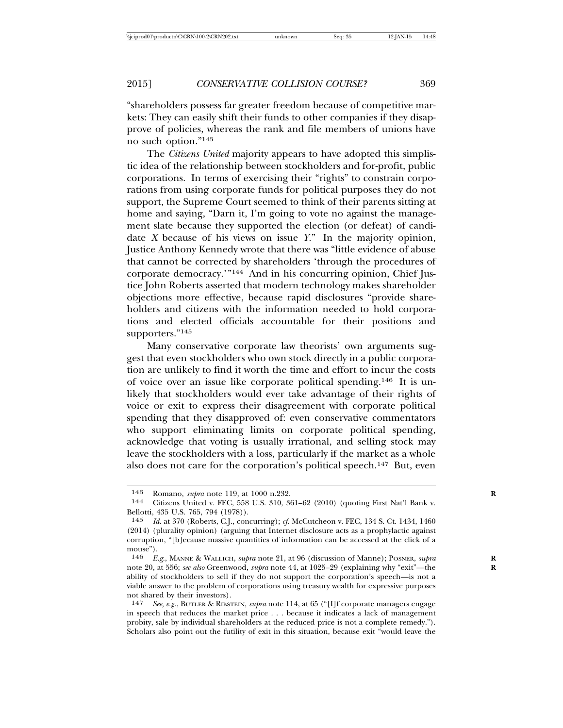"shareholders possess far greater freedom because of competitive markets: They can easily shift their funds to other companies if they disapprove of policies, whereas the rank and file members of unions have no such option."[143]

The *Citizens United* majority appears to have adopted this simplistic idea of the relationship between stockholders and for-profit, public corporations. In terms of exercising their "rights" to constrain corporations from using corporate funds for political purposes they do not support, the Supreme Court seemed to think of their parents sitting at home and saying, "Darn it, I'm going to vote no against the management slate because they supported the election (or defeat) of candidate *X* because of his views on issue *Y*." In the majority opinion, Justice Anthony Kennedy wrote that there was "little evidence of abuse that cannot be corrected by shareholders 'through the procedures of corporate democracy.'"[144] And in his concurring opinion, Chief Justice John Roberts asserted that modern technology makes shareholder objections more effective, because rapid disclosures "provide shareholders and citizens with the information needed to hold corporations and elected officials accountable for their positions and supporters."[145]

Many conservative corporate law theorists' own arguments suggest that even stockholders who own stock directly in a public corporation are unlikely to find it worth the time and effort to incur the costs of voice over an issue like corporate political spending.[146] It is unlikely that stockholders would ever take advantage of their rights of voice or exit to express their disagreement with corporate political spending that they disapproved of: even conservative commentators who support eliminating limits on corporate political spending, acknowledge that voting is usually irrational, and selling stock may leave the stockholders with a loss, particularly if the market as a whole also does not care for the corporation's political speech.[147] But, even

---

143 Romano, *supra* note 119, at 1000 n.232.

144 Citizens United v. FEC, 558 U.S. 310, 361–62 (2010) (quoting First Nat'l Bank v. Bellotti, 435 U.S. 765, 794 (1978)).

145 *Id.* at 370 (Roberts, C.J., concurring); *cf.* McCutcheon v. FEC, 134 S. Ct. 1434, 1460 (2014) (plurality opinion) (arguing that Internet disclosure acts as a prophylactic against corruption, "[b]ecause massive quantities of information can be accessed at the click of a mouse").

146 *E.g.*, MANNE & WALLICH, *supra* note 21, at 96 (discussion of Manne); POSNER, *supra* note 20, at 556; *see also* Greenwood, *supra* note 44, at 1025–29 (explaining why "exit"—the ability of stockholders to sell if they do not support the corporation's speech—is not a viable answer to the problem of corporations using treasury wealth for expressive purposes not shared by their investors).

147 *See, e.g.*, BUTLER & RIBSTEIN, *supra* note 114, at 65 ("[I]f corporate managers engage in speech that reduces the market price . . . because it indicates a lack of management probity, sale by individual shareholders at the reduced price is not a complete remedy."). Scholars also point out the futility of exit in this situation, because exit "would leave the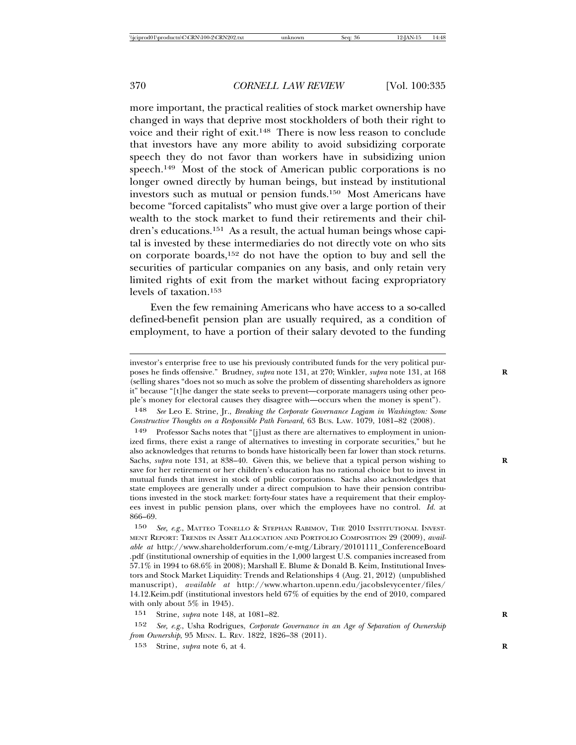more important, the practical realities of stock market ownership have changed in ways that deprive most stockholders of both their right to voice and their right of exit.[148] There is now less reason to conclude that investors have any more ability to avoid subsidizing corporate speech they do not favor than workers have in subsidizing union speech.[149] Most of the stock of American public corporations is no longer owned directly by human beings, but instead by institutional investors such as mutual or pension funds.[150] Most Americans have become "forced capitalists" who must give over a large portion of their wealth to the stock market to fund their retirements and their children's educations.[151] As a result, the actual human beings whose capital is invested by these intermediaries do not directly vote on who sits on corporate boards,[152] do not have the option to buy and sell the securities of particular companies on any basis, and only retain very limited rights of exit from the market without facing expropriatory levels of taxation.[153]

Even the few remaining Americans who have access to a so-called defined-benefit pension plan are usually required, as a condition of employment, to have a portion of their salary devoted to the funding

---

investor's enterprise free to use his previously contributed funds for the very political purposes he finds offensive." Brudney, *supra* note 131, at 270; Winkler, *supra* note 131, at 168 (selling shares "does not so much as solve the problem of dissenting shareholders as ignore it" because "[t]he danger the state seeks to prevent—corporate managers using other people's money for electoral causes they disagree with—occurs when the money is spent").

148 *See* Leo E. Strine, Jr., *Breaking the Corporate Governance Logjam in Washington: Some Constructive Thoughts on a Responsible Path Forward*, 63 BUS. LAW. 1079, 1081–82 (2008).

149 Professor Sachs notes that "[j]ust as there are alternatives to employment in unionized firms, there exist a range of alternatives to investing in corporate securities," but he also acknowledges that returns to bonds have historically been far lower than stock returns. Sachs, *supra* note 131, at 838–40. Given this, we believe that a typical person wishing to save for her retirement or her children's education has no rational choice but to invest in mutual funds that invest in stock of public corporations. Sachs also acknowledges that state employees are generally under a direct compulsion to have their pension contributions invested in the stock market: forty-four states have a requirement that their employees invest in public pension plans, over which the employees have no control. *Id.* at 866–69.

150 *See, e.g.*, MATTEO TONELLO & STEPHAN RABIMOV, THE 2010 INSTITUTIONAL INVESTMENT REPORT: TRENDS IN ASSET ALLOCATION AND PORTFOLIO COMPOSITION 29 (2009), *available at* http://www.shareholderforum.com/e-mtg/Library/20101111_ConferenceBoard.pdf (institutional ownership of equities in the 1,000 largest U.S. companies increased from 57.1% in 1994 to 68.6% in 2008); Marshall E. Blume & Donald B. Keim, Institutional Investors and Stock Market Liquidity: Trends and Relationships 4 (Aug. 21, 2012) (unpublished manuscript), *available at* http://www.wharton.upenn.edu/jacobslevycenter/files/14.12.Keim.pdf (institutional investors held 67% of equities by the end of 2010, compared with only about 5% in 1945).

151 Strine, *supra* note 148, at 1081–82.

152 *See, e.g.*, Usha Rodrigues, *Corporate Governance in an Age of Separation of Ownership from Ownership*, 95 MINN. L. REV. 1822, 1826–38 (2011).

153 Strine, *supra* note 6, at 4.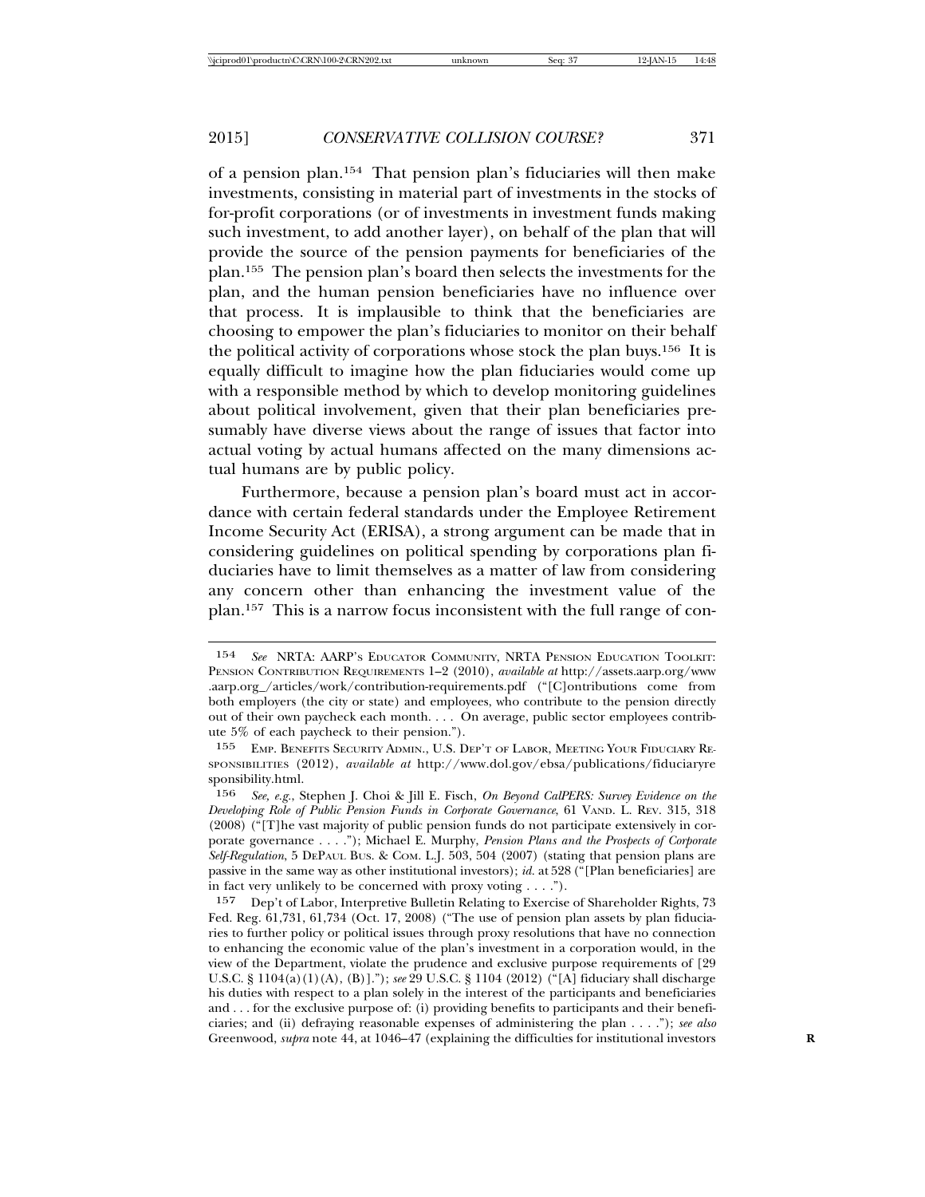of a pension plan.[154] That pension plan's fiduciaries will then make investments, consisting in material part of investments in the stocks of for-profit corporations (or of investments in investment funds making such investment, to add another layer), on behalf of the plan that will provide the source of the pension payments for beneficiaries of the plan.[155] The pension plan's board then selects the investments for the plan, and the human pension beneficiaries have no influence over that process. It is implausible to think that the beneficiaries are choosing to empower the plan's fiduciaries to monitor on their behalf the political activity of corporations whose stock the plan buys.[156] It is equally difficult to imagine how the plan fiduciaries would come up with a responsible method by which to develop monitoring guidelines about political involvement, given that their plan beneficiaries presumably have diverse views about the range of issues that factor into actual voting by actual humans affected on the many dimensions actual humans are by public policy.

Furthermore, because a pension plan's board must act in accordance with certain federal standards under the Employee Retirement Income Security Act (ERISA), a strong argument can be made that in considering guidelines on political spending by corporations plan fiduciaries have to limit themselves as a matter of law from considering any concern other than enhancing the investment value of the plan.[157] This is a narrow focus inconsistent with the full range of con-

---

154 *See* NRTA: AARP'S EDUCATOR COMMUNITY, NRTA PENSION EDUCATION TOOLKIT: PENSION CONTRIBUTION REQUIREMENTS 1–2 (2010), *available at* http://assets.aarp.org/www.aarp.org_/articles/work/contribution-requirements.pdf ("[C]ontributions come from both employers (the city or state) and employees, who contribute to the pension directly out of their own paycheck each month. . . . On average, public sector employees contribute 5% of each paycheck to their pension.").

155 EMP. BENEFITS SECURITY ADMIN., U.S. DEP'T OF LABOR, MEETING YOUR FIDUCIARY RESPONSIBILITIES (2012), *available at* http://www.dol.gov/ebsa/publications/fiduciaryresponsibility.html.

156 *See, e.g.*, Stephen J. Choi & Jill E. Fisch, *On Beyond CalPERS: Survey Evidence on the Developing Role of Public Pension Funds in Corporate Governance*, 61 VAND. L. REV. 315, 318 (2008) ("[T]he vast majority of public pension funds do not participate extensively in corporate governance . . . ."); Michael E. Murphy, *Pension Plans and the Prospects of Corporate Self-Regulation*, 5 DEPAUL BUS. & COM. L.J. 503, 504 (2007) (stating that pension plans are passive in the same way as other institutional investors); *id.* at 528 ("[Plan beneficiaries] are in fact very unlikely to be concerned with proxy voting . . . .").

157 Dep't of Labor, Interpretive Bulletin Relating to Exercise of Shareholder Rights, 73 Fed. Reg. 61,731, 61,734 (Oct. 17, 2008) ("The use of pension plan assets by plan fiduciaries to further policy or political issues through proxy resolutions that have no connection to enhancing the economic value of the plan's investment in a corporation would, in the view of the Department, violate the prudence and exclusive purpose requirements of [29 U.S.C. § 1104(a)(1)(A), (B)]."); *see* 29 U.S.C. § 1104 (2012) ("[A] fiduciary shall discharge his duties with respect to a plan solely in the interest of the participants and beneficiaries and . . . for the exclusive purpose of: (i) providing benefits to participants and their beneficiaries; and (ii) defraying reasonable expenses of administering the plan . . . ."); *see also* Greenwood, *supra* note 44, at 1046–47 (explaining the difficulties for institutional investors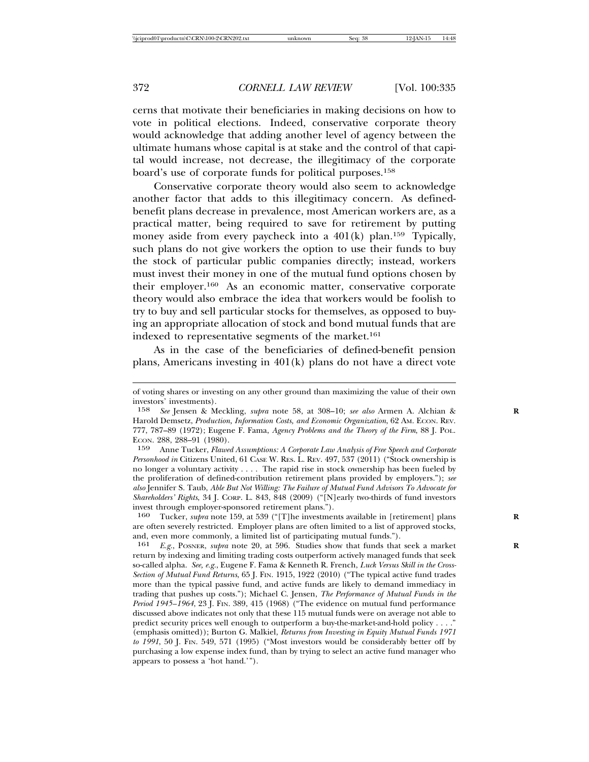cerns that motivate their beneficiaries in making decisions on how to vote in political elections. Indeed, conservative corporate theory would acknowledge that adding another level of agency between the ultimate humans whose capital is at stake and the control of that capital would increase, not decrease, the illegitimacy of the corporate board's use of corporate funds for political purposes.[158]

Conservative corporate theory would also seem to acknowledge another factor that adds to this illegitimacy concern. As defined-benefit plans decrease in prevalence, most American workers are, as a practical matter, being required to save for retirement by putting money aside from every paycheck into a 401(k) plan.[159] Typically, such plans do not give workers the option to use their funds to buy the stock of particular public companies directly; instead, workers must invest their money in one of the mutual fund options chosen by their employer.[160] As an economic matter, conservative corporate theory would also embrace the idea that workers would be foolish to try to buy and sell particular stocks for themselves, as opposed to buying an appropriate allocation of stock and bond mutual funds that are indexed to representative segments of the market.[161]

As in the case of the beneficiaries of defined-benefit pension plans, Americans investing in 401(k) plans do not have a direct vote

---

of voting shares or investing on any other ground than maximizing the value of their own investors' investments).

158 *See* Jensen & Meckling, *supra* note 58, at 308–10; *see also* Armen A. Alchian & Harold Demsetz, *Production, Information Costs, and Economic Organization*, 62 AM. ECON. REV. 777, 787–89 (1972); Eugene F. Fama, *Agency Problems and the Theory of the Firm*, 88 J. POL. ECON. 288, 288–91 (1980).

159 Anne Tucker, *Flawed Assumptions: A Corporate Law Analysis of Free Speech and Corporate Personhood in* Citizens United, 61 CASE W. RES. L. REV. 497, 537 (2011) ("Stock ownership is no longer a voluntary activity . . . . The rapid rise in stock ownership has been fueled by the proliferation of defined-contribution retirement plans provided by employers."); *see also* Jennifer S. Taub, *Able But Not Willing: The Failure of Mutual Fund Advisors To Advocate for Shareholders' Rights*, 34 J. CORP. L. 843, 848 (2009) ("[N]early two-thirds of fund investors invest through employer-sponsored retirement plans.").

160 Tucker, *supra* note 159, at 539 ("[T]he investments available in [retirement] plans are often severely restricted. Employer plans are often limited to a list of approved stocks, and, even more commonly, a limited list of participating mutual funds.").

161 *E.g.*, POSNER, *supra* note 20, at 596. Studies show that funds that seek a market return by indexing and limiting trading costs outperform actively managed funds that seek so-called alpha. *See, e.g.*, Eugene F. Fama & Kenneth R. French, *Luck Versus Skill in the Cross-Section of Mutual Fund Returns*, 65 J. FIN. 1915, 1922 (2010) ("The typical active fund trades more than the typical passive fund, and active funds are likely to demand immediacy in trading that pushes up costs."); Michael C. Jensen, *The Performance of Mutual Funds in the Period 1945–1964*, 23 J. FIN. 389, 415 (1968) ("The evidence on mutual fund performance discussed above indicates not only that these 115 mutual funds were on average not able to predict security prices well enough to outperform a buy-the-market-and-hold policy . . . ." (emphasis omitted)); Burton G. Malkiel, *Returns from Investing in Equity Mutual Funds 1971 to 1991*, 50 J. FIN. 549, 571 (1995) ("Most investors would be considerably better off by purchasing a low expense index fund, than by trying to select an active fund manager who appears to possess a 'hot hand.'").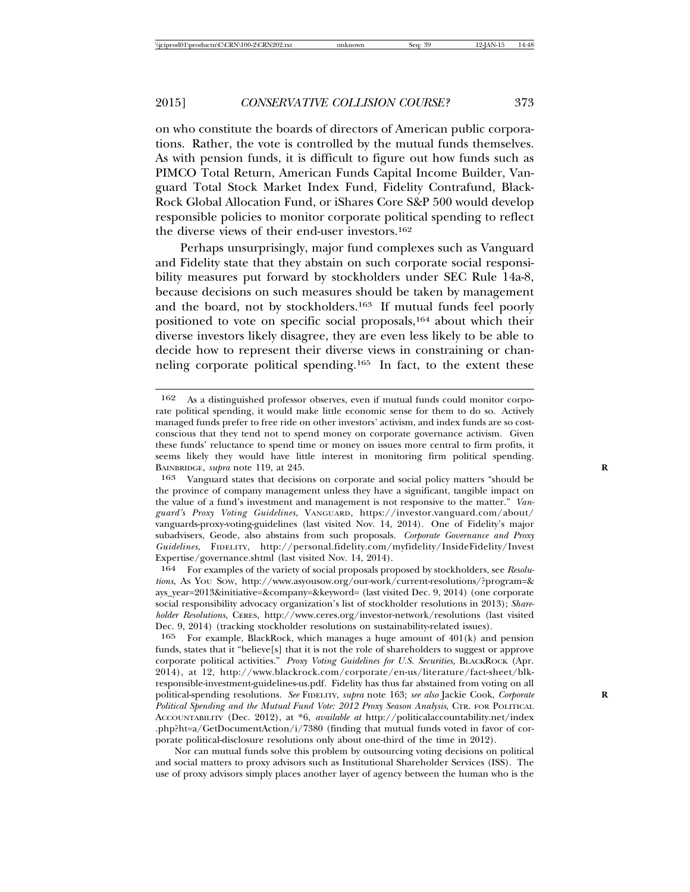on who constitute the boards of directors of American public corporations. Rather, the vote is controlled by the mutual funds themselves. As with pension funds, it is difficult to figure out how funds such as PIMCO Total Return, American Funds Capital Income Builder, Vanguard Total Stock Market Index Fund, Fidelity Contrafund, BlackRock Global Allocation Fund, or iShares Core S&P 500 would develop responsible policies to monitor corporate political spending to reflect the diverse views of their end-user investors.[162]

Perhaps unsurprisingly, major fund complexes such as Vanguard and Fidelity state that they abstain on such corporate social responsibility measures put forward by stockholders under SEC Rule 14a-8, because decisions on such measures should be taken by management and the board, not by stockholders.[163] If mutual funds feel poorly positioned to vote on specific social proposals,[164] about which their diverse investors likely disagree, they are even less likely to be able to decide how to represent their diverse views in constraining or channeling corporate political spending.[165] In fact, to the extent these

---

162 As a distinguished professor observes, even if mutual funds could monitor corporate political spending, it would make little economic sense for them to do so. Actively managed funds prefer to free ride on other investors' activism, and index funds are so cost-conscious that they tend not to spend money on corporate governance activism. Given these funds' reluctance to spend time or money on issues more central to firm profits, it seems likely they would have little interest in monitoring firm political spending. BAINBRIDGE, *supra* note 119, at 245.

163 Vanguard states that decisions on corporate and social policy matters "should be the province of company management unless they have a significant, tangible impact on the value of a fund's investment and management is not responsive to the matter." *Vanguard's Proxy Voting Guidelines*, VANGUARD, https://investor.vanguard.com/about/vanguards-proxy-voting-guidelines (last visited Nov. 14, 2014). One of Fidelity's major subadvisers, Geode, also abstains from such proposals. *Corporate Governance and Proxy Guidelines*, FIDELITY, http://personal.fidelity.com/myfidelity/InsideFidelity/InvestExpertise/governance.shtml (last visited Nov. 14, 2014).

164 For examples of the variety of social proposals proposed by stockholders, see *Resolutions*, AS YOU SOW, http://www.asyousow.org/our-work/current-resolutions/?program=&ays_year=2013&initiative=&company=&keyword= (last visited Dec. 9, 2014) (one corporate social responsibility advocacy organization's list of stockholder resolutions in 2013); *Shareholder Resolutions*, CERES, http://www.ceres.org/investor-network/resolutions (last visited Dec. 9, 2014) (tracking stockholder resolutions on sustainability-related issues).

165 For example, BlackRock, which manages a huge amount of 401(k) and pension funds, states that it "believe[s] that it is not the role of shareholders to suggest or approve corporate political activities." *Proxy Voting Guidelines for U.S. Securities,* BLACKROCK (Apr. 2014), at 12, http://www.blackrock.com/corporate/en-us/literature/fact-sheet/blk-responsible-investment-guidelines-us.pdf. Fidelity has thus far abstained from voting on all political-spending resolutions. *See* FIDELITY, *supra* note 163; *see also* Jackie Cook, *Corporate Political Spending and the Mutual Fund Vote: 2012 Proxy Season Analysis*, CTR. FOR POLITICAL ACCOUNTABILITY (Dec. 2012), at *6, *available at* http://politicalaccountability.net/index.php?ht=a/GetDocumentAction/i/7380 (finding that mutual funds voted in favor of corporate political-disclosure resolutions only about one-third of the time in 2012).

Nor can mutual funds solve this problem by outsourcing voting decisions on political and social matters to proxy advisors such as Institutional Shareholder Services (ISS). The use of proxy advisors simply places another layer of agency between the human who is the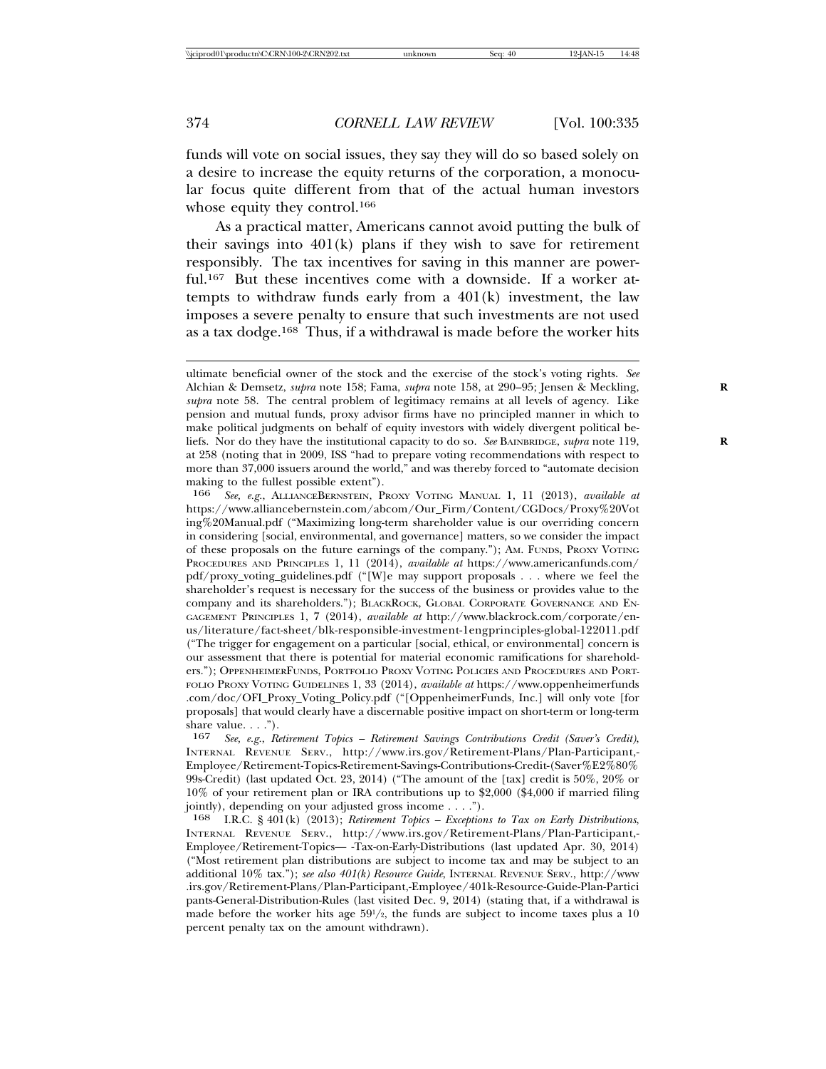funds will vote on social issues, they say they will do so based solely on a desire to increase the equity returns of the corporation, a monocular focus quite different from that of the actual human investors whose equity they control.[166]

As a practical matter, Americans cannot avoid putting the bulk of their savings into 401(k) plans if they wish to save for retirement responsibly. The tax incentives for saving in this manner are powerful.[167] But these incentives come with a downside. If a worker attempts to withdraw funds early from a 401(k) investment, the law imposes a severe penalty to ensure that such investments are not used as a tax dodge.[168] Thus, if a withdrawal is made before the worker hits

---

ultimate beneficial owner of the stock and the exercise of the stock's voting rights. *See* Alchian & Demsetz, *supra* note 158; Fama, *supra* note 158, at 290–95; Jensen & Meckling, *supra* note 58. The central problem of legitimacy remains at all levels of agency. Like pension and mutual funds, proxy advisor firms have no principled manner in which to make political judgments on behalf of equity investors with widely divergent political beliefs. Nor do they have the institutional capacity to do so. *See* BAINBRIDGE, *supra* note 119, at 258 (noting that in 2009, ISS "had to prepare voting recommendations with respect to more than 37,000 issuers around the world," and was thereby forced to "automate decision making to the fullest possible extent").

166 *See, e.g.*, ALLIANCEBERNSTEIN, PROXY VOTING MANUAL 1, 11 (2013), *available at* https://www.alliancebernstein.com/abcom/Our_Firm/Content/CGDocs/Proxy%20Voting%20Manual.pdf ("Maximizing long-term shareholder value is our overriding concern in considering [social, environmental, and governance] matters, so we consider the impact of these proposals on the future earnings of the company."); AM. FUNDS, PROXY VOTING PROCEDURES AND PRINCIPLES 1, 11 (2014), *available at* https://www.americanfunds.com/pdf/proxy_voting_guidelines.pdf ("[W]e may support proposals . . . where we feel the shareholder's request is necessary for the success of the business or provides value to the company and its shareholders."); BLACKROCK, GLOBAL CORPORATE GOVERNANCE AND ENGAGEMENT PRINCIPLES 1, 7 (2014), *available at* http://www.blackrock.com/corporate/en-us/literature/fact-sheet/blk-responsible-investment-1engprinciples-global-122011.pdf ("The trigger for engagement on a particular [social, ethical, or environmental] concern is our assessment that there is potential for material economic ramifications for shareholders."); OPPENHEIMERFUNDS, PORTFOLIO PROXY VOTING POLICIES AND PROCEDURES AND PORTFOLIO PROXY VOTING GUIDELINES 1, 33 (2014), *available at* https://www.oppenheimerfunds.com/doc/OFI_Proxy_Voting_Policy.pdf ("[OppenheimerFunds, Inc.] will only vote [for proposals] that would clearly have a discernable positive impact on short-term or long-term share value. . . .").

167 *See, e.g.*, *Retirement Topics – Retirement Savings Contributions Credit (Saver's Credit)*, INTERNAL REVENUE SERV., http://www.irs.gov/Retirement-Plans/Plan-Participant,-Employee/Retirement-Topics-Retirement-Savings-Contributions-Credit-(Saver%E2%80%99s-Credit) (last updated Oct. 23, 2014) ("The amount of the [tax] credit is 50%, 20% or 10% of your retirement plan or IRA contributions up to $2,000 ($4,000 if married filing jointly), depending on your adjusted gross income . . . .").

168 I.R.C. § 401(k) (2013); *Retirement Topics – Exceptions to Tax on Early Distributions*, INTERNAL REVENUE SERV., http://www.irs.gov/Retirement-Plans/Plan-Participant,-Employee/Retirement-Topics— -Tax-on-Early-Distributions (last updated Apr. 30, 2014) ("Most retirement plan distributions are subject to income tax and may be subject to an additional 10% tax."); *see also 401(k) Resource Guide*, INTERNAL REVENUE SERV., http://www.irs.gov/Retirement-Plans/Plan-Participant,-Employee/401k-Resource-Guide-Plan-Participants-General-Distribution-Rules (last visited Dec. 9, 2014) (stating that, if a withdrawal is made before the worker hits age 59½, the funds are subject to income taxes plus a 10 percent penalty tax on the amount withdrawn).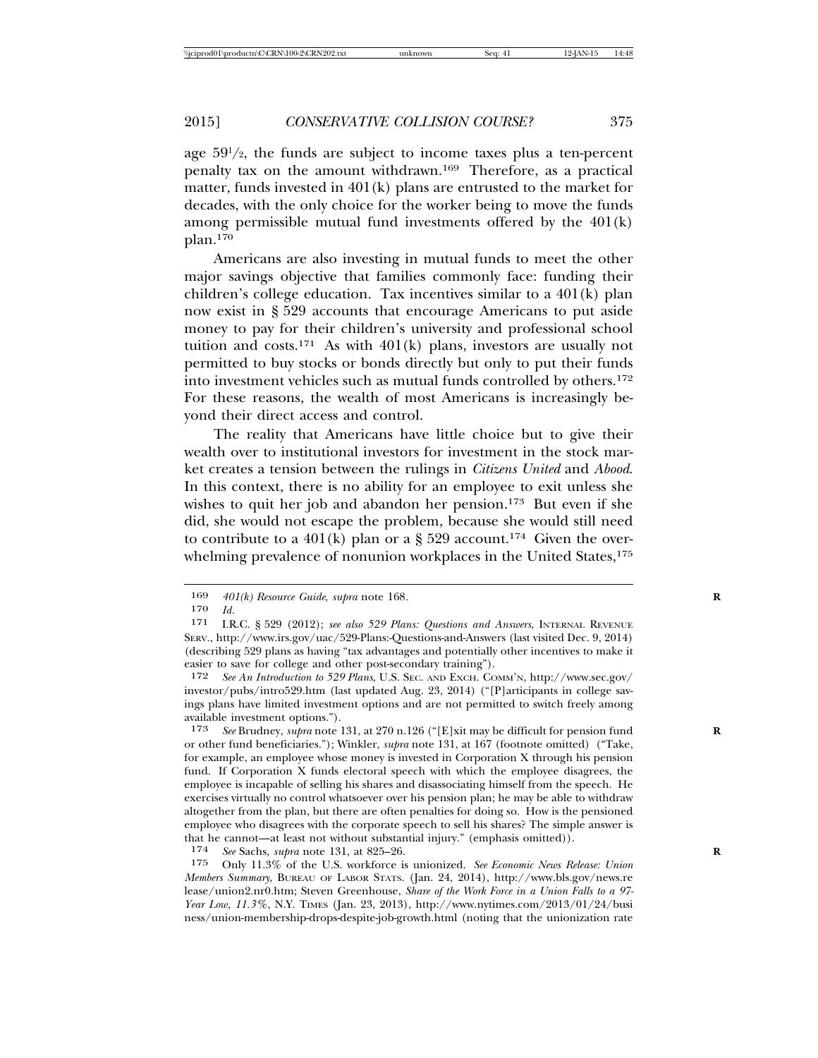age 59½, the funds are subject to income taxes plus a ten-percent penalty tax on the amount withdrawn.[169] Therefore, as a practical matter, funds invested in 401(k) plans are entrusted to the market for decades, with the only choice for the worker being to move the funds among permissible mutual fund investments offered by the 401(k) plan.[170]

Americans are also investing in mutual funds to meet the other major savings objective that families commonly face: funding their children's college education. Tax incentives similar to a 401(k) plan now exist in § 529 accounts that encourage Americans to put aside money to pay for their children's university and professional school tuition and costs.[171] As with 401(k) plans, investors are usually not permitted to buy stocks or bonds directly but only to put their funds into investment vehicles such as mutual funds controlled by others.[172] For these reasons, the wealth of most Americans is increasingly beyond their direct access and control.

The reality that Americans have little choice but to give their wealth over to institutional investors for investment in the stock market creates a tension between the rulings in *Citizens United* and *Abood*. In this context, there is no ability for an employee to exit unless she wishes to quit her job and abandon her pension.[173] But even if she did, she would not escape the problem, because she would still need to contribute to a 401(k) plan or a § 529 account.[174] Given the overwhelming prevalence of nonunion workplaces in the United States,[175]

---

169 *401(k) Resource Guide*, *supra* note 168.

170 *Id.*

171 I.R.C. § 529 (2012); *see also 529 Plans: Questions and Answers*, INTERNAL REVENUE SERV., http://www.irs.gov/uac/529-Plans:-Questions-and-Answers (last visited Dec. 9, 2014) (describing 529 plans as having "tax advantages and potentially other incentives to make it easier to save for college and other post-secondary training").

172 *See An Introduction to 529 Plans*, U.S. SEC. AND EXCH. COMM'N, http://www.sec.gov/investor/pubs/intro529.htm (last updated Aug. 23, 2014) ("[P]articipants in college savings plans have limited investment options and are not permitted to switch freely among available investment options.").

173 *See* Brudney, *supra* note 131, at 270 n.126 ("[E]xit may be difficult for pension fund or other fund beneficiaries."); Winkler, *supra* note 131, at 167 (footnote omitted) ("Take, for example, an employee whose money is invested in Corporation X through his pension fund. If Corporation X funds electoral speech with which the employee disagrees, the employee is incapable of selling his shares and disassociating himself from the speech. He exercises virtually no control whatsoever over his pension plan; he may be able to withdraw altogether from the plan, but there are often penalties for doing so. How is the pensioned employee who disagrees with the corporate speech to sell his shares? The simple answer is that he cannot—at least not without substantial injury." (emphasis omitted)).

174 *See* Sachs, *supra* note 131, at 825–26.

175 Only 11.3% of the U.S. workforce is unionized. *See Economic News Release: Union Members Summary*, BUREAU OF LABOR STATS. (Jan. 24, 2014), http://www.bls.gov/news.release/union2.nr0.htm; Steven Greenhouse, *Share of the Work Force in a Union Falls to a 97-Year Low, 11.3%*, N.Y. TIMES (Jan. 23, 2013), http://www.nytimes.com/2013/01/24/business/union-membership-drops-despite-job-growth.html (noting that the unionization rate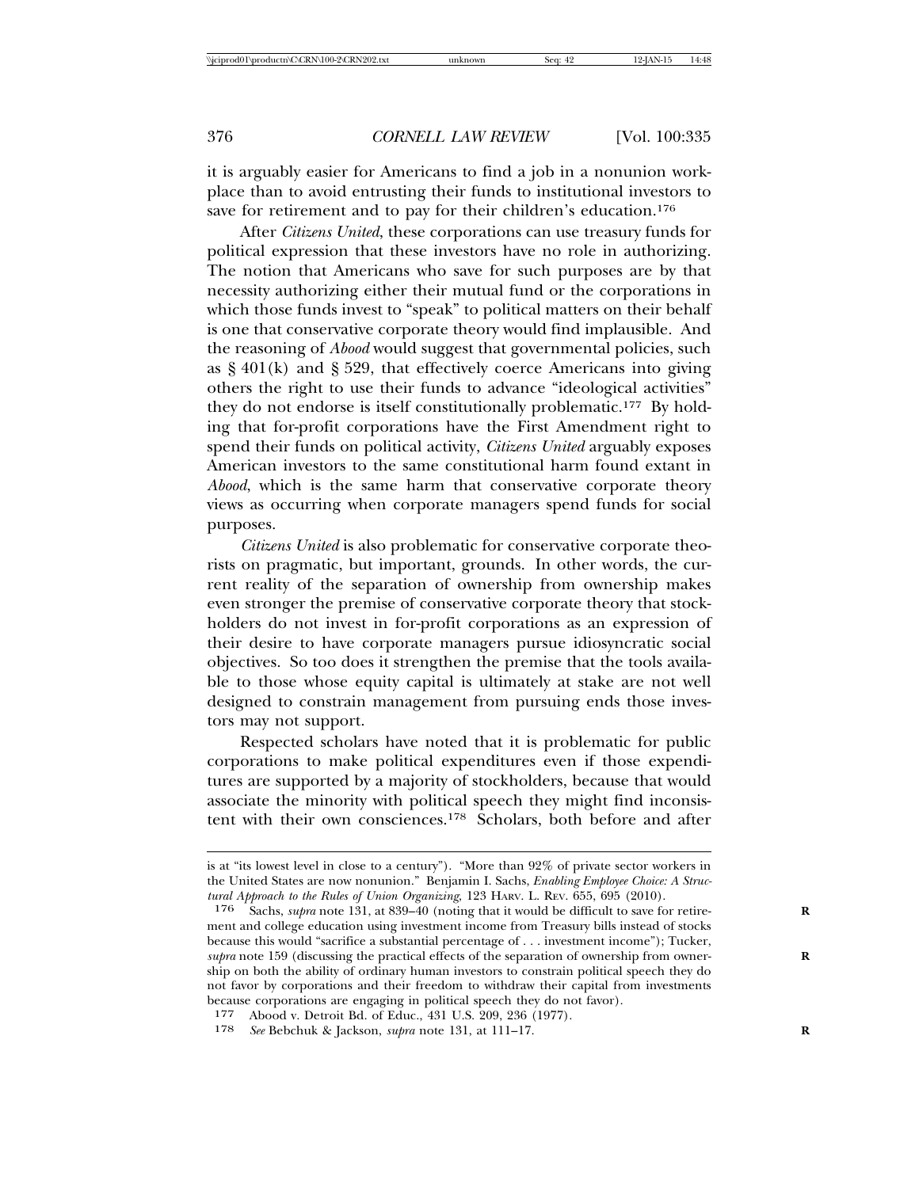it is arguably easier for Americans to find a job in a nonunion workplace than to avoid entrusting their funds to institutional investors to save for retirement and to pay for their children's education.[176]

After *Citizens United*, these corporations can use treasury funds for political expression that these investors have no role in authorizing. The notion that Americans who save for such purposes are by that necessity authorizing either their mutual fund or the corporations in which those funds invest to "speak" to political matters on their behalf is one that conservative corporate theory would find implausible. And the reasoning of *Abood* would suggest that governmental policies, such as § 401(k) and § 529, that effectively coerce Americans into giving others the right to use their funds to advance "ideological activities" they do not endorse is itself constitutionally problematic.[177] By holding that for-profit corporations have the First Amendment right to spend their funds on political activity, *Citizens United* arguably exposes American investors to the same constitutional harm found extant in *Abood*, which is the same harm that conservative corporate theory views as occurring when corporate managers spend funds for social purposes.

*Citizens United* is also problematic for conservative corporate theorists on pragmatic, but important, grounds. In other words, the current reality of the separation of ownership from ownership makes even stronger the premise of conservative corporate theory that stockholders do not invest in for-profit corporations as an expression of their desire to have corporate managers pursue idiosyncratic social objectives. So too does it strengthen the premise that the tools available to those whose equity capital is ultimately at stake are not well designed to constrain management from pursuing ends those investors may not support.

Respected scholars have noted that it is problematic for public corporations to make political expenditures even if those expenditures are supported by a majority of stockholders, because that would associate the minority with political speech they might find inconsistent with their own consciences.[178] Scholars, both before and after

---

is at "its lowest level in close to a century"). "More than 92% of private sector workers in the United States are now nonunion." Benjamin I. Sachs, *Enabling Employee Choice: A Structural Approach to the Rules of Union Organizing*, 123 HARV. L. REV. 655, 695 (2010).

176 Sachs, *supra* note 131, at 839–40 (noting that it would be difficult to save for retirement and college education using investment income from Treasury bills instead of stocks because this would "sacrifice a substantial percentage of . . . investment income"); Tucker, *supra* note 159 (discussing the practical effects of the separation of ownership from ownership on both the ability of ordinary human investors to constrain political speech they do not favor by corporations and their freedom to withdraw their capital from investments because corporations are engaging in political speech they do not favor).

177 Abood v. Detroit Bd. of Educ., 431 U.S. 209, 236 (1977).

178 *See* Bebchuk & Jackson, *supra* note 131, at 111–17.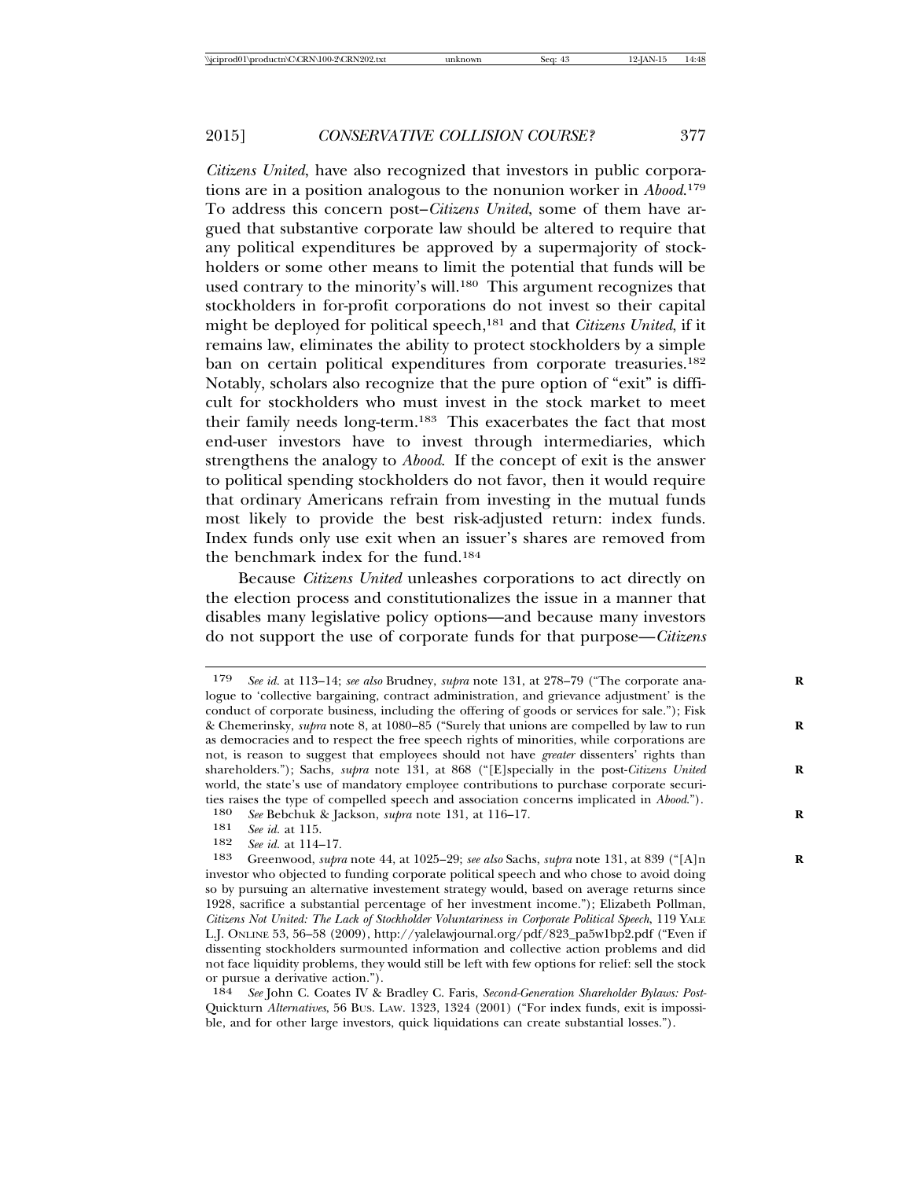*Citizens United*, have also recognized that investors in public corporations are in a position analogous to the nonunion worker in *Abood*.[179] To address this concern post–*Citizens United*, some of them have argued that substantive corporate law should be altered to require that any political expenditures be approved by a supermajority of stockholders or some other means to limit the potential that funds will be used contrary to the minority's will.[180] This argument recognizes that stockholders in for-profit corporations do not invest so their capital might be deployed for political speech,[181] and that *Citizens United*, if it remains law, eliminates the ability to protect stockholders by a simple ban on certain political expenditures from corporate treasuries.[182] Notably, scholars also recognize that the pure option of "exit" is difficult for stockholders who must invest in the stock market to meet their family needs long-term.[183] This exacerbates the fact that most end-user investors have to invest through intermediaries, which strengthens the analogy to *Abood*. If the concept of exit is the answer to political spending stockholders do not favor, then it would require that ordinary Americans refrain from investing in the mutual funds most likely to provide the best risk-adjusted return: index funds. Index funds only use exit when an issuer's shares are removed from the benchmark index for the fund.[184]

Because *Citizens United* unleashes corporations to act directly on the election process and constitutionalizes the issue in a manner that disables many legislative policy options—and because many investors do not support the use of corporate funds for that purpose—*Citizens*

---

179 *See id.* at 113–14; *see also* Brudney, *supra* note 131, at 278–79 ("The corporate analogue to 'collective bargaining, contract administration, and grievance adjustment' is the conduct of corporate business, including the offering of goods or services for sale."); Fisk & Chemerinsky, *supra* note 8, at 1080–85 ("Surely that unions are compelled by law to run as democracies and to respect the free speech rights of minorities, while corporations are not, is reason to suggest that employees should not have *greater* dissenters' rights than shareholders."); Sachs, *supra* note 131, at 868 ("[E]specially in the post-*Citizens United* world, the state's use of mandatory employee contributions to purchase corporate securities raises the type of compelled speech and association concerns implicated in *Abood*.").

180 *See* Bebchuk & Jackson, *supra* note 131, at 116–17.

181 *See id.* at 115.

182 *See id.* at 114–17.

183 Greenwood, *supra* note 44, at 1025–29; *see also* Sachs, *supra* note 131, at 839 ("[A]n investor who objected to funding corporate political speech and who chose to avoid doing so by pursuing an alternative investement strategy would, based on average returns since 1928, sacrifice a substantial percentage of her investment income."); Elizabeth Pollman, *Citizens Not United: The Lack of Stockholder Voluntariness in Corporate Political Speech*, 119 YALE L.J. ONLINE 53, 56–58 (2009), http://yalelawjournal.org/pdf/823_pa5w1bp2.pdf ("Even if dissenting stockholders surmounted information and collective action problems and did not face liquidity problems, they would still be left with few options for relief: sell the stock or pursue a derivative action.").

184 *See* John C. Coates IV & Bradley C. Faris, *Second-Generation Shareholder Bylaws: Post-*Quickturn *Alternatives*, 56 BUS. LAW. 1323, 1324 (2001) ("For index funds, exit is impossible, and for other large investors, quick liquidations can create substantial losses.").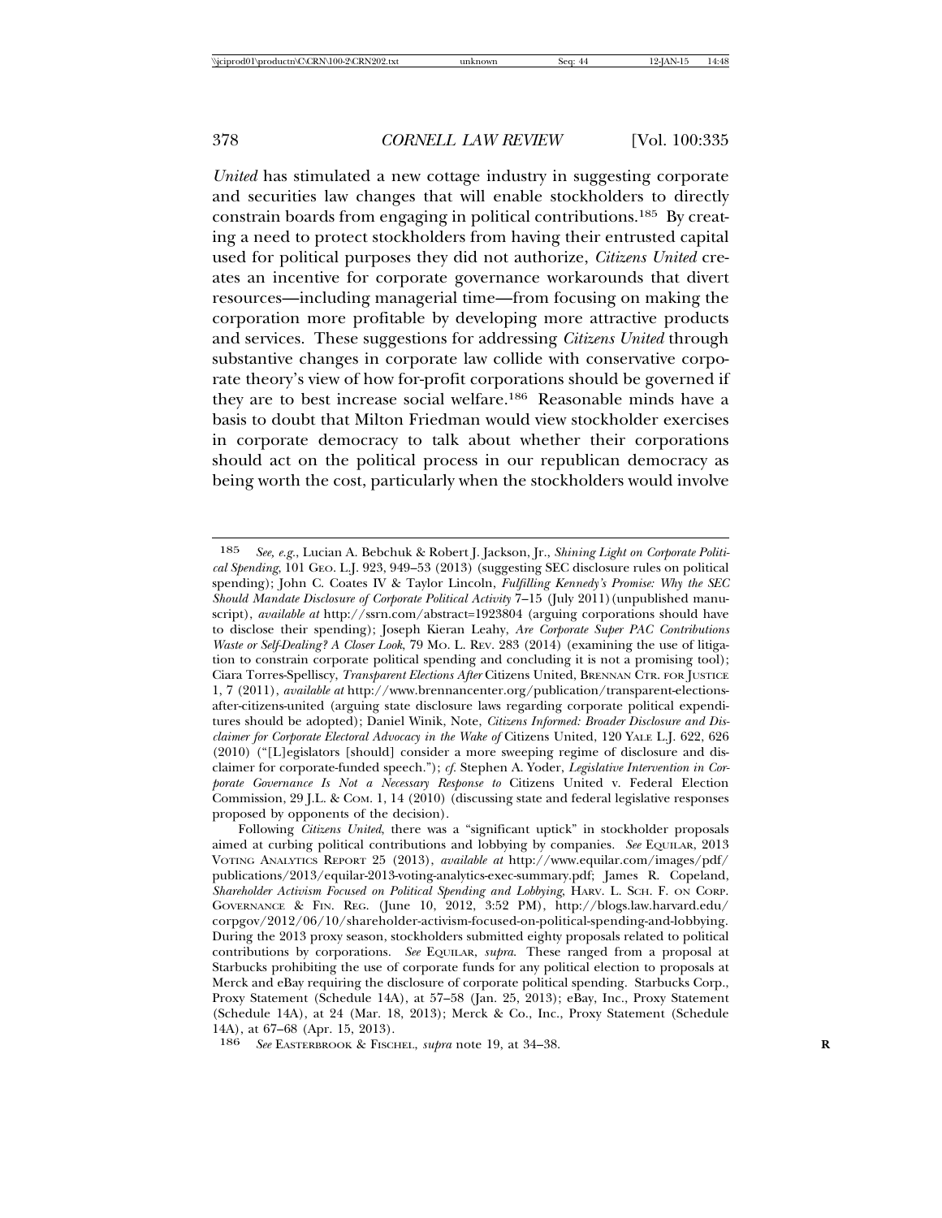*United* has stimulated a new cottage industry in suggesting corporate and securities law changes that will enable stockholders to directly constrain boards from engaging in political contributions.[185] By creating a need to protect stockholders from having their entrusted capital used for political purposes they did not authorize, *Citizens United* creates an incentive for corporate governance workarounds that divert resources—including managerial time—from focusing on making the corporation more profitable by developing more attractive products and services. These suggestions for addressing *Citizens United* through substantive changes in corporate law collide with conservative corporate theory's view of how for-profit corporations should be governed if they are to best increase social welfare.[186] Reasonable minds have a basis to doubt that Milton Friedman would view stockholder exercises in corporate democracy to talk about whether their corporations should act on the political process in our republican democracy as being worth the cost, particularly when the stockholders would involve

---

185 *See, e.g.*, Lucian A. Bebchuk & Robert J. Jackson, Jr., *Shining Light on Corporate Political Spending*, 101 GEO. L.J. 923, 949–53 (2013) (suggesting SEC disclosure rules on political spending); John C. Coates IV & Taylor Lincoln, *Fulfilling Kennedy's Promise: Why the SEC Should Mandate Disclosure of Corporate Political Activity* 7–15 (July 2011) (unpublished manuscript), *available at* http://ssrn.com/abstract=1923804 (arguing corporations should have to disclose their spending); Joseph Kieran Leahy, *Are Corporate Super PAC Contributions Waste or Self-Dealing? A Closer Look*, 79 MO. L. REV. 283 (2014) (examining the use of litigation to constrain corporate political spending and concluding it is not a promising tool); Ciara Torres-Spelliscy, *Transparent Elections After* Citizens United, BRENNAN CTR. FOR JUSTICE 1, 7 (2011), *available at* http://www.brennancenter.org/publication/transparent-elections-after-citizens-united (arguing state disclosure laws regarding corporate political expenditures should be adopted); Daniel Winik, Note, *Citizens Informed: Broader Disclosure and Disclaimer for Corporate Electoral Advocacy in the Wake of* Citizens United, 120 YALE L.J. 622, 626 (2010) ("[L]egislators [should] consider a more sweeping regime of disclosure and disclaimer for corporate-funded speech."); *cf.* Stephen A. Yoder, *Legislative Intervention in Corporate Governance Is Not a Necessary Response to* Citizens United v. Federal Election Commission, 29 J.L. & COM. 1, 14 (2010) (discussing state and federal legislative responses proposed by opponents of the decision).

Following *Citizens United*, there was a "significant uptick" in stockholder proposals aimed at curbing political contributions and lobbying by companies. *See* EQUILAR, 2013 VOTING ANALYTICS REPORT 25 (2013), *available at* http://www.equilar.com/images/pdf/publications/2013/equilar-2013-voting-analytics-exec-summary.pdf; James R. Copeland, *Shareholder Activism Focused on Political Spending and Lobbying*, HARV. L. SCH. F. ON CORP. GOVERNANCE & FIN. REG. (June 10, 2012, 3:52 PM), http://blogs.law.harvard.edu/corpgov/2012/06/10/shareholder-activism-focused-on-political-spending-and-lobbying. During the 2013 proxy season, stockholders submitted eighty proposals related to political contributions by corporations. *See* EQUILAR, *supra*. These ranged from a proposal at Starbucks prohibiting the use of corporate funds for any political election to proposals at Merck and eBay requiring the disclosure of corporate political spending. Starbucks Corp., Proxy Statement (Schedule 14A), at 57–58 (Jan. 25, 2013); eBay, Inc., Proxy Statement (Schedule 14A), at 24 (Mar. 18, 2013); Merck & Co., Inc., Proxy Statement (Schedule 14A), at 67–68 (Apr. 15, 2013).

186 *See* EASTERBROOK & FISCHEL, *supra* note 19, at 34–38.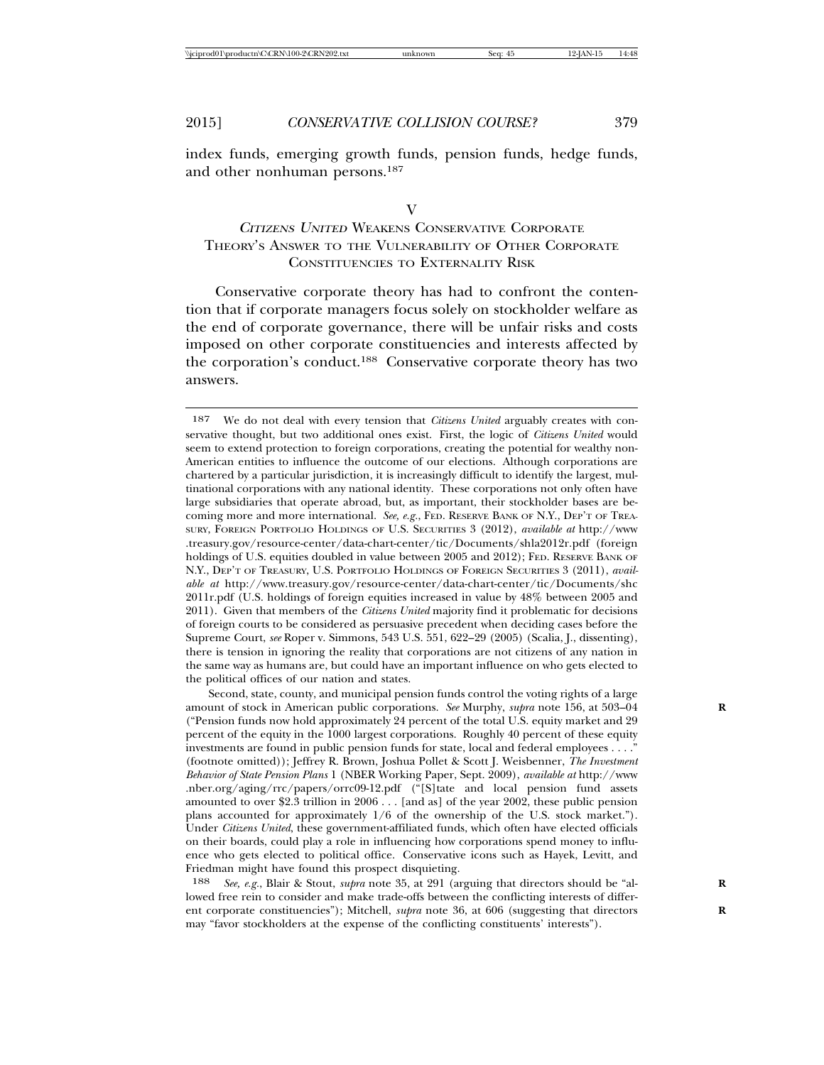index funds, emerging growth funds, pension funds, hedge funds, and other nonhuman persons.[187]

## V
## *Citizens United* Weakens Conservative Corporate Theory's Answer to the Vulnerability of Other Corporate Constituencies to Externality Risk

Conservative corporate theory has had to confront the contention that if corporate managers focus solely on stockholder welfare as the end of corporate governance, there will be unfair risks and costs imposed on other corporate constituencies and interests affected by the corporation's conduct.[188] Conservative corporate theory has two answers.

---

[187] We do not deal with every tension that *Citizens United* arguably creates with conservative thought, but two additional ones exist. First, the logic of *Citizens United* would seem to extend protection to foreign corporations, creating the potential for wealthy non-American entities to influence the outcome of our elections. Although corporations are chartered by a particular jurisdiction, it is increasingly difficult to identify the largest, multinational corporations with any national identity. These corporations not only often have large subsidiaries that operate abroad, but, as important, their stockholder bases are becoming more and more international. *See, e.g.*, Fed. Reserve Bank of N.Y., Dep't of Treasury, Foreign Portfolio Holdings of U.S. Securities 3 (2012), *available at* http://www.treasury.gov/resource-center/data-chart-center/tic/Documents/shla2012r.pdf (foreign holdings of U.S. equities doubled in value between 2005 and 2012); Fed. Reserve Bank of N.Y., Dep't of Treasury, U.S. Portfolio Holdings of Foreign Securities 3 (2011), *available at* http://www.treasury.gov/resource-center/data-chart-center/tic/Documents/shc2011r.pdf (U.S. holdings of foreign equities increased in value by 48% between 2005 and 2011). Given that members of the *Citizens United* majority find it problematic for decisions of foreign courts to be considered as persuasive precedent when deciding cases before the Supreme Court, *see* Roper v. Simmons, 543 U.S. 551, 622–29 (2005) (Scalia, J., dissenting), there is tension in ignoring the reality that corporations are not citizens of any nation in the same way as humans are, but could have an important influence on who gets elected to the political offices of our nation and states.

Second, state, county, and municipal pension funds control the voting rights of a large amount of stock in American public corporations. *See* Murphy, *supra* note 156, at 503–04 ("Pension funds now hold approximately 24 percent of the total U.S. equity market and 29 percent of the equity in the 1000 largest corporations. Roughly 40 percent of these equity investments are found in public pension funds for state, local and federal employees . . . ." (footnote omitted)); Jeffrey R. Brown, Joshua Pollet & Scott J. Weisbenner, *The Investment Behavior of State Pension Plans* 1 (NBER Working Paper, Sept. 2009), *available at* http://www.nber.org/aging/rrc/papers/orrc09-12.pdf ("[S]tate and local pension fund assets amounted to over $2.3 trillion in 2006 . . . [and as] of the year 2002, these public pension plans accounted for approximately 1/6 of the ownership of the U.S. stock market."). Under *Citizens United*, these government-affiliated funds, which often have elected officials on their boards, could play a role in influencing how corporations spend money to influence who gets elected to political office. Conservative icons such as Hayek, Levitt, and Friedman might have found this prospect disquieting.

[188] *See, e.g.*, Blair & Stout, *supra* note 35, at 291 (arguing that directors should be "allowed free rein to consider and make trade-offs between the conflicting interests of different corporate constituencies"); Mitchell, *supra* note 36, at 606 (suggesting that directors may "favor stockholders at the expense of the conflicting constituents' interests").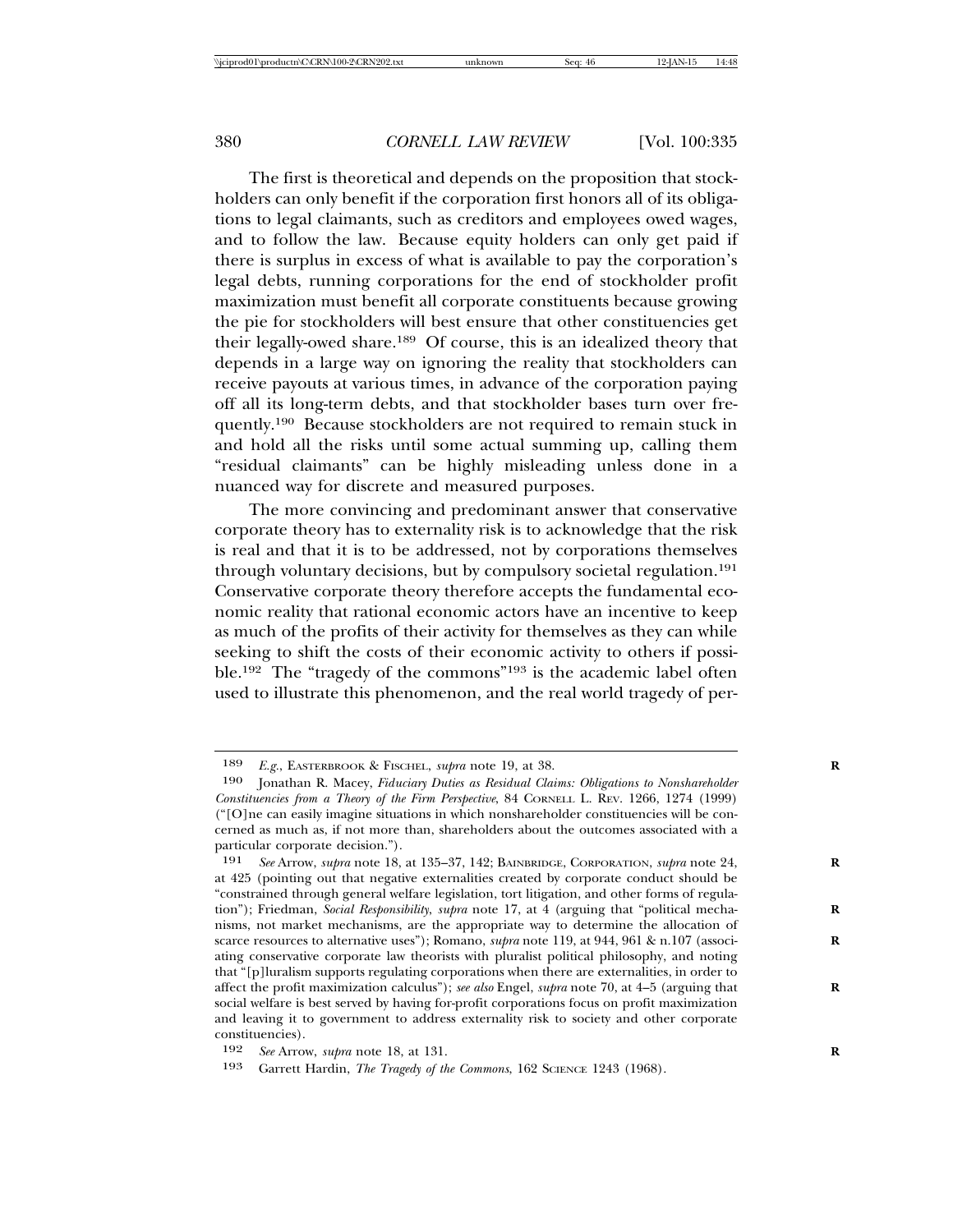The first is theoretical and depends on the proposition that stockholders can only benefit if the corporation first honors all of its obligations to legal claimants, such as creditors and employees owed wages, and to follow the law. Because equity holders can only get paid if there is surplus in excess of what is available to pay the corporation's legal debts, running corporations for the end of stockholder profit maximization must benefit all corporate constituents because growing the pie for stockholders will best ensure that other constituencies get their legally-owed share.[189] Of course, this is an idealized theory that depends in a large way on ignoring the reality that stockholders can receive payouts at various times, in advance of the corporation paying off all its long-term debts, and that stockholder bases turn over frequently.[190] Because stockholders are not required to remain stuck in and hold all the risks until some actual summing up, calling them "residual claimants" can be highly misleading unless done in a nuanced way for discrete and measured purposes.

The more convincing and predominant answer that conservative corporate theory has to externality risk is to acknowledge that the risk is real and that it is to be addressed, not by corporations themselves through voluntary decisions, but by compulsory societal regulation.[191] Conservative corporate theory therefore accepts the fundamental economic reality that rational economic actors have an incentive to keep as much of the profits of their activity for themselves as they can while seeking to shift the costs of their economic activity to others if possible.[192] The "tragedy of the commons"[193] is the academic label often used to illustrate this phenomenon, and the real world tragedy of per-

---

189 *E.g.*, EASTERBROOK & FISCHEL, *supra* note 19, at 38.

190 Jonathan R. Macey, *Fiduciary Duties as Residual Claims: Obligations to Nonshareholder Constituencies from a Theory of the Firm Perspective*, 84 CORNELL L. REV. 1266, 1274 (1999) ("[O]ne can easily imagine situations in which nonshareholder constituencies will be concerned as much as, if not more than, shareholders about the outcomes associated with a particular corporate decision.").

191 *See* Arrow, *supra* note 18, at 135–37, 142; BAINBRIDGE, CORPORATION, *supra* note 24, at 425 (pointing out that negative externalities created by corporate conduct should be "constrained through general welfare legislation, tort litigation, and other forms of regulation"); Friedman, *Social Responsibility*, *supra* note 17, at 4 (arguing that "political mechanisms, not market mechanisms, are the appropriate way to determine the allocation of scarce resources to alternative uses"); Romano, *supra* note 119, at 944, 961 & n.107 (associating conservative corporate law theorists with pluralist political philosophy, and noting that "[p]luralism supports regulating corporations when there are externalities, in order to affect the profit maximization calculus"); *see also* Engel, *supra* note 70, at 4–5 (arguing that social welfare is best served by having for-profit corporations focus on profit maximization and leaving it to government to address externality risk to society and other corporate constituencies).

192 *See* Arrow, *supra* note 18, at 131.

193 Garrett Hardin, *The Tragedy of the Commons*, 162 SCIENCE 1243 (1968).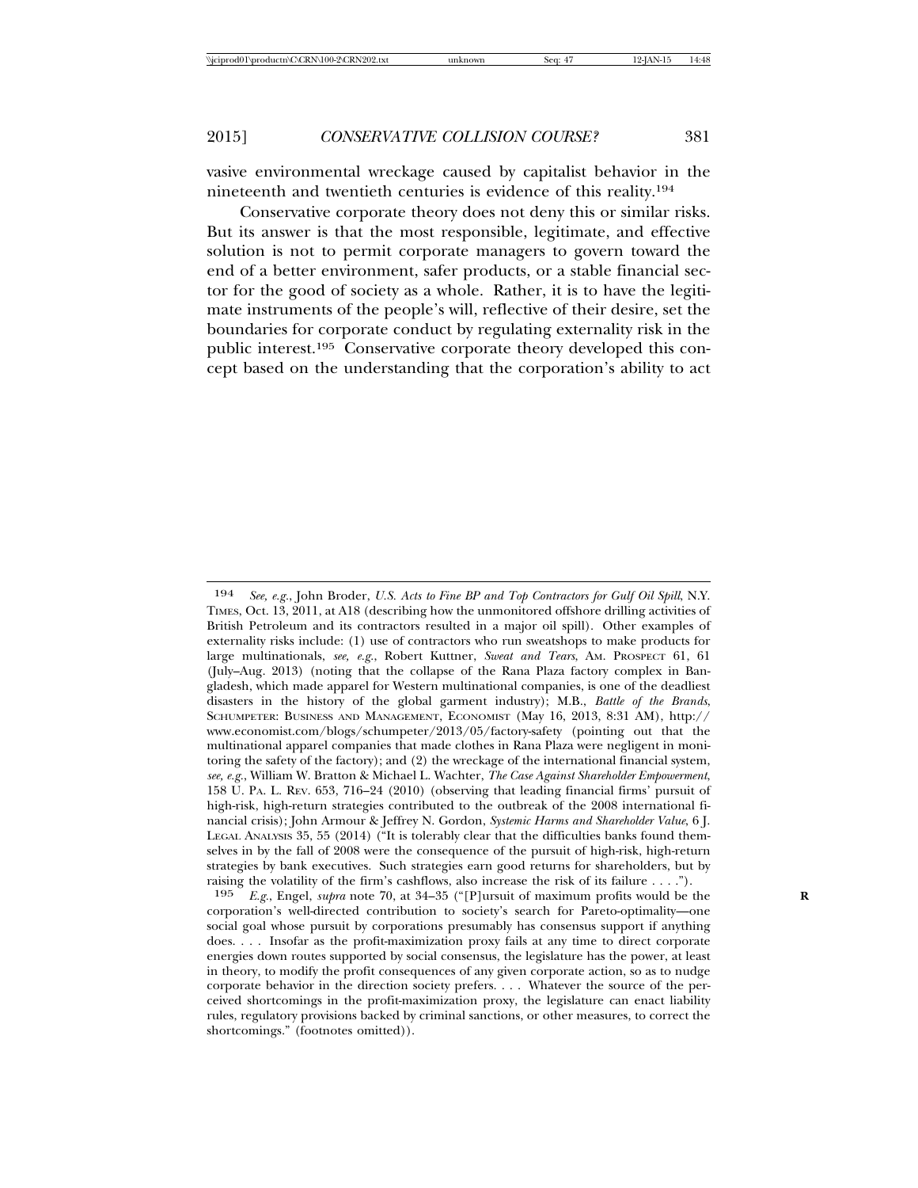vasive environmental wreckage caused by capitalist behavior in the nineteenth and twentieth centuries is evidence of this reality.[194]

Conservative corporate theory does not deny this or similar risks. But its answer is that the most responsible, legitimate, and effective solution is not to permit corporate managers to govern toward the end of a better environment, safer products, or a stable financial sector for the good of society as a whole. Rather, it is to have the legitimate instruments of the people's will, reflective of their desire, set the boundaries for corporate conduct by regulating externality risk in the public interest.[195] Conservative corporate theory developed this concept based on the understanding that the corporation's ability to act

---

194 *See, e.g.*, John Broder, *U.S. Acts to Fine BP and Top Contractors for Gulf Oil Spill*, N.Y. TIMES, Oct. 13, 2011, at A18 (describing how the unmonitored offshore drilling activities of British Petroleum and its contractors resulted in a major oil spill). Other examples of externality risks include: (1) use of contractors who run sweatshops to make products for large multinationals, *see, e.g.*, Robert Kuttner, *Sweat and Tears*, AM. PROSPECT 61, 61 (July–Aug. 2013) (noting that the collapse of the Rana Plaza factory complex in Bangladesh, which made apparel for Western multinational companies, is one of the deadliest disasters in the history of the global garment industry); M.B., *Battle of the Brands*, SCHUMPETER: BUSINESS AND MANAGEMENT, ECONOMIST (May 16, 2013, 8:31 AM), http://www.economist.com/blogs/schumpeter/2013/05/factory-safety (pointing out that the multinational apparel companies that made clothes in Rana Plaza were negligent in monitoring the safety of the factory); and (2) the wreckage of the international financial system, *see, e.g.*, William W. Bratton & Michael L. Wachter, *The Case Against Shareholder Empowerment*, 158 U. PA. L. REV. 653, 716–24 (2010) (observing that leading financial firms' pursuit of high-risk, high-return strategies contributed to the outbreak of the 2008 international financial crisis); John Armour & Jeffrey N. Gordon, *Systemic Harms and Shareholder Value*, 6 J. LEGAL ANALYSIS 35, 55 (2014) ("It is tolerably clear that the difficulties banks found themselves in by the fall of 2008 were the consequence of the pursuit of high-risk, high-return strategies by bank executives. Such strategies earn good returns for shareholders, but by raising the volatility of the firm's cashflows, also increase the risk of its failure . . . .").

195 *E.g.*, Engel, *supra* note 70, at 34–35 ("[P]ursuit of maximum profits would be the corporation's well-directed contribution to society's search for Pareto-optimality—one social goal whose pursuit by corporations presumably has consensus support if anything does. . . . Insofar as the profit-maximization proxy fails at any time to direct corporate energies down routes supported by social consensus, the legislature has the power, at least in theory, to modify the profit consequences of any given corporate action, so as to nudge corporate behavior in the direction society prefers. . . . Whatever the source of the perceived shortcomings in the profit-maximization proxy, the legislature can enact liability rules, regulatory provisions backed by criminal sanctions, or other measures, to correct the shortcomings." (footnotes omitted)).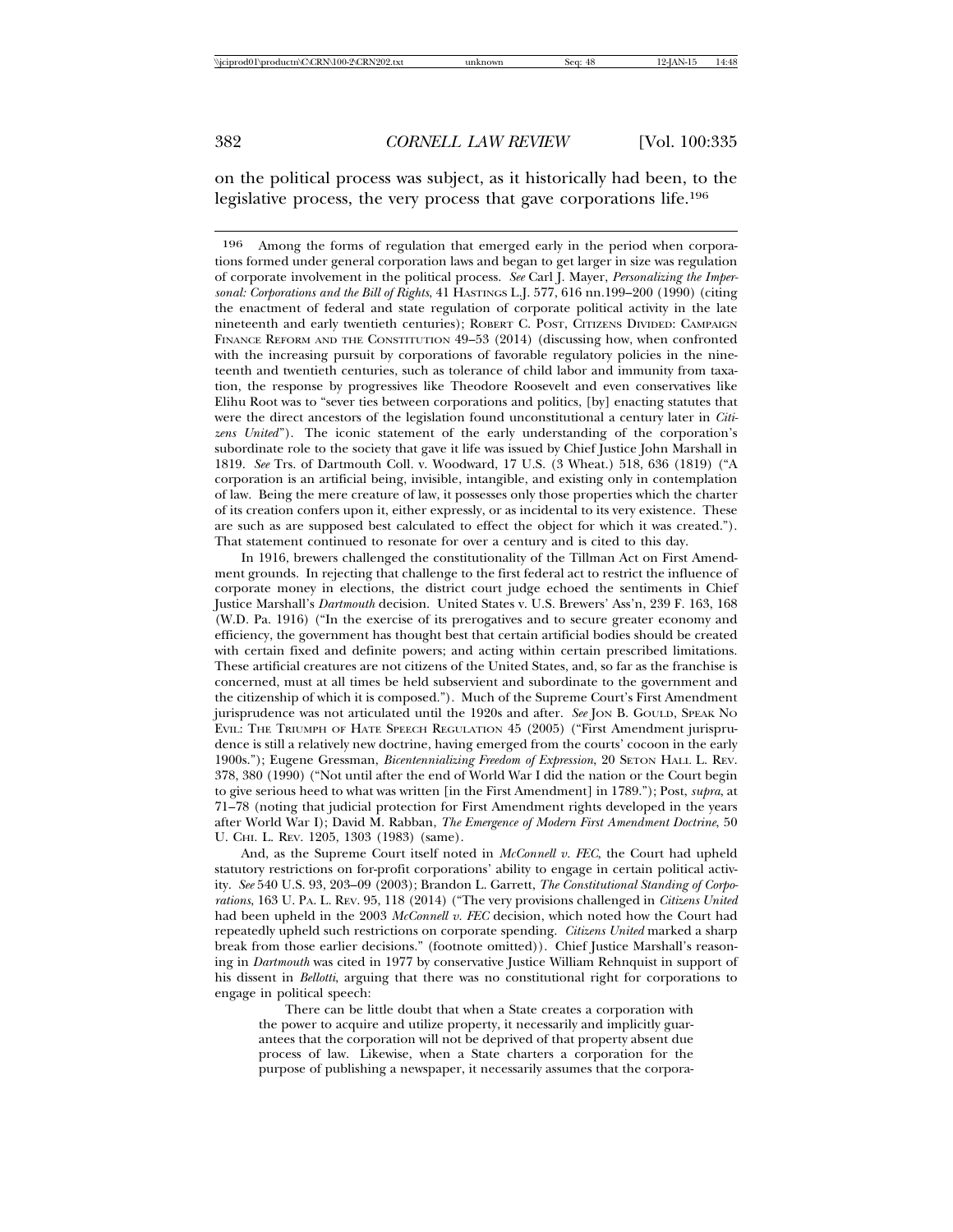on the political process was subject, as it historically had been, to the legislative process, the very process that gave corporations life.[196]

---

[196] Among the forms of regulation that emerged early in the period when corporations formed under general corporation laws and began to get larger in size was regulation of corporate involvement in the political process. *See* Carl J. Mayer, *Personalizing the Impersonal: Corporations and the Bill of Rights*, 41 HASTINGS L.J. 577, 616 nn.199–200 (1990) (citing the enactment of federal and state regulation of corporate political activity in the late nineteenth and early twentieth centuries); ROBERT C. POST, CITIZENS DIVIDED: CAMPAIGN FINANCE REFORM AND THE CONSTITUTION 49–53 (2014) (discussing how, when confronted with the increasing pursuit by corporations of favorable regulatory policies in the nineteenth and twentieth centuries, such as tolerance of child labor and immunity from taxation, the response by progressives like Theodore Roosevelt and even conservatives like Elihu Root was to "sever ties between corporations and politics, [by] enacting statutes that were the direct ancestors of the legislation found unconstitutional a century later in *Citizens United*"). The iconic statement of the early understanding of the corporation's subordinate role to the society that gave it life was issued by Chief Justice John Marshall in 1819. *See* Trs. of Dartmouth Coll. v. Woodward, 17 U.S. (3 Wheat.) 518, 636 (1819) ("A corporation is an artificial being, invisible, intangible, and existing only in contemplation of law. Being the mere creature of law, it possesses only those properties which the charter of its creation confers upon it, either expressly, or as incidental to its very existence. These are such as are supposed best calculated to effect the object for which it was created."). That statement continued to resonate for over a century and is cited to this day.

In 1916, brewers challenged the constitutionality of the Tillman Act on First Amendment grounds. In rejecting that challenge to the first federal act to restrict the influence of corporate money in elections, the district court judge echoed the sentiments in Chief Justice Marshall's *Dartmouth* decision. United States v. U.S. Brewers' Ass'n, 239 F. 163, 168 (W.D. Pa. 1916) ("In the exercise of its prerogatives and to secure greater economy and efficiency, the government has thought best that certain artificial bodies should be created with certain fixed and definite powers; and acting within certain prescribed limitations. These artificial creatures are not citizens of the United States, and, so far as the franchise is concerned, must at all times be held subservient and subordinate to the government and the citizenship of which it is composed."). Much of the Supreme Court's First Amendment jurisprudence was not articulated until the 1920s and after. *See* JON B. GOULD, SPEAK NO EVIL: THE TRIUMPH OF HATE SPEECH REGULATION 45 (2005) ("First Amendment jurisprudence is still a relatively new doctrine, having emerged from the courts' cocoon in the early 1900s."); Eugene Gressman, *Bicentennializing Freedom of Expression*, 20 SETON HALL L. REV. 378, 380 (1990) ("Not until after the end of World War I did the nation or the Court begin to give serious heed to what was written [in the First Amendment] in 1789."); Post, *supra*, at 71–78 (noting that judicial protection for First Amendment rights developed in the years after World War I); David M. Rabban, *The Emergence of Modern First Amendment Doctrine*, 50 U. CHI. L. REV. 1205, 1303 (1983) (same).

And, as the Supreme Court itself noted in *McConnell v. FEC*, the Court had upheld statutory restrictions on for-profit corporations' ability to engage in certain political activity. *See* 540 U.S. 93, 203–09 (2003); Brandon L. Garrett, *The Constitutional Standing of Corporations*, 163 U. PA. L. REV. 95, 118 (2014) ("The very provisions challenged in *Citizens United* had been upheld in the 2003 *McConnell v. FEC* decision, which noted how the Court had repeatedly upheld such restrictions on corporate spending. *Citizens United* marked a sharp break from those earlier decisions." (footnote omitted)). Chief Justice Marshall's reasoning in *Dartmouth* was cited in 1977 by conservative Justice William Rehnquist in support of his dissent in *Bellotti*, arguing that there was no constitutional right for corporations to engage in political speech:

> There can be little doubt that when a State creates a corporation with the power to acquire and utilize property, it necessarily and implicitly guarantees that the corporation will not be deprived of that property absent due process of law. Likewise, when a State charters a corporation for the purpose of publishing a newspaper, it necessarily assumes that the corpora-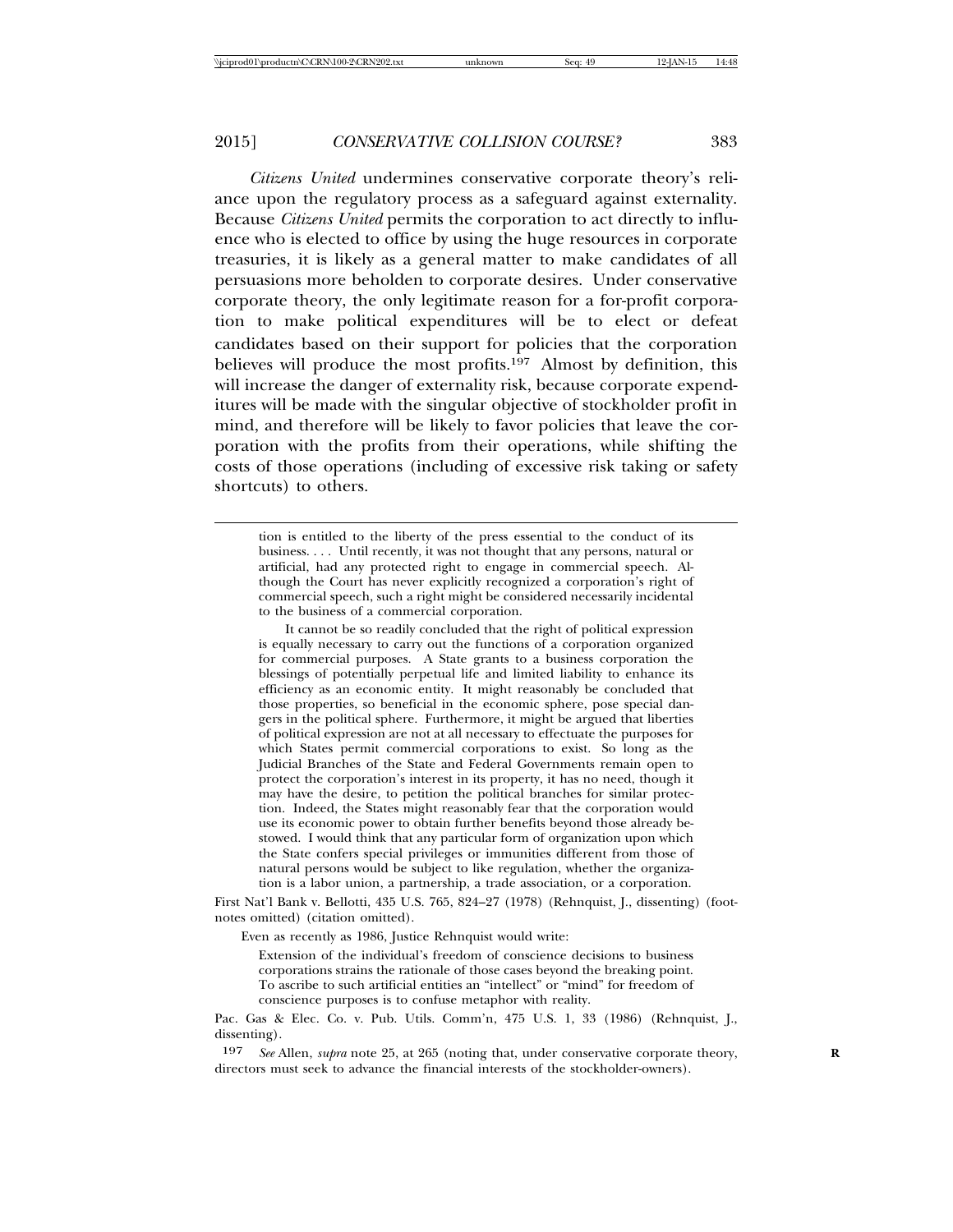*Citizens United* undermines conservative corporate theory's reliance upon the regulatory process as a safeguard against externality. Because *Citizens United* permits the corporation to act directly to influence who is elected to office by using the huge resources in corporate treasuries, it is likely as a general matter to make candidates of all persuasions more beholden to corporate desires. Under conservative corporate theory, the only legitimate reason for a for-profit corporation to make political expenditures will be to elect or defeat candidates based on their support for policies that the corporation believes will produce the most profits.[197] Almost by definition, this will increase the danger of externality risk, because corporate expenditures will be made with the singular objective of stockholder profit in mind, and therefore will be likely to favor policies that leave the corporation with the profits from their operations, while shifting the costs of those operations (including of excessive risk taking or safety shortcuts) to others.

---

> tion is entitled to the liberty of the press essential to the conduct of its business. . . . Until recently, it was not thought that any persons, natural or artificial, had any protected right to engage in commercial speech. Although the Court has never explicitly recognized a corporation's right of commercial speech, such a right might be considered necessarily incidental to the business of a commercial corporation.
>
> It cannot be so readily concluded that the right of political expression is equally necessary to carry out the functions of a corporation organized for commercial purposes. A State grants to a business corporation the blessings of potentially perpetual life and limited liability to enhance its efficiency as an economic entity. It might reasonably be concluded that those properties, so beneficial in the economic sphere, pose special dangers in the political sphere. Furthermore, it might be argued that liberties of political expression are not at all necessary to effectuate the purposes for which States permit commercial corporations to exist. So long as the Judicial Branches of the State and Federal Governments remain open to protect the corporation's interest in its property, it has no need, though it may have the desire, to petition the political branches for similar protection. Indeed, the States might reasonably fear that the corporation would use its economic power to obtain further benefits beyond those already bestowed. I would think that any particular form of organization upon which the State confers special privileges or immunities different from those of natural persons would be subject to like regulation, whether the organization is a labor union, a partnership, a trade association, or a corporation.

First Nat'l Bank v. Bellotti, 435 U.S. 765, 824–27 (1978) (Rehnquist, J., dissenting) (footnotes omitted) (citation omitted).

Even as recently as 1986, Justice Rehnquist would write:

> Extension of the individual's freedom of conscience decisions to business corporations strains the rationale of those cases beyond the breaking point. To ascribe to such artificial entities an "intellect" or "mind" for freedom of conscience purposes is to confuse metaphor with reality.

Pac. Gas & Elec. Co. v. Pub. Utils. Comm'n, 475 U.S. 1, 33 (1986) (Rehnquist, J., dissenting).

[197] *See* Allen, *supra* note 25, at 265 (noting that, under conservative corporate theory, directors must seek to advance the financial interests of the stockholder-owners).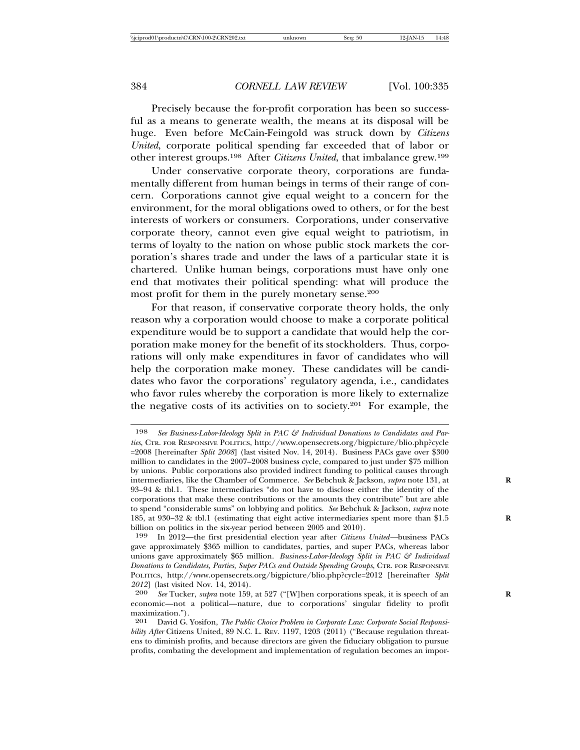Precisely because the for-profit corporation has been so successful as a means to generate wealth, the means at its disposal will be huge. Even before McCain-Feingold was struck down by *Citizens United*, corporate political spending far exceeded that of labor or other interest groups.[198] After *Citizens United*, that imbalance grew.[199]

Under conservative corporate theory, corporations are fundamentally different from human beings in terms of their range of concern. Corporations cannot give equal weight to a concern for the environment, for the moral obligations owed to others, or for the best interests of workers or consumers. Corporations, under conservative corporate theory, cannot even give equal weight to patriotism, in terms of loyalty to the nation on whose public stock markets the corporation's shares trade and under the laws of a particular state it is chartered. Unlike human beings, corporations must have only one end that motivates their political spending: what will produce the most profit for them in the purely monetary sense.[200]

For that reason, if conservative corporate theory holds, the only reason why a corporation would choose to make a corporate political expenditure would be to support a candidate that would help the corporation make money for the benefit of its stockholders. Thus, corporations will only make expenditures in favor of candidates who will help the corporation make money. These candidates will be candidates who favor the corporations' regulatory agenda, i.e., candidates who favor rules whereby the corporation is more likely to externalize the negative costs of its activities on to society.[201] For example, the

---

198 *See Business-Labor-Ideology Split in PAC & Individual Donations to Candidates and Parties*, CTR. FOR RESPONSIVE POLITICS, http://www.opensecrets.org/bigpicture/blio.php?cycle=2008 [hereinafter *Split 2008*] (last visited Nov. 14, 2014). Business PACs gave over $300 million to candidates in the 2007–2008 business cycle, compared to just under $75 million by unions. Public corporations also provided indirect funding to political causes through intermediaries, like the Chamber of Commerce. *See* Bebchuk & Jackson, *supra* note 131, at 93–94 & tbl.1. These intermediaries "do not have to disclose either the identity of the corporations that make these contributions or the amounts they contribute" but are able to spend "considerable sums" on lobbying and politics. *See* Bebchuk & Jackson, *supra* note 185, at 930–32 & tbl.1 (estimating that eight active intermediaries spent more than $1.5 billion on politics in the six-year period between 2005 and 2010).

199 In 2012—the first presidential election year after *Citizens United*—business PACs gave approximately $365 million to candidates, parties, and super PACs, whereas labor unions gave approximately $65 million. *Business-Labor-Ideology Split in PAC & Individual Donations to Candidates, Parties, Super PACs and Outside Spending Groups*, CTR. FOR RESPONSIVE POLITICS, http://www.opensecrets.org/bigpicture/blio.php?cycle=2012 [hereinafter *Split 2012*] (last visited Nov. 14, 2014).

200 *See* Tucker, *supra* note 159, at 527 ("[W]hen corporations speak, it is speech of an economic—not a political—nature, due to corporations' singular fidelity to profit maximization.").

201 David G. Yosifon, *The Public Choice Problem in Corporate Law: Corporate Social Responsibility After* Citizens United, 89 N.C. L. REV. 1197, 1203 (2011) ("Because regulation threatens to diminish profits, and because directors are given the fiduciary obligation to pursue profits, combating the development and implementation of regulation becomes an impor-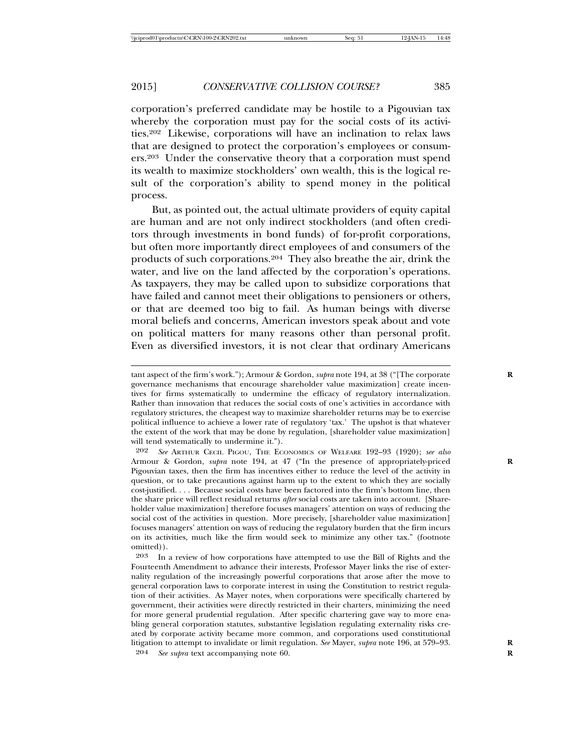corporation's preferred candidate may be hostile to a Pigouvian tax whereby the corporation must pay for the social costs of its activities.[202] Likewise, corporations will have an inclination to relax laws that are designed to protect the corporation's employees or consumers.[203] Under the conservative theory that a corporation must spend its wealth to maximize stockholders' own wealth, this is the logical result of the corporation's ability to spend money in the political process.

But, as pointed out, the actual ultimate providers of equity capital are human and are not only indirect stockholders (and often creditors through investments in bond funds) of for-profit corporations, but often more importantly direct employees of and consumers of the products of such corporations.[204] They also breathe the air, drink the water, and live on the land affected by the corporation's operations. As taxpayers, they may be called upon to subsidize corporations that have failed and cannot meet their obligations to pensioners or others, or that are deemed too big to fail. As human beings with diverse moral beliefs and concerns, American investors speak about and vote on political matters for many reasons other than personal profit. Even as diversified investors, it is not clear that ordinary Americans

---

tant aspect of the firm's work."); Armour & Gordon, *supra* note 194, at 38 ("[The corporate governance mechanisms that encourage shareholder value maximization] create incentives for firms systematically to undermine the efficacy of regulatory internalization. Rather than innovation that reduces the social costs of one's activities in accordance with regulatory strictures, the cheapest way to maximize shareholder returns may be to exercise political influence to achieve a lower rate of regulatory 'tax.' The upshot is that whatever the extent of the work that may be done by regulation, [shareholder value maximization] will tend systematically to undermine it.").

202 *See* ARTHUR CECIL PIGOU, THE ECONOMICS OF WELFARE 192–93 (1920); *see also* Armour & Gordon, *supra* note 194, at 47 ("In the presence of appropriately-priced Pigouvian taxes, then the firm has incentives either to reduce the level of the activity in question, or to take precautions against harm up to the extent to which they are socially cost-justified. . . . Because social costs have been factored into the firm's bottom line, then the share price will reflect residual returns *after* social costs are taken into account. [Shareholder value maximization] therefore focuses managers' attention on ways of reducing the social cost of the activities in question. More precisely, [shareholder value maximization] focuses managers' attention on ways of reducing the regulatory burden that the firm incurs on its activities, much like the firm would seek to minimize any other tax." (footnote omitted)).

203 In a review of how corporations have attempted to use the Bill of Rights and the Fourteenth Amendment to advance their interests, Professor Mayer links the rise of externality regulation of the increasingly powerful corporations that arose after the move to general corporation laws to corporate interest in using the Constitution to restrict regulation of their activities. As Mayer notes, when corporations were specifically chartered by government, their activities were directly restricted in their charters, minimizing the need for more general prudential regulation. After specific chartering gave way to more enabling general corporation statutes, substantive legislation regulating externality risks created by corporate activity became more common, and corporations used constitutional litigation to attempt to invalidate or limit regulation. *See* Mayer, *supra* note 196, at 579–93.

204 *See supra* text accompanying note 60.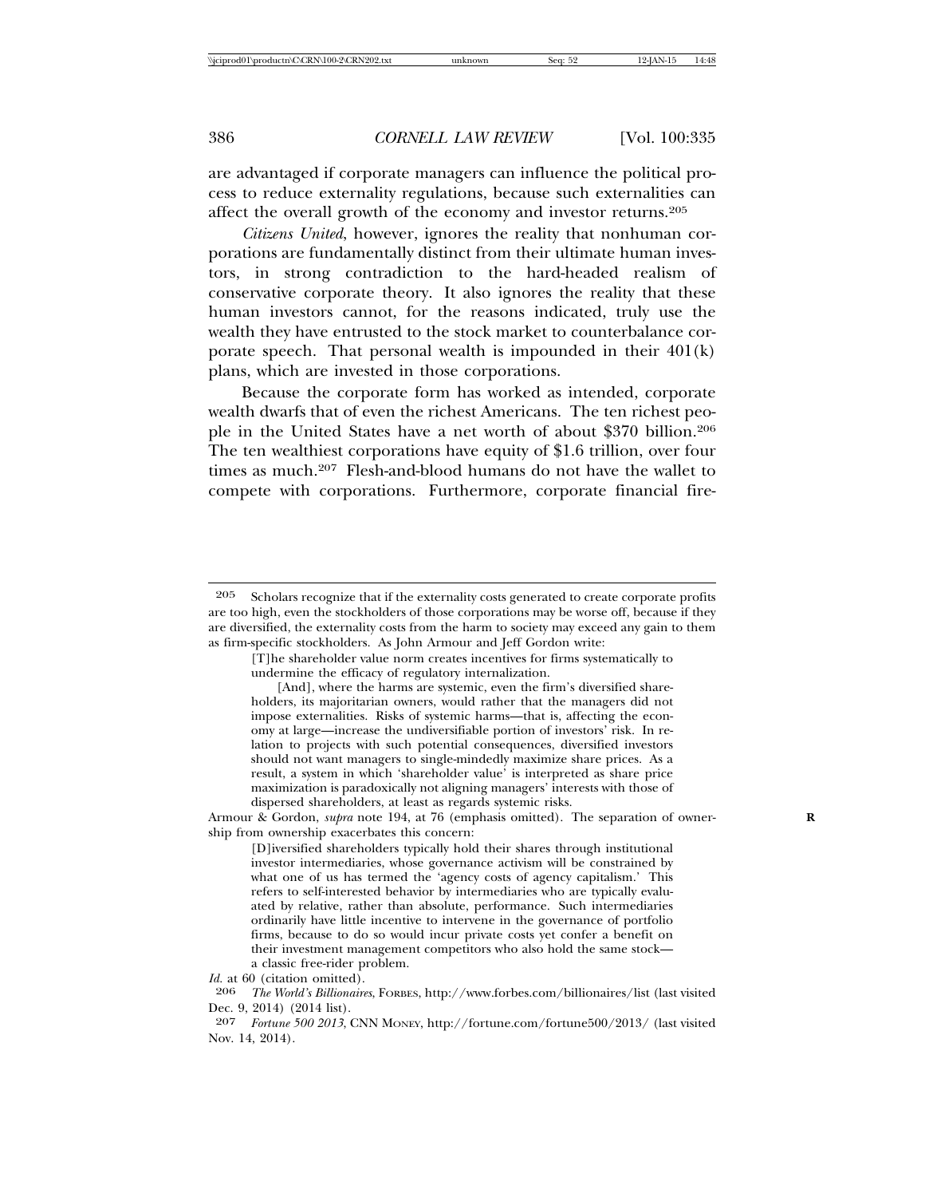are advantaged if corporate managers can influence the political process to reduce externality regulations, because such externalities can affect the overall growth of the economy and investor returns.[205]

*Citizens United*, however, ignores the reality that nonhuman corporations are fundamentally distinct from their ultimate human investors, in strong contradiction to the hard-headed realism of conservative corporate theory. It also ignores the reality that these human investors cannot, for the reasons indicated, truly use the wealth they have entrusted to the stock market to counterbalance corporate speech. That personal wealth is impounded in their 401(k) plans, which are invested in those corporations.

Because the corporate form has worked as intended, corporate wealth dwarfs that of even the richest Americans. The ten richest people in the United States have a net worth of about $370 billion.[206] The ten wealthiest corporations have equity of $1.6 trillion, over four times as much.[207] Flesh-and-blood humans do not have the wallet to compete with corporations. Furthermore, corporate financial fire-

---

[205] Scholars recognize that if the externality costs generated to create corporate profits are too high, even the stockholders of those corporations may be worse off, because if they are diversified, the externality costs from the harm to society may exceed any gain to them as firm-specific stockholders. As John Armour and Jeff Gordon write:

> [T]he shareholder value norm creates incentives for firms systematically to undermine the efficacy of regulatory internalization.
>
> [And], where the harms are systemic, even the firm's diversified shareholders, its majoritarian owners, would rather that the managers did not impose externalities. Risks of systemic harms—that is, affecting the economy at large—increase the undiversifiable portion of investors' risk. In relation to projects with such potential consequences, diversified investors should not want managers to single-mindedly maximize share prices. As a result, a system in which 'shareholder value' is interpreted as share price maximization is paradoxically not aligning managers' interests with those of dispersed shareholders, at least as regards systemic risks.

Armour & Gordon, *supra* note 194, at 76 (emphasis omitted). The separation of ownership from ownership exacerbates this concern:

> [D]iversified shareholders typically hold their shares through institutional investor intermediaries, whose governance activism will be constrained by what one of us has termed the 'agency costs of agency capitalism.' This refers to self-interested behavior by intermediaries who are typically evaluated by relative, rather than absolute, performance. Such intermediaries ordinarily have little incentive to intervene in the governance of portfolio firms, because to do so would incur private costs yet confer a benefit on their investment management competitors who also hold the same stock—a classic free-rider problem.

*Id.* at 60 (citation omitted).

[206] *The World's Billionaires*, FORBES, http://www.forbes.com/billionaires/list (last visited Dec. 9, 2014) (2014 list).

[207] *Fortune 500 2013*, CNN MONEY, http://fortune.com/fortune500/2013/ (last visited Nov. 14, 2014).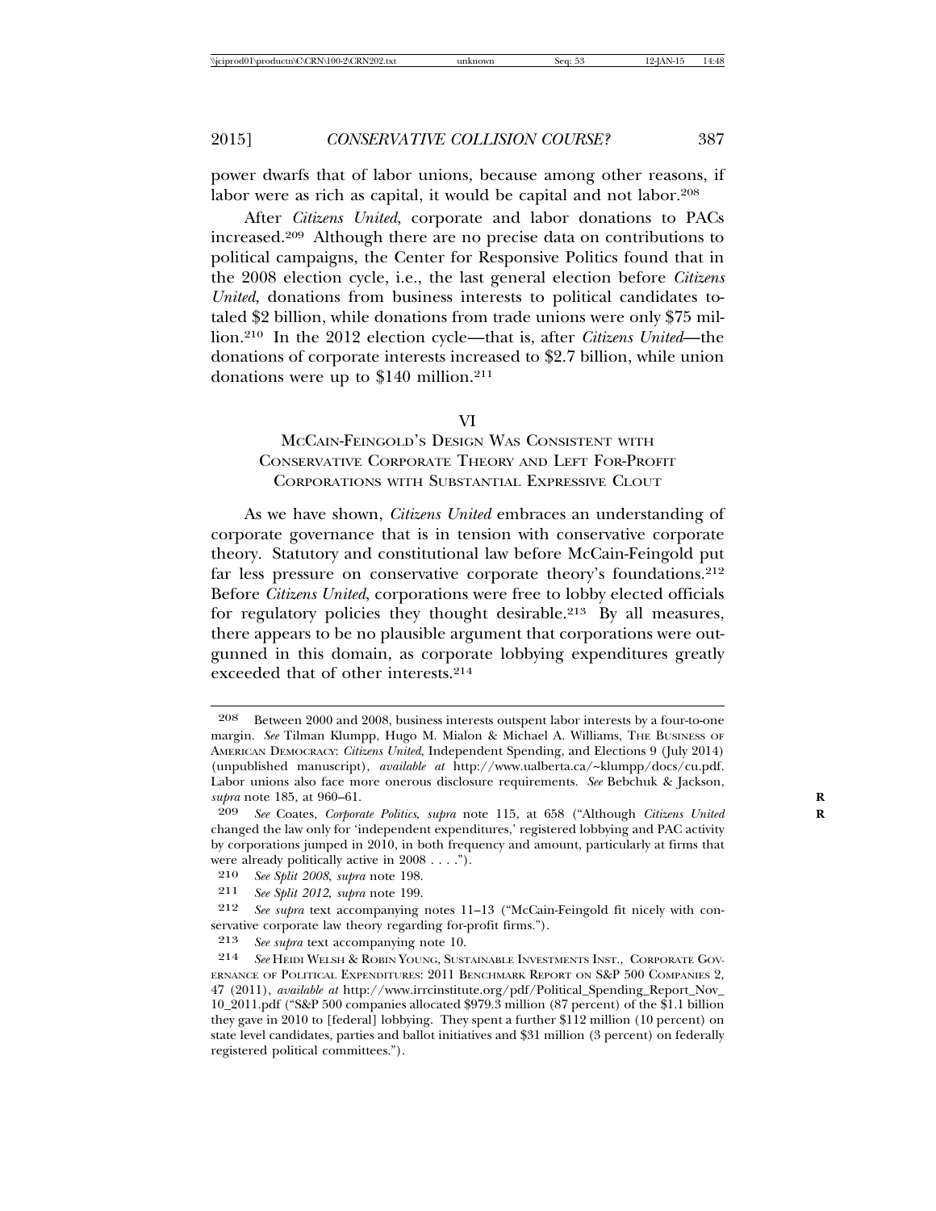power dwarfs that of labor unions, because among other reasons, if labor were as rich as capital, it would be capital and not labor.[208]

After *Citizens United*, corporate and labor donations to PACs increased.[209] Although there are no precise data on contributions to political campaigns, the Center for Responsive Politics found that in the 2008 election cycle, i.e., the last general election before *Citizens United*, donations from business interests to political candidates totaled $2 billion, while donations from trade unions were only $75 million.[210] In the 2012 election cycle—that is, after *Citizens United*—the donations of corporate interests increased to $2.7 billion, while union donations were up to $140 million.[211]

## VI

## McCain-Feingold's Design Was Consistent with Conservative Corporate Theory and Left For-Profit Corporations with Substantial Expressive Clout

As we have shown, *Citizens United* embraces an understanding of corporate governance that is in tension with conservative corporate theory. Statutory and constitutional law before McCain-Feingold put far less pressure on conservative corporate theory's foundations.[212] Before *Citizens United*, corporations were free to lobby elected officials for regulatory policies they thought desirable.[213] By all measures, there appears to be no plausible argument that corporations were outgunned in this domain, as corporate lobbying expenditures greatly exceeded that of other interests.[214]

---

208 Between 2000 and 2008, business interests outspent labor interests by a four-to-one margin. *See* Tilman Klumpp, Hugo M. Mialon & Michael A. Williams, The Business of American Democracy: *Citizens United*, Independent Spending, and Elections 9 (July 2014) (unpublished manuscript), *available at* http://www.ualberta.ca/~klumpp/docs/cu.pdf. Labor unions also face more onerous disclosure requirements. *See* Bebchuk & Jackson, *supra* note 185, at 960–61.

209 *See* Coates, *Corporate Politics*, *supra* note 115, at 658 ("Although *Citizens United* changed the law only for 'independent expenditures,' registered lobbying and PAC activity by corporations jumped in 2010, in both frequency and amount, particularly at firms that were already politically active in 2008 . . . .").

210 *See Split 2008*, *supra* note 198.

211 *See Split 2012*, *supra* note 199.

212 *See supra* text accompanying notes 11–13 ("McCain-Feingold fit nicely with conservative corporate law theory regarding for-profit firms.").

213 *See supra* text accompanying note 10.

214 *See* Heidi Welsh & Robin Young, Sustainable Investments Inst., Corporate Governance of Political Expenditures: 2011 Benchmark Report on S&P 500 Companies 2, 47 (2011), *available at* http://www.irrcinstitute.org/pdf/Political_Spending_Report_Nov_10_2011.pdf ("S&P 500 companies allocated $979.3 million (87 percent) of the $1.1 billion they gave in 2010 to [federal] lobbying. They spent a further $112 million (10 percent) on state level candidates, parties and ballot initiatives and $31 million (3 percent) on federally registered political committees.").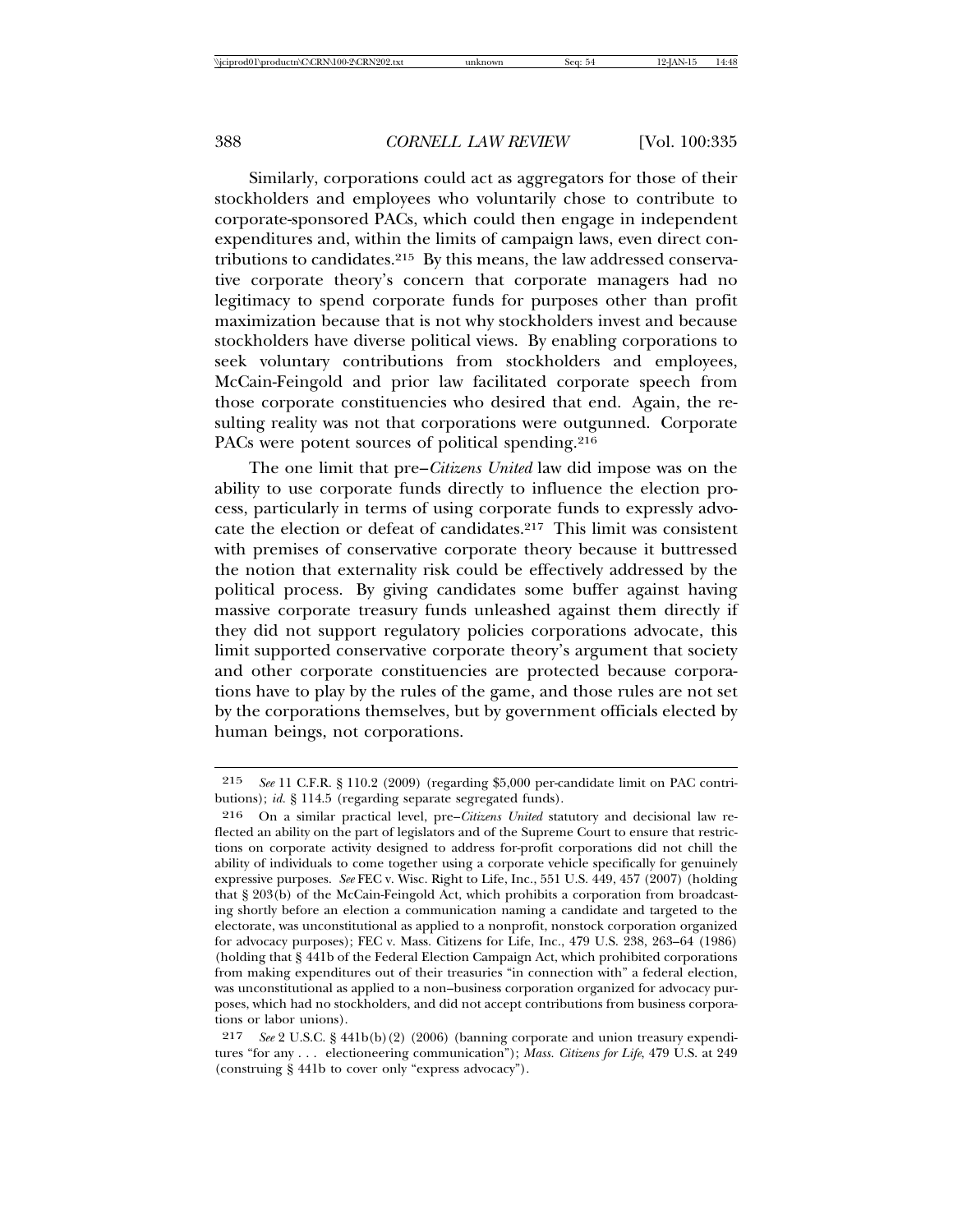Similarly, corporations could act as aggregators for those of their stockholders and employees who voluntarily chose to contribute to corporate-sponsored PACs, which could then engage in independent expenditures and, within the limits of campaign laws, even direct contributions to candidates.[215] By this means, the law addressed conservative corporate theory's concern that corporate managers had no legitimacy to spend corporate funds for purposes other than profit maximization because that is not why stockholders invest and because stockholders have diverse political views. By enabling corporations to seek voluntary contributions from stockholders and employees, McCain-Feingold and prior law facilitated corporate speech from those corporate constituencies who desired that end. Again, the resulting reality was not that corporations were outgunned. Corporate PACs were potent sources of political spending.[216]

The one limit that pre–*Citizens United* law did impose was on the ability to use corporate funds directly to influence the election process, particularly in terms of using corporate funds to expressly advocate the election or defeat of candidates.[217] This limit was consistent with premises of conservative corporate theory because it buttressed the notion that externality risk could be effectively addressed by the political process. By giving candidates some buffer against having massive corporate treasury funds unleashed against them directly if they did not support regulatory policies corporations advocate, this limit supported conservative corporate theory's argument that society and other corporate constituencies are protected because corporations have to play by the rules of the game, and those rules are not set by the corporations themselves, but by government officials elected by human beings, not corporations.

---

215 *See* 11 C.F.R. § 110.2 (2009) (regarding $5,000 per-candidate limit on PAC contributions); *id.* § 114.5 (regarding separate segregated funds).

216 On a similar practical level, pre–*Citizens United* statutory and decisional law reflected an ability on the part of legislators and of the Supreme Court to ensure that restrictions on corporate activity designed to address for-profit corporations did not chill the ability of individuals to come together using a corporate vehicle specifically for genuinely expressive purposes. *See* FEC v. Wisc. Right to Life, Inc., 551 U.S. 449, 457 (2007) (holding that § 203(b) of the McCain-Feingold Act, which prohibits a corporation from broadcasting shortly before an election a communication naming a candidate and targeted to the electorate, was unconstitutional as applied to a nonprofit, nonstock corporation organized for advocacy purposes); FEC v. Mass. Citizens for Life, Inc., 479 U.S. 238, 263–64 (1986) (holding that § 441b of the Federal Election Campaign Act, which prohibited corporations from making expenditures out of their treasuries "in connection with" a federal election, was unconstitutional as applied to a non–business corporation organized for advocacy purposes, which had no stockholders, and did not accept contributions from business corporations or labor unions).

217 *See* 2 U.S.C. § 441b(b)(2) (2006) (banning corporate and union treasury expenditures "for any . . . electioneering communication"); *Mass. Citizens for Life*, 479 U.S. at 249 (construing § 441b to cover only "express advocacy").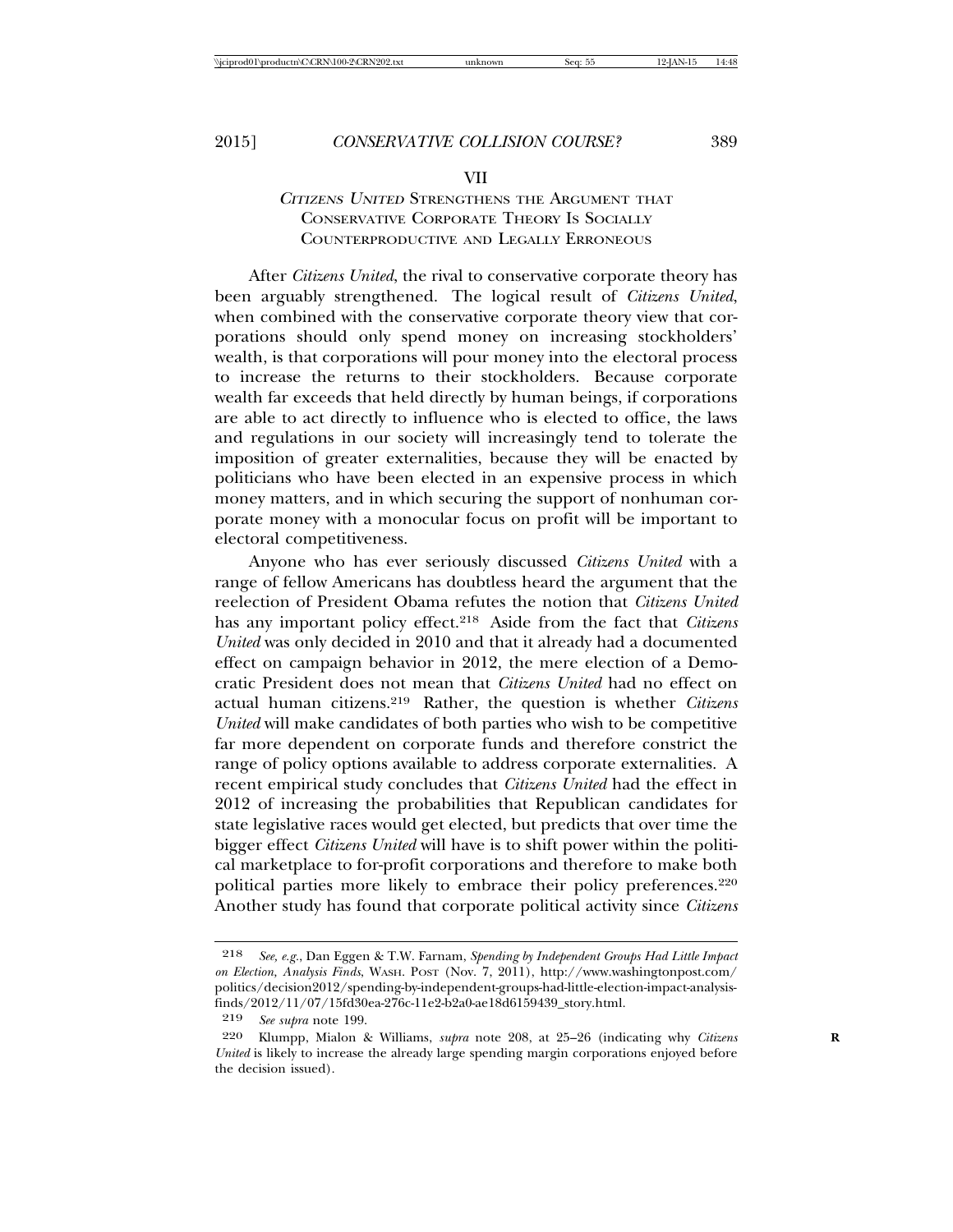## VII

### *CITIZENS UNITED* STRENGTHENS THE ARGUMENT THAT CONSERVATIVE CORPORATE THEORY IS SOCIALLY COUNTERPRODUCTIVE AND LEGALLY ERRONEOUS

After *Citizens United*, the rival to conservative corporate theory has been arguably strengthened. The logical result of *Citizens United*, when combined with the conservative corporate theory view that corporations should only spend money on increasing stockholders' wealth, is that corporations will pour money into the electoral process to increase the returns to their stockholders. Because corporate wealth far exceeds that held directly by human beings, if corporations are able to act directly to influence who is elected to office, the laws and regulations in our society will increasingly tend to tolerate the imposition of greater externalities, because they will be enacted by politicians who have been elected in an expensive process in which money matters, and in which securing the support of nonhuman corporate money with a monocular focus on profit will be important to electoral competitiveness.

Anyone who has ever seriously discussed *Citizens United* with a range of fellow Americans has doubtless heard the argument that the reelection of President Obama refutes the notion that *Citizens United* has any important policy effect.[218] Aside from the fact that *Citizens United* was only decided in 2010 and that it already had a documented effect on campaign behavior in 2012, the mere election of a Democratic President does not mean that *Citizens United* had no effect on actual human citizens.[219] Rather, the question is whether *Citizens United* will make candidates of both parties who wish to be competitive far more dependent on corporate funds and therefore constrict the range of policy options available to address corporate externalities. A recent empirical study concludes that *Citizens United* had the effect in 2012 of increasing the probabilities that Republican candidates for state legislative races would get elected, but predicts that over time the bigger effect *Citizens United* will have is to shift power within the political marketplace to for-profit corporations and therefore to make both political parties more likely to embrace their policy preferences.[220] Another study has found that corporate political activity since *Citizens*

---

218 *See, e.g.*, Dan Eggen & T.W. Farnam, *Spending by Independent Groups Had Little Impact on Election, Analysis Finds*, WASH. POST (Nov. 7, 2011), http://www.washingtonpost.com/politics/decision2012/spending-by-independent-groups-had-little-election-impact-analysis-finds/2012/11/07/15fd30ea-276c-11e2-b2a0-ae18d6159439_story.html.

219 *See supra* note 199.

220 Klumpp, Mialon & Williams, *supra* note 208, at 25–26 (indicating why *Citizens United* is likely to increase the already large spending margin corporations enjoyed before the decision issued).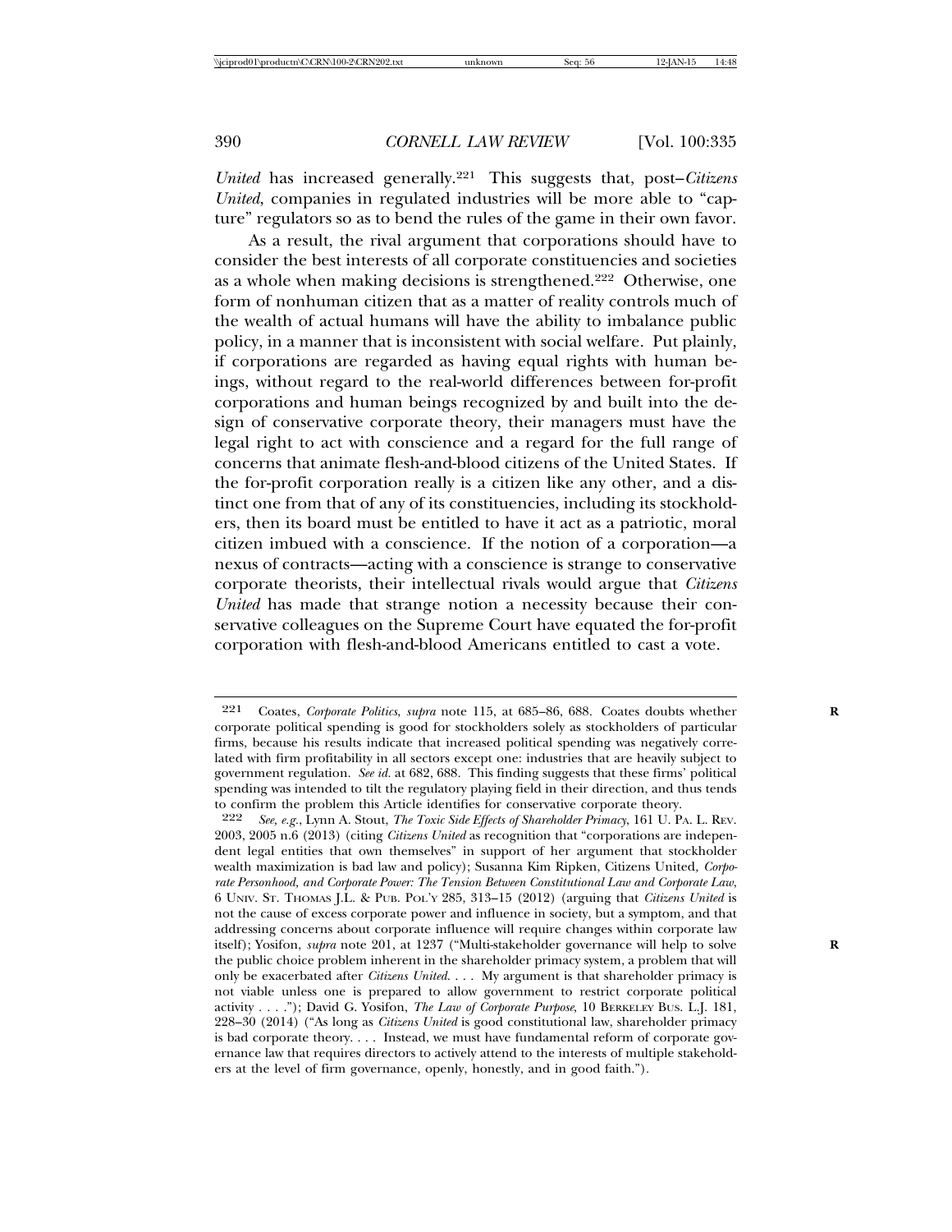*United* has increased generally.[221] This suggests that, post–*Citizens United*, companies in regulated industries will be more able to "capture" regulators so as to bend the rules of the game in their own favor.

As a result, the rival argument that corporations should have to consider the best interests of all corporate constituencies and societies as a whole when making decisions is strengthened.[222] Otherwise, one form of nonhuman citizen that as a matter of reality controls much of the wealth of actual humans will have the ability to imbalance public policy, in a manner that is inconsistent with social welfare. Put plainly, if corporations are regarded as having equal rights with human beings, without regard to the real-world differences between for-profit corporations and human beings recognized by and built into the design of conservative corporate theory, their managers must have the legal right to act with conscience and a regard for the full range of concerns that animate flesh-and-blood citizens of the United States. If the for-profit corporation really is a citizen like any other, and a distinct one from that of any of its constituencies, including its stockholders, then its board must be entitled to have it act as a patriotic, moral citizen imbued with a conscience. If the notion of a corporation—a nexus of contracts—acting with a conscience is strange to conservative corporate theorists, their intellectual rivals would argue that *Citizens United* has made that strange notion a necessity because their conservative colleagues on the Supreme Court have equated the for-profit corporation with flesh-and-blood Americans entitled to cast a vote.

---

[221] Coates, *Corporate Politics*, *supra* note 115, at 685–86, 688. Coates doubts whether corporate political spending is good for stockholders solely as stockholders of particular firms, because his results indicate that increased political spending was negatively correlated with firm profitability in all sectors except one: industries that are heavily subject to government regulation. *See id.* at 682, 688. This finding suggests that these firms' political spending was intended to tilt the regulatory playing field in their direction, and thus tends to confirm the problem this Article identifies for conservative corporate theory.

[222] *See, e.g.*, Lynn A. Stout, *The Toxic Side Effects of Shareholder Primacy*, 161 U. PA. L. REV. 2003, 2005 n.6 (2013) (citing *Citizens United* as recognition that "corporations are independent legal entities that own themselves" in support of her argument that stockholder wealth maximization is bad law and policy); Susanna Kim Ripken, Citizens United*, Corporate Personhood, and Corporate Power: The Tension Between Constitutional Law and Corporate Law*, 6 UNIV. ST. THOMAS J.L. & PUB. POL'Y 285, 313–15 (2012) (arguing that *Citizens United* is not the cause of excess corporate power and influence in society, but a symptom, and that addressing concerns about corporate influence will require changes within corporate law itself); Yosifon, *supra* note 201, at 1237 ("Multi-stakeholder governance will help to solve the public choice problem inherent in the shareholder primacy system, a problem that will only be exacerbated after *Citizens United*. . . . My argument is that shareholder primacy is not viable unless one is prepared to allow government to restrict corporate political activity . . . ."); David G. Yosifon, *The Law of Corporate Purpose*, 10 BERKELEY BUS. L.J. 181, 228–30 (2014) ("As long as *Citizens United* is good constitutional law, shareholder primacy is bad corporate theory. . . . Instead, we must have fundamental reform of corporate governance law that requires directors to actively attend to the interests of multiple stakeholders at the level of firm governance, openly, honestly, and in good faith.").